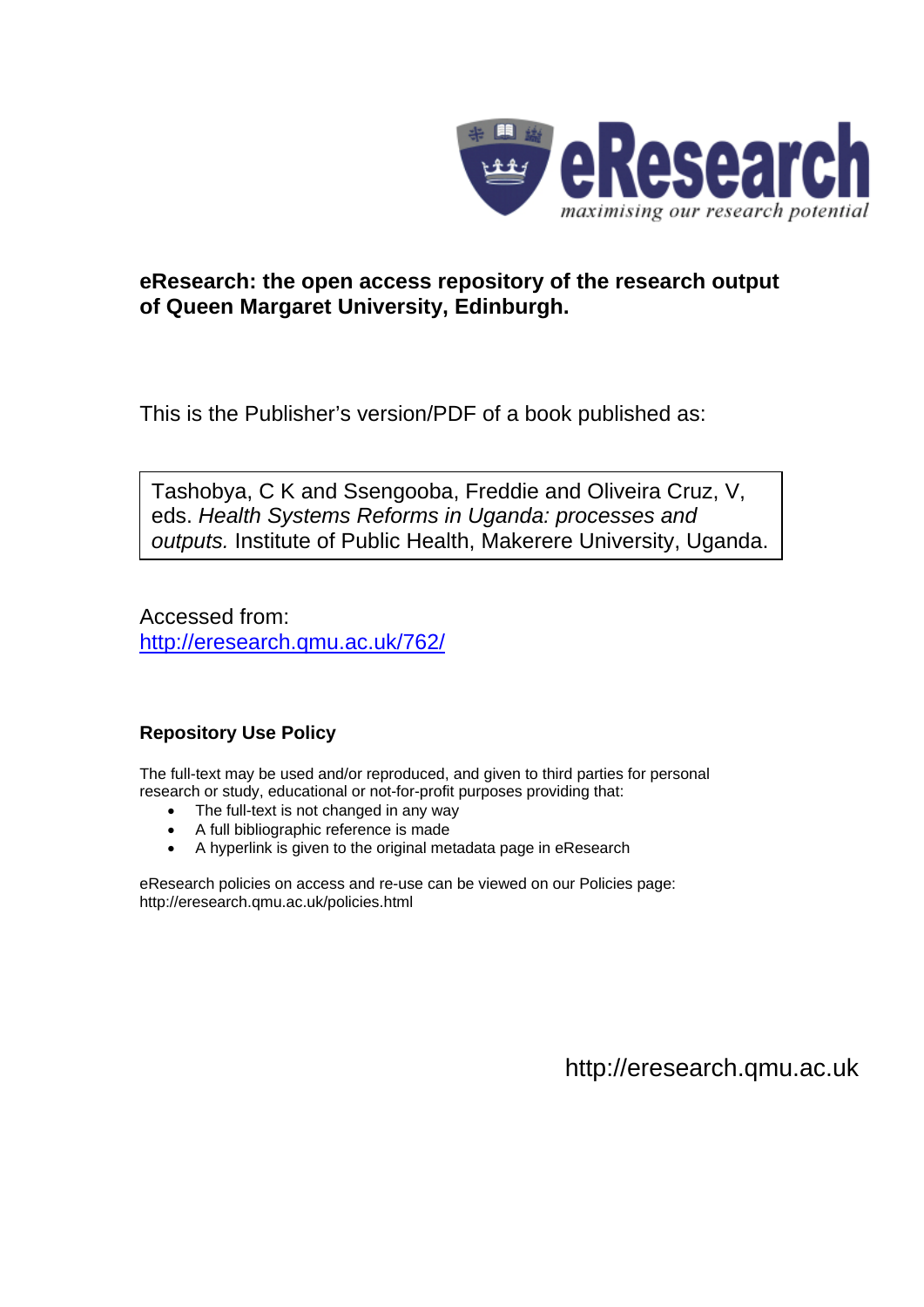**eResearch: the open access repository of the research output of Queen Margaret University, Edinburgh.**

This is the Publisher's version/PDF of a book published as:

Tashobya, C K and Ssengooba, Freddie and Oliveira Cruz, V, eds. *Health Systems Reforms in Uganda: processes and outputs.* Institute of Public Health, Makerere University, Uganda.

Accessed from:
http://eresearch.qmu.ac.uk/762/

## Repository Use Policy

The full-text may be used and/or reproduced, and given to third parties for personal research or study, educational or not-for-profit purposes providing that:

- The full-text is not changed in any way
- A full bibliographic reference is made
- A hyperlink is given to the original metadata page in eResearch

eResearch policies on access and re-use can be viewed on our Policies page: http://eresearch.qmu.ac.uk/policies.html

http://eresearch.qmu.ac.uk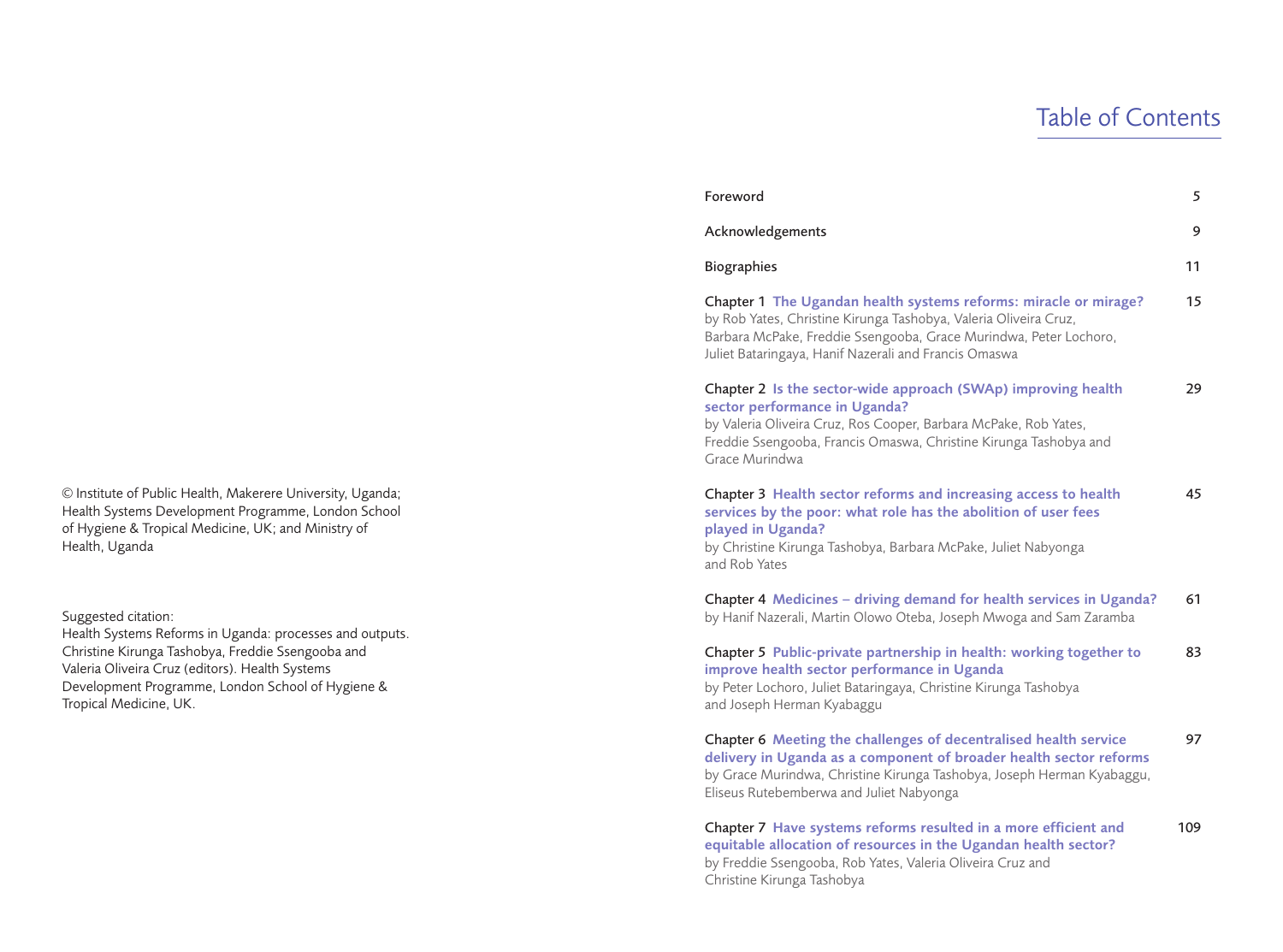© Institute of Public Health, Makerere University, Uganda; Health Systems Development Programme, London School of Hygiene & Tropical Medicine, UK; and Ministry of Health, Uganda

Suggested citation:
Health Systems Reforms in Uganda: processes and outputs. Christine Kirunga Tashobya, Freddie Ssengooba and Valeria Oliveira Cruz (editors). Health Systems Development Programme, London School of Hygiene & Tropical Medicine, UK.

# Table of Contents

| | |
|---|---|
| Foreword | 5 |
| Acknowledgements | 9 |
| Biographies | 11 |
| Chapter 1 **The Ugandan health systems reforms: miracle or mirage?** by Rob Yates, Christine Kirunga Tashobya, Valeria Oliveira Cruz, Barbara McPake, Freddie Ssengooba, Grace Murindwa, Peter Lochoro, Juliet Bataringaya, Hanif Nazerali and Francis Omaswa | 15 |
| Chapter 2 **Is the sector-wide approach (SWAp) improving health sector performance in Uganda?** by Valeria Oliveira Cruz, Ros Cooper, Barbara McPake, Rob Yates, Freddie Ssengooba, Francis Omaswa, Christine Kirunga Tashobya and Grace Murindwa | 29 |
| Chapter 3 **Health sector reforms and increasing access to health services by the poor: what role has the abolition of user fees played in Uganda?** by Christine Kirunga Tashobya, Barbara McPake, Juliet Nabyonga and Rob Yates | 45 |
| Chapter 4 **Medicines – driving demand for health services in Uganda?** by Hanif Nazerali, Martin Olowo Oteba, Joseph Mwoga and Sam Zaramba | 61 |
| Chapter 5 **Public-private partnership in health: working together to improve health sector performance in Uganda** by Peter Lochoro, Juliet Bataringaya, Christine Kirunga Tashobya and Joseph Herman Kyabaggu | 83 |
| Chapter 6 **Meeting the challenges of decentralised health service delivery in Uganda as a component of broader health sector reforms** by Grace Murindwa, Christine Kirunga Tashobya, Joseph Herman Kyabaggu, Eliseus Rutebemberwa and Juliet Nabyonga | 97 |
| Chapter 7 **Have systems reforms resulted in a more efficient and equitable allocation of resources in the Ugandan health sector?** by Freddie Ssengooba, Rob Yates, Valeria Oliveira Cruz and Christine Kirunga Tashobya | 109 |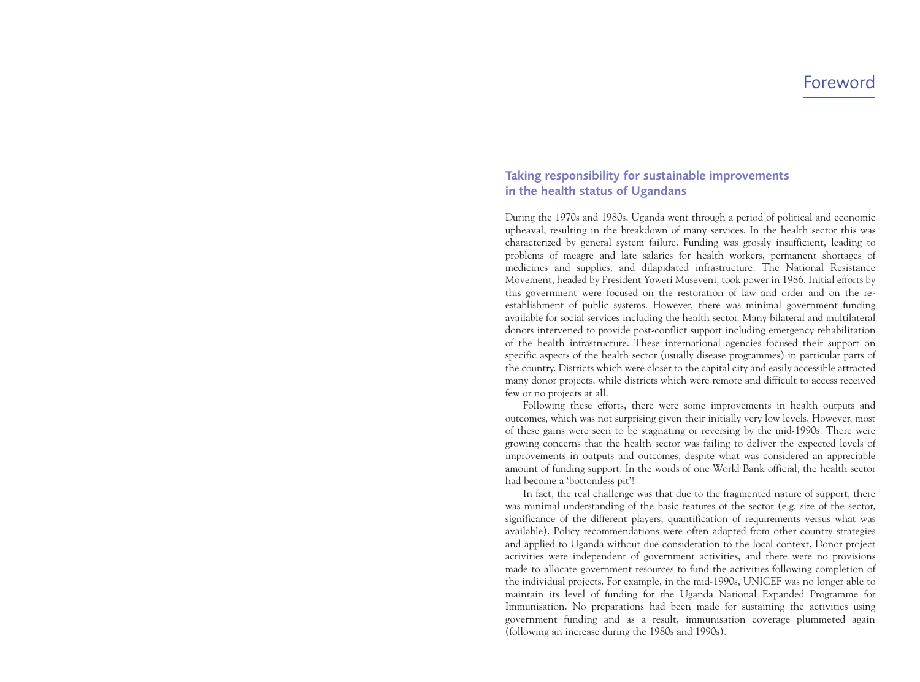# Foreword

## Taking responsibility for sustainable improvements in the health status of Ugandans

During the 1970s and 1980s, Uganda went through a period of political and economic upheaval, resulting in the breakdown of many services. In the health sector this was characterized by general system failure. Funding was grossly insufficient, leading to problems of meagre and late salaries for health workers, permanent shortages of medicines and supplies, and dilapidated infrastructure. The National Resistance Movement, headed by President Yoweri Museveni, took power in 1986. Initial efforts by this government were focused on the restoration of law and order and on the re-establishment of public systems. However, there was minimal government funding available for social services including the health sector. Many bilateral and multilateral donors intervened to provide post-conflict support including emergency rehabilitation of the health infrastructure. These international agencies focused their support on specific aspects of the health sector (usually disease programmes) in particular parts of the country. Districts which were closer to the capital city and easily accessible attracted many donor projects, while districts which were remote and difficult to access received few or no projects at all.

Following these efforts, there were some improvements in health outputs and outcomes, which was not surprising given their initially very low levels. However, most of these gains were seen to be stagnating or reversing by the mid-1990s. There were growing concerns that the health sector was failing to deliver the expected levels of improvements in outputs and outcomes, despite what was considered an appreciable amount of funding support. In the words of one World Bank official, the health sector had become a 'bottomless pit'!

In fact, the real challenge was that due to the fragmented nature of support, there was minimal understanding of the basic features of the sector (e.g. size of the sector, significance of the different players, quantification of requirements versus what was available). Policy recommendations were often adopted from other country strategies and applied to Uganda without due consideration to the local context. Donor project activities were independent of government activities, and there were no provisions made to allocate government resources to fund the activities following completion of the individual projects. For example, in the mid-1990s, UNICEF was no longer able to maintain its level of funding for the Uganda National Expanded Programme for Immunisation. No preparations had been made for sustaining the activities using government funding and as a result, immunisation coverage plummeted again (following an increase during the 1980s and 1990s).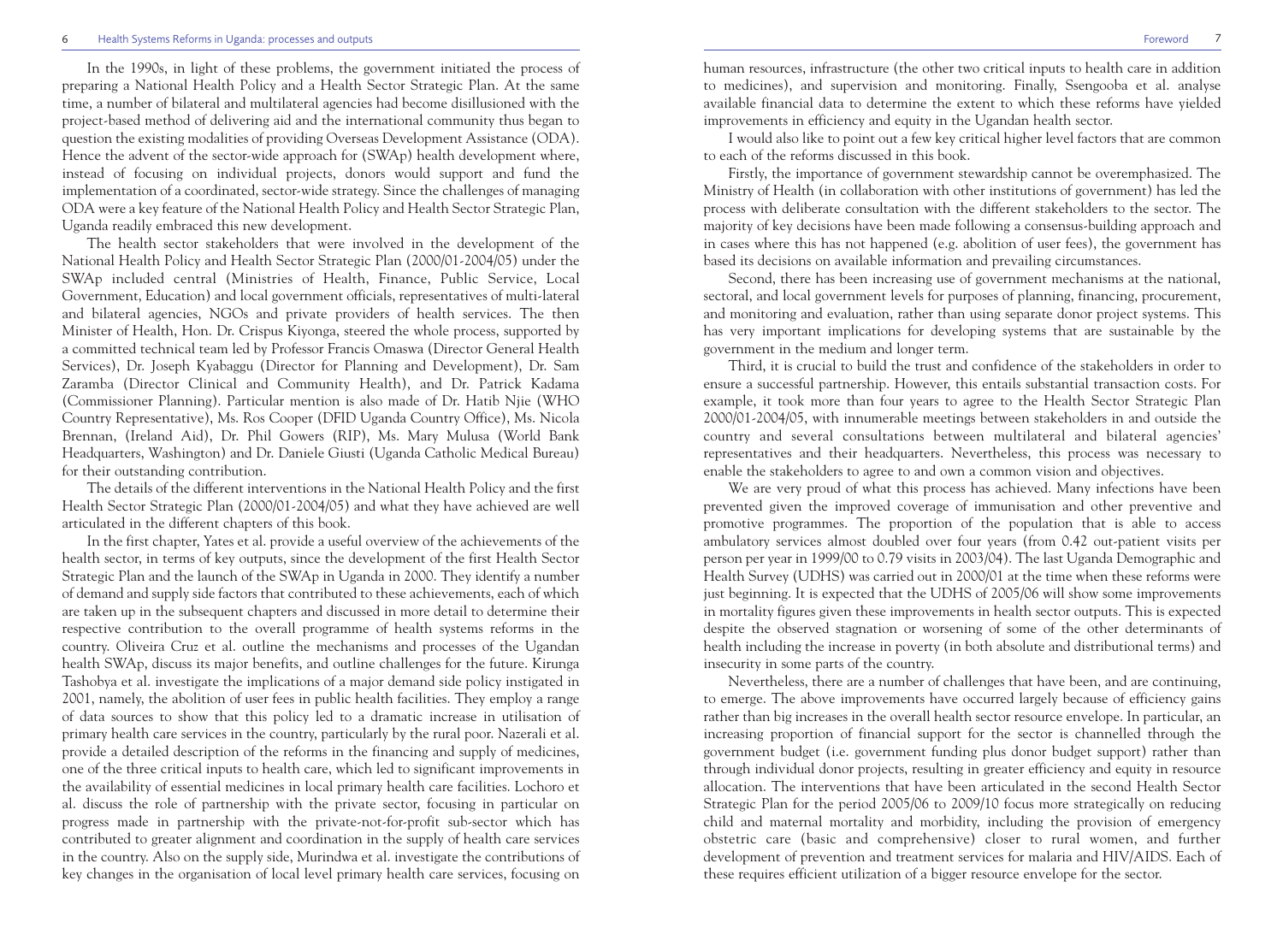In the 1990s, in light of these problems, the government initiated the process of preparing a National Health Policy and a Health Sector Strategic Plan. At the same time, a number of bilateral and multilateral agencies had become disillusioned with the project-based method of delivering aid and the international community thus began to question the existing modalities of providing Overseas Development Assistance (ODA). Hence the advent of the sector-wide approach for (SWAp) health development where, instead of focusing on individual projects, donors would support and fund the implementation of a coordinated, sector-wide strategy. Since the challenges of managing ODA were a key feature of the National Health Policy and Health Sector Strategic Plan, Uganda readily embraced this new development.

The health sector stakeholders that were involved in the development of the National Health Policy and Health Sector Strategic Plan (2000/01-2004/05) under the SWAp included central (Ministries of Health, Finance, Public Service, Local Government, Education) and local government officials, representatives of multi-lateral and bilateral agencies, NGOs and private providers of health services. The then Minister of Health, Hon. Dr. Crispus Kiyonga, steered the whole process, supported by a committed technical team led by Professor Francis Omaswa (Director General Health Services), Dr. Joseph Kyabaggu (Director for Planning and Development), Dr. Sam Zaramba (Director Clinical and Community Health), and Dr. Patrick Kadama (Commissioner Planning). Particular mention is also made of Dr. Hatib Njie (WHO Country Representative), Ms. Ros Cooper (DFID Uganda Country Office), Ms. Nicola Brennan, (Ireland Aid), Dr. Phil Gowers (RIP), Ms. Mary Mulusa (World Bank Headquarters, Washington) and Dr. Daniele Giusti (Uganda Catholic Medical Bureau) for their outstanding contribution.

The details of the different interventions in the National Health Policy and the first Health Sector Strategic Plan (2000/01-2004/05) and what they have achieved are well articulated in the different chapters of this book.

In the first chapter, Yates et al. provide a useful overview of the achievements of the health sector, in terms of key outputs, since the development of the first Health Sector Strategic Plan and the launch of the SWAp in Uganda in 2000. They identify a number of demand and supply side factors that contributed to these achievements, each of which are taken up in the subsequent chapters and discussed in more detail to determine their respective contribution to the overall programme of health systems reforms in the country. Oliveira Cruz et al. outline the mechanisms and processes of the Ugandan health SWAp, discuss its major benefits, and outline challenges for the future. Kirunga Tashobya et al. investigate the implications of a major demand side policy instigated in 2001, namely, the abolition of user fees in public health facilities. They employ a range of data sources to show that this policy led to a dramatic increase in utilisation of primary health care services in the country, particularly by the rural poor. Nazerali et al. provide a detailed description of the reforms in the financing and supply of medicines, one of the three critical inputs to health care, which led to significant improvements in the availability of essential medicines in local primary health care facilities. Lochoro et al. discuss the role of partnership with the private sector, focusing in particular on progress made in partnership with the private-not-for-profit sub-sector which has contributed to greater alignment and coordination in the supply of health care services in the country. Also on the supply side, Murindwa et al. investigate the contributions of key changes in the organisation of local level primary health care services, focusing on human resources, infrastructure (the other two critical inputs to health care in addition to medicines), and supervision and monitoring. Finally, Ssengooba et al. analyse available financial data to determine the extent to which these reforms have yielded improvements in efficiency and equity in the Ugandan health sector.

I would also like to point out a few key critical higher level factors that are common to each of the reforms discussed in this book.

Firstly, the importance of government stewardship cannot be overemphasized. The Ministry of Health (in collaboration with other institutions of government) has led the process with deliberate consultation with the different stakeholders to the sector. The majority of key decisions have been made following a consensus-building approach and in cases where this has not happened (e.g. abolition of user fees), the government has based its decisions on available information and prevailing circumstances.

Second, there has been increasing use of government mechanisms at the national, sectoral, and local government levels for purposes of planning, financing, procurement, and monitoring and evaluation, rather than using separate donor project systems. This has very important implications for developing systems that are sustainable by the government in the medium and longer term.

Third, it is crucial to build the trust and confidence of the stakeholders in order to ensure a successful partnership. However, this entails substantial transaction costs. For example, it took more than four years to agree to the Health Sector Strategic Plan 2000/01-2004/05, with innumerable meetings between stakeholders in and outside the country and several consultations between multilateral and bilateral agencies' representatives and their headquarters. Nevertheless, this process was necessary to enable the stakeholders to agree to and own a common vision and objectives.

We are very proud of what this process has achieved. Many infections have been prevented given the improved coverage of immunisation and other preventive and promotive programmes. The proportion of the population that is able to access ambulatory services almost doubled over four years (from 0.42 out-patient visits per person per year in 1999/00 to 0.79 visits in 2003/04). The last Uganda Demographic and Health Survey (UDHS) was carried out in 2000/01 at the time when these reforms were just beginning. It is expected that the UDHS of 2005/06 will show some improvements in mortality figures given these improvements in health sector outputs. This is expected despite the observed stagnation or worsening of some of the other determinants of health including the increase in poverty (in both absolute and distributional terms) and insecurity in some parts of the country.

Nevertheless, there are a number of challenges that have been, and are continuing, to emerge. The above improvements have occurred largely because of efficiency gains rather than big increases in the overall health sector resource envelope. In particular, an increasing proportion of financial support for the sector is channelled through the government budget (i.e. government funding plus donor budget support) rather than through individual donor projects, resulting in greater efficiency and equity in resource allocation. The interventions that have been articulated in the second Health Sector Strategic Plan for the period 2005/06 to 2009/10 focus more strategically on reducing child and maternal mortality and morbidity, including the provision of emergency obstetric care (basic and comprehensive) closer to rural women, and further development of prevention and treatment services for malaria and HIV/AIDS. Each of these requires efficient utilization of a bigger resource envelope for the sector.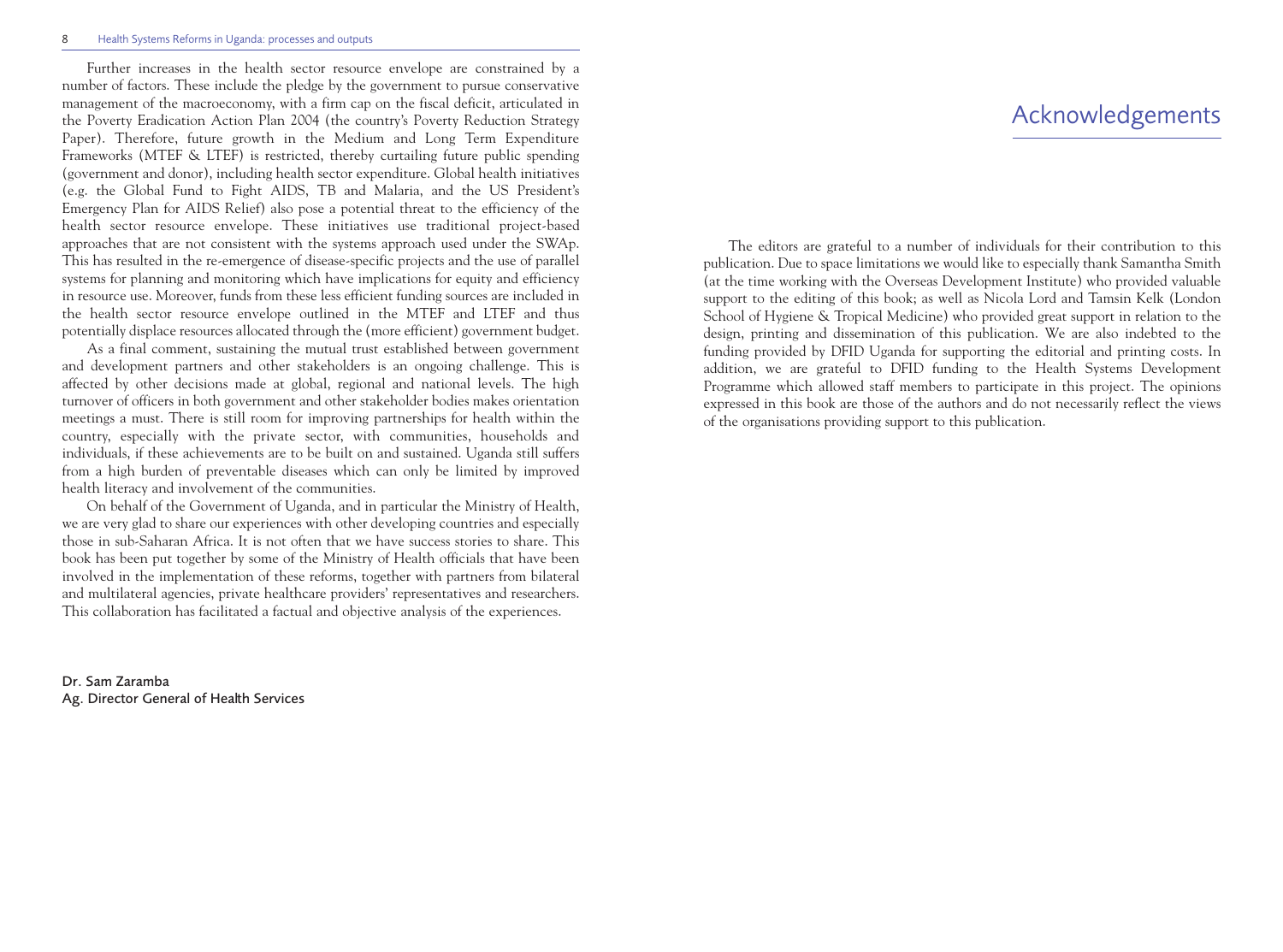Further increases in the health sector resource envelope are constrained by a number of factors. These include the pledge by the government to pursue conservative management of the macroeconomy, with a firm cap on the fiscal deficit, articulated in the Poverty Eradication Action Plan 2004 (the country's Poverty Reduction Strategy Paper). Therefore, future growth in the Medium and Long Term Expenditure Frameworks (MTEF & LTEF) is restricted, thereby curtailing future public spending (government and donor), including health sector expenditure. Global health initiatives (e.g. the Global Fund to Fight AIDS, TB and Malaria, and the US President's Emergency Plan for AIDS Relief) also pose a potential threat to the efficiency of the health sector resource envelope. These initiatives use traditional project-based approaches that are not consistent with the systems approach used under the SWAp. This has resulted in the re-emergence of disease-specific projects and the use of parallel systems for planning and monitoring which have implications for equity and efficiency in resource use. Moreover, funds from these less efficient funding sources are included in the health sector resource envelope outlined in the MTEF and LTEF and thus potentially displace resources allocated through the (more efficient) government budget.

As a final comment, sustaining the mutual trust established between government and development partners and other stakeholders is an ongoing challenge. This is affected by other decisions made at global, regional and national levels. The high turnover of officers in both government and other stakeholder bodies makes orientation meetings a must. There is still room for improving partnerships for health within the country, especially with the private sector, with communities, households and individuals, if these achievements are to be built on and sustained. Uganda still suffers from a high burden of preventable diseases which can only be limited by improved health literacy and involvement of the communities.

On behalf of the Government of Uganda, and in particular the Ministry of Health, we are very glad to share our experiences with other developing countries and especially those in sub-Saharan Africa. It is not often that we have success stories to share. This book has been put together by some of the Ministry of Health officials that have been involved in the implementation of these reforms, together with partners from bilateral and multilateral agencies, private healthcare providers' representatives and researchers. This collaboration has facilitated a factual and objective analysis of the experiences.

Dr. Sam Zaramba
Ag. Director General of Health Services

# Acknowledgements

The editors are grateful to a number of individuals for their contribution to this publication. Due to space limitations we would like to especially thank Samantha Smith (at the time working with the Overseas Development Institute) who provided valuable support to the editing of this book; as well as Nicola Lord and Tamsin Kelk (London School of Hygiene & Tropical Medicine) who provided great support in relation to the design, printing and dissemination of this publication. We are also indebted to the funding provided by DFID Uganda for supporting the editorial and printing costs. In addition, we are grateful to DFID funding to the Health Systems Development Programme which allowed staff members to participate in this project. The opinions expressed in this book are those of the authors and do not necessarily reflect the views of the organisations providing support to this publication.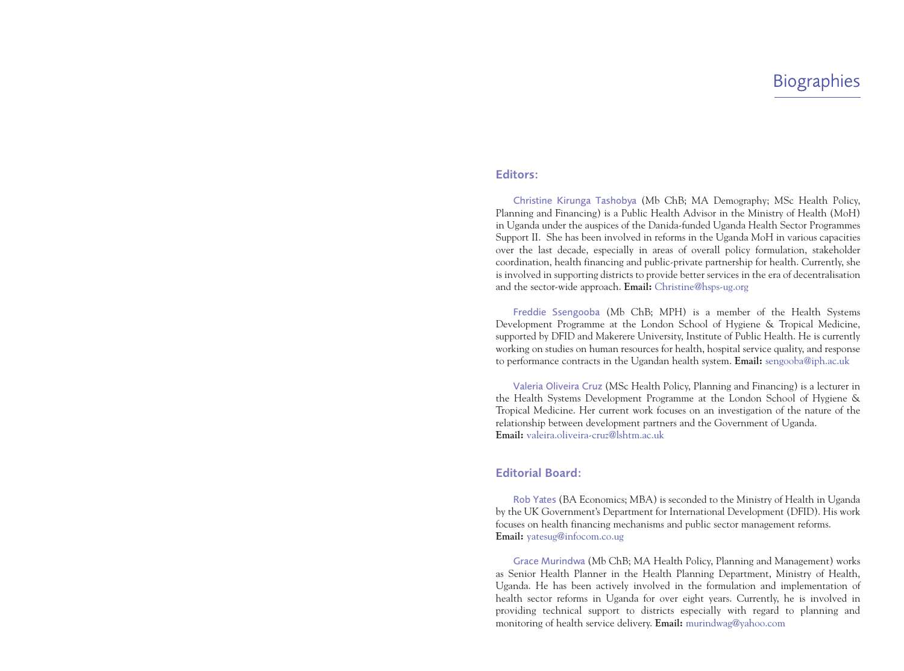# Biographies

## Editors:

**Christine Kirunga Tashobya** (Mb ChB; MA Demography; MSc Health Policy, Planning and Financing) is a Public Health Advisor in the Ministry of Health (MoH) in Uganda under the auspices of the Danida-funded Uganda Health Sector Programmes Support II. She has been involved in reforms in the Uganda MoH in various capacities over the last decade, especially in areas of overall policy formulation, stakeholder coordination, health financing and public-private partnership for health. Currently, she is involved in supporting districts to provide better services in the era of decentralisation and the sector-wide approach. **Email:** Christine@hsps-ug.org

**Freddie Ssengooba** (Mb ChB; MPH) is a member of the Health Systems Development Programme at the London School of Hygiene & Tropical Medicine, supported by DFID and Makerere University, Institute of Public Health. He is currently working on studies on human resources for health, hospital service quality, and response to performance contracts in the Ugandan health system. **Email:** sengooba@iph.ac.uk

**Valeria Oliveira Cruz** (MSc Health Policy, Planning and Financing) is a lecturer in the Health Systems Development Programme at the London School of Hygiene & Tropical Medicine. Her current work focuses on an investigation of the nature of the relationship between development partners and the Government of Uganda.
**Email:** valeira.oliveira-cruz@lshtm.ac.uk

## Editorial Board:

**Rob Yates** (BA Economics; MBA) is seconded to the Ministry of Health in Uganda by the UK Government's Department for International Development (DFID). His work focuses on health financing mechanisms and public sector management reforms.
**Email:** yatesug@infocom.co.ug

**Grace Murindwa** (Mb ChB; MA Health Policy, Planning and Management) works as Senior Health Planner in the Health Planning Department, Ministry of Health, Uganda. He has been actively involved in the formulation and implementation of health sector reforms in Uganda for over eight years. Currently, he is involved in providing technical support to districts especially with regard to planning and monitoring of health service delivery. **Email:** murindwag@yahoo.com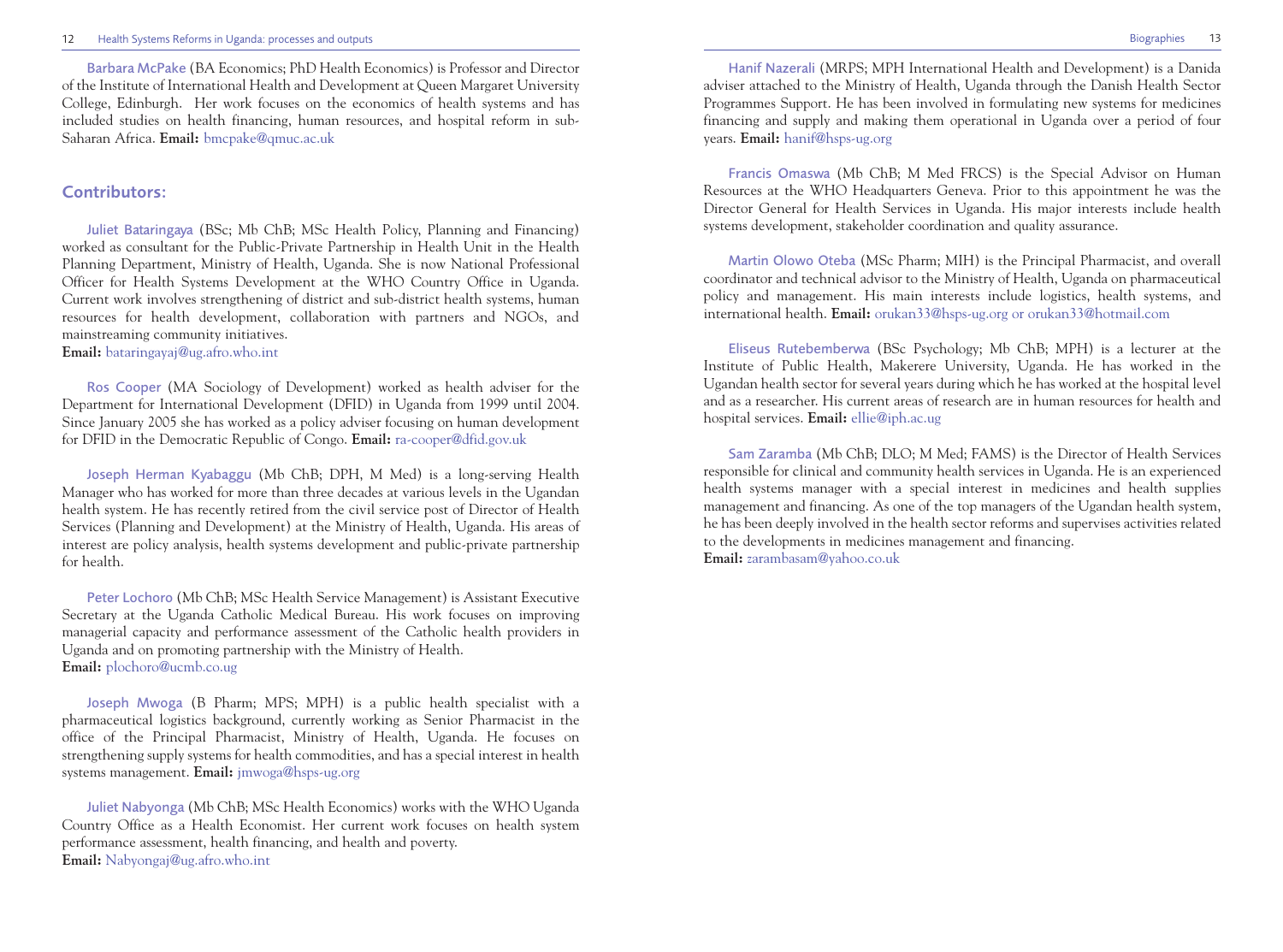Barbara McPake (BA Economics; PhD Health Economics) is Professor and Director of the Institute of International Health and Development at Queen Margaret University College, Edinburgh. Her work focuses on the economics of health systems and has included studies on health financing, human resources, and hospital reform in sub-Saharan Africa. **Email:** bmcpake@qmuc.ac.uk

## Contributors:

Juliet Bataringaya (BSc; Mb ChB; MSc Health Policy, Planning and Financing) worked as consultant for the Public-Private Partnership in Health Unit in the Health Planning Department, Ministry of Health, Uganda. She is now National Professional Officer for Health Systems Development at the WHO Country Office in Uganda. Current work involves strengthening of district and sub-district health systems, human resources for health development, collaboration with partners and NGOs, and mainstreaming community initiatives.
**Email:** bataringayaj@ug.afro.who.int

Ros Cooper (MA Sociology of Development) worked as health adviser for the Department for International Development (DFID) in Uganda from 1999 until 2004. Since January 2005 she has worked as a policy adviser focusing on human development for DFID in the Democratic Republic of Congo. **Email:** ra-cooper@dfid.gov.uk

Joseph Herman Kyabaggu (Mb ChB; DPH, M Med) is a long-serving Health Manager who has worked for more than three decades at various levels in the Ugandan health system. He has recently retired from the civil service post of Director of Health Services (Planning and Development) at the Ministry of Health, Uganda. His areas of interest are policy analysis, health systems development and public-private partnership for health.

Peter Lochoro (Mb ChB; MSc Health Service Management) is Assistant Executive Secretary at the Uganda Catholic Medical Bureau. His work focuses on improving managerial capacity and performance assessment of the Catholic health providers in Uganda and on promoting partnership with the Ministry of Health.
**Email:** plochoro@ucmb.co.ug

Joseph Mwoga (B Pharm; MPS; MPH) is a public health specialist with a pharmaceutical logistics background, currently working as Senior Pharmacist in the office of the Principal Pharmacist, Ministry of Health, Uganda. He focuses on strengthening supply systems for health commodities, and has a special interest in health systems management. **Email:** jmwoga@hsps-ug.org

Juliet Nabyonga (Mb ChB; MSc Health Economics) works with the WHO Uganda Country Office as a Health Economist. Her current work focuses on health system performance assessment, health financing, and health and poverty.
**Email:** Nabyongaj@ug.afro.who.int

Hanif Nazerali (MRPS; MPH International Health and Development) is a Danida adviser attached to the Ministry of Health, Uganda through the Danish Health Sector Programmes Support. He has been involved in formulating new systems for medicines financing and supply and making them operational in Uganda over a period of four years. **Email:** hanif@hsps-ug.org

Francis Omaswa (Mb ChB; M Med FRCS) is the Special Advisor on Human Resources at the WHO Headquarters Geneva. Prior to this appointment he was the Director General for Health Services in Uganda. His major interests include health systems development, stakeholder coordination and quality assurance.

Martin Olowo Oteba (MSc Pharm; MIH) is the Principal Pharmacist, and overall coordinator and technical advisor to the Ministry of Health, Uganda on pharmaceutical policy and management. His main interests include logistics, health systems, and international health. **Email:** orukan33@hsps-ug.org or orukan33@hotmail.com

Eliseus Rutebemberwa (BSc Psychology; Mb ChB; MPH) is a lecturer at the Institute of Public Health, Makerere University, Uganda. He has worked in the Ugandan health sector for several years during which he has worked at the hospital level and as a researcher. His current areas of research are in human resources for health and hospital services. **Email:** ellie@iph.ac.ug

Sam Zaramba (Mb ChB; DLO; M Med; FAMS) is the Director of Health Services responsible for clinical and community health services in Uganda. He is an experienced health systems manager with a special interest in medicines and health supplies management and financing. As one of the top managers of the Ugandan health system, he has been deeply involved in the health sector reforms and supervises activities related to the developments in medicines management and financing.
**Email:** zarambasam@yahoo.co.uk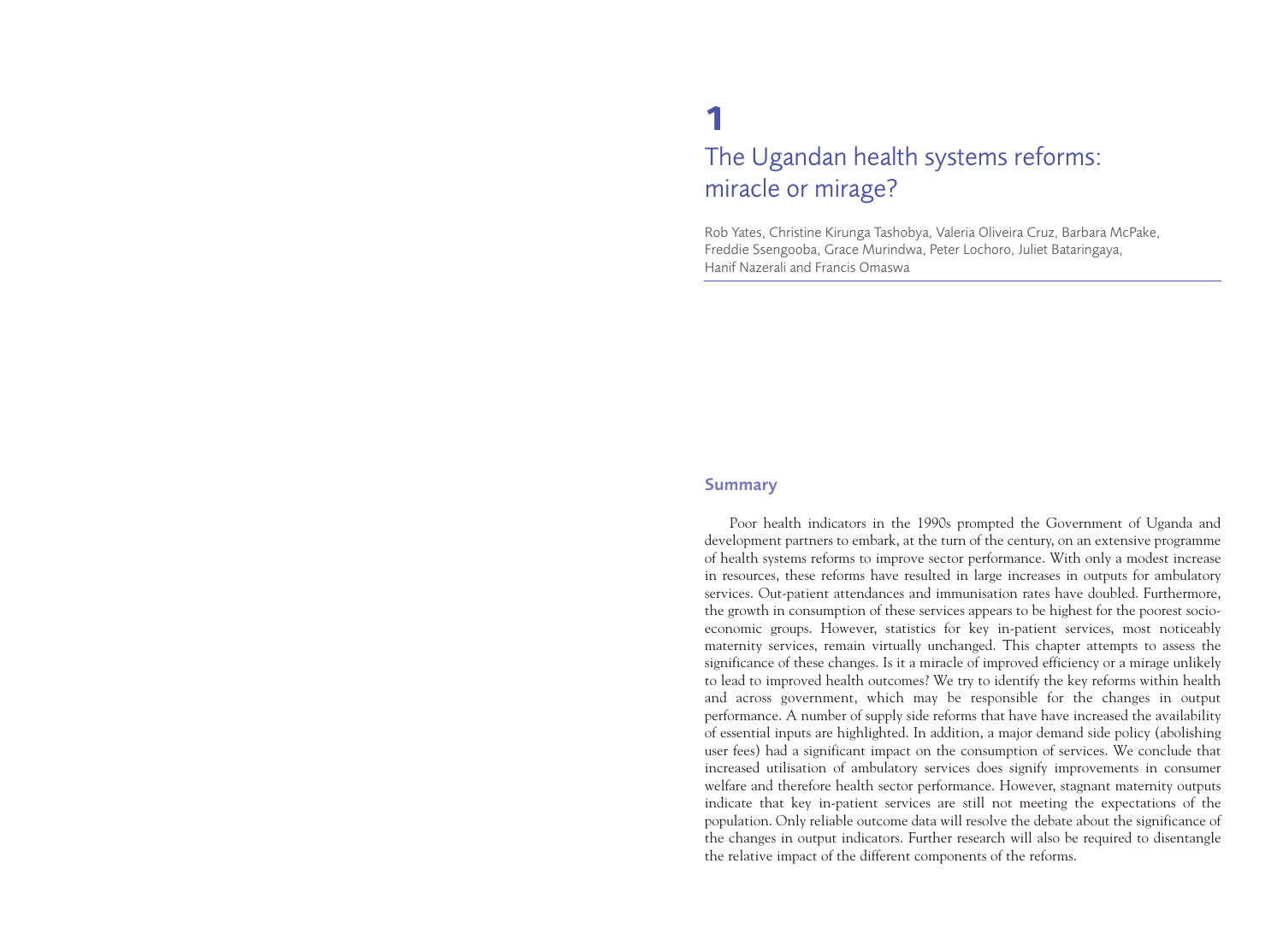# 1

# The Ugandan health systems reforms: miracle or mirage?

Rob Yates, Christine Kirunga Tashobya, Valeria Oliveira Cruz, Barbara McPake, Freddie Ssengooba, Grace Murindwa, Peter Lochoro, Juliet Bataringaya, Hanif Nazerali and Francis Omaswa

## Summary

Poor health indicators in the 1990s prompted the Government of Uganda and development partners to embark, at the turn of the century, on an extensive programme of health systems reforms to improve sector performance. With only a modest increase in resources, these reforms have resulted in large increases in outputs for ambulatory services. Out-patient attendances and immunisation rates have doubled. Furthermore, the growth in consumption of these services appears to be highest for the poorest socio-economic groups. However, statistics for key in-patient services, most noticeably maternity services, remain virtually unchanged. This chapter attempts to assess the significance of these changes. Is it a miracle of improved efficiency or a mirage unlikely to lead to improved health outcomes? We try to identify the key reforms within health and across government, which may be responsible for the changes in output performance. A number of supply side reforms that have have increased the availability of essential inputs are highlighted. In addition, a major demand side policy (abolishing user fees) had a significant impact on the consumption of services. We conclude that increased utilisation of ambulatory services does signify improvements in consumer welfare and therefore health sector performance. However, stagnant maternity outputs indicate that key in-patient services are still not meeting the expectations of the population. Only reliable outcome data will resolve the debate about the significance of the changes in output indicators. Further research will also be required to disentangle the relative impact of the different components of the reforms.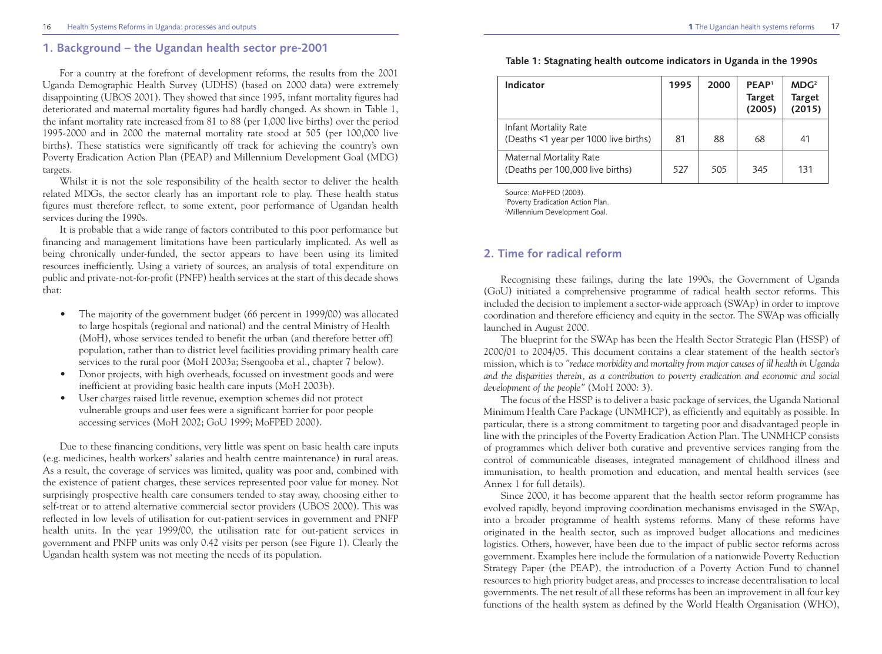## 1. Background – the Ugandan health sector pre-2001

For a country at the forefront of development reforms, the results from the 2001 Uganda Demographic Health Survey (UDHS) (based on 2000 data) were extremely disappointing (UBOS 2001). They showed that since 1995, infant mortality figures had deteriorated and maternal mortality figures had hardly changed. As shown in Table 1, the infant mortality rate increased from 81 to 88 (per 1,000 live births) over the period 1995-2000 and in 2000 the maternal mortality rate stood at 505 (per 100,000 live births). These statistics were significantly off track for achieving the country's own Poverty Eradication Action Plan (PEAP) and Millennium Development Goal (MDG) targets.

Whilst it is not the sole responsibility of the health sector to deliver the health related MDGs, the sector clearly has an important role to play. These health status figures must therefore reflect, to some extent, poor performance of Ugandan health services during the 1990s.

It is probable that a wide range of factors contributed to this poor performance but financing and management limitations have been particularly implicated. As well as being chronically under-funded, the sector appears to have been using its limited resources inefficiently. Using a variety of sources, an analysis of total expenditure on public and private-not-for-profit (PNFP) health services at the start of this decade shows that:

- The majority of the government budget (66 percent in 1999/00) was allocated to large hospitals (regional and national) and the central Ministry of Health (MoH), whose services tended to benefit the urban (and therefore better off) population, rather than to district level facilities providing primary health care services to the rural poor (MoH 2003a; Ssengooba et al., chapter 7 below).
- Donor projects, with high overheads, focussed on investment goods and were inefficient at providing basic health care inputs (MoH 2003b).
- User charges raised little revenue, exemption schemes did not protect vulnerable groups and user fees were a significant barrier for poor people accessing services (MoH 2002; GoU 1999; MoFPED 2000).

Due to these financing conditions, very little was spent on basic health care inputs (e.g. medicines, health workers' salaries and health centre maintenance) in rural areas. As a result, the coverage of services was limited, quality was poor and, combined with the existence of patient charges, these services represented poor value for money. Not surprisingly prospective health care consumers tended to stay away, choosing either to self-treat or to attend alternative commercial sector providers (UBOS 2000). This was reflected in low levels of utilisation for out-patient services in government and PNFP health units. In the year 1999/00, the utilisation rate for out-patient services in government and PNFP units was only 0.42 visits per person (see Figure 1). Clearly the Ugandan health system was not meeting the needs of its population.

**Table 1: Stagnating health outcome indicators in Uganda in the 1990s**

| Indicator | 1995 | 2000 | PEAP[1] Target (2005) | MDG[2] Target (2015) |
|---|---|---|---|---|
| Infant Mortality Rate (Deaths <1 year per 1000 live births) | 81 | 88 | 68 | 41 |
| Maternal Mortality Rate (Deaths per 100,000 live births) | 527 | 505 | 345 | 131 |

Source: MoFPED (2003).
[1]Poverty Eradication Action Plan.
[2]Millennium Development Goal.

## 2. Time for radical reform

Recognising these failings, during the late 1990s, the Government of Uganda (GoU) initiated a comprehensive programme of radical health sector reforms. This included the decision to implement a sector-wide approach (SWAp) in order to improve coordination and therefore efficiency and equity in the sector. The SWAp was officially launched in August 2000.

The blueprint for the SWAp has been the Health Sector Strategic Plan (HSSP) of 2000/01 to 2004/05. This document contains a clear statement of the health sector's mission, which is to *"reduce morbidity and mortality from major causes of ill health in Uganda and the disparities therein, as a contribution to poverty eradication and economic and social development of the people"* (MoH 2000: 3).

The focus of the HSSP is to deliver a basic package of services, the Uganda National Minimum Health Care Package (UNMHCP), as efficiently and equitably as possible. In particular, there is a strong commitment to targeting poor and disadvantaged people in line with the principles of the Poverty Eradication Action Plan. The UNMHCP consists of programmes which deliver both curative and preventive services ranging from the control of communicable diseases, integrated management of childhood illness and immunisation, to health promotion and education, and mental health services (see Annex 1 for full details).

Since 2000, it has become apparent that the health sector reform programme has evolved rapidly, beyond improving coordination mechanisms envisaged in the SWAp, into a broader programme of health systems reforms. Many of these reforms have originated in the health sector, such as improved budget allocations and medicines logistics. Others, however, have been due to the impact of public sector reforms across government. Examples here include the formulation of a nationwide Poverty Reduction Strategy Paper (the PEAP), the introduction of a Poverty Action Fund to channel resources to high priority budget areas, and processes to increase decentralisation to local governments. The net result of all these reforms has been an improvement in all four key functions of the health system as defined by the World Health Organisation (WHO),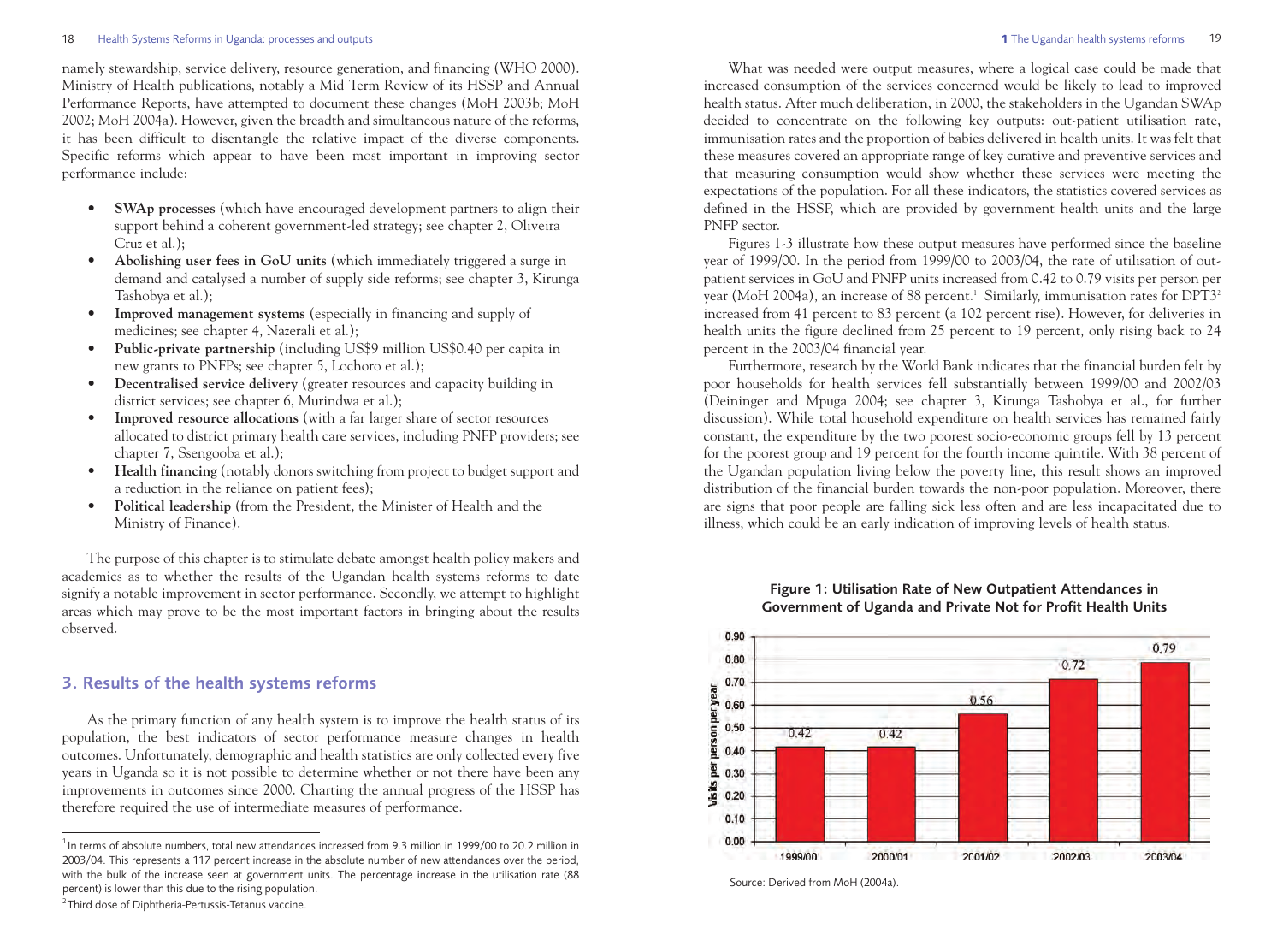namely stewardship, service delivery, resource generation, and financing (WHO 2000). Ministry of Health publications, notably a Mid Term Review of its HSSP and Annual Performance Reports, have attempted to document these changes (MoH 2003b; MoH 2002; MoH 2004a). However, given the breadth and simultaneous nature of the reforms, it has been difficult to disentangle the relative impact of the diverse components. Specific reforms which appear to have been most important in improving sector performance include:

- **SWAp processes** (which have encouraged development partners to align their support behind a coherent government-led strategy; see chapter 2, Oliveira Cruz et al.);
- **Abolishing user fees in GoU units** (which immediately triggered a surge in demand and catalysed a number of supply side reforms; see chapter 3, Kirunga Tashobya et al.);
- **Improved management systems** (especially in financing and supply of medicines; see chapter 4, Nazerali et al.);
- **Public-private partnership** (including US$9 million US$0.40 per capita in new grants to PNFPs; see chapter 5, Lochoro et al.);
- **Decentralised service delivery** (greater resources and capacity building in district services; see chapter 6, Murindwa et al.);
- **Improved resource allocations** (with a far larger share of sector resources allocated to district primary health care services, including PNFP providers; see chapter 7, Ssengooba et al.);
- **Health financing** (notably donors switching from project to budget support and a reduction in the reliance on patient fees);
- **Political leadership** (from the President, the Minister of Health and the Ministry of Finance).

The purpose of this chapter is to stimulate debate amongst health policy makers and academics as to whether the results of the Ugandan health systems reforms to date signify a notable improvement in sector performance. Secondly, we attempt to highlight areas which may prove to be the most important factors in bringing about the results observed.

## 3. Results of the health systems reforms

As the primary function of any health system is to improve the health status of its population, the best indicators of sector performance measure changes in health outcomes. Unfortunately, demographic and health statistics are only collected every five years in Uganda so it is not possible to determine whether or not there have been any improvements in outcomes since 2000. Charting the annual progress of the HSSP has therefore required the use of intermediate measures of performance.

What was needed were output measures, where a logical case could be made that increased consumption of the services concerned would be likely to lead to improved health status. After much deliberation, in 2000, the stakeholders in the Ugandan SWAp decided to concentrate on the following key outputs: out-patient utilisation rate, immunisation rates and the proportion of babies delivered in health units. It was felt that these measures covered an appropriate range of key curative and preventive services and that measuring consumption would show whether these services were meeting the expectations of the population. For all these indicators, the statistics covered services as defined in the HSSP, which are provided by government health units and the large PNFP sector.

Figures 1-3 illustrate how these output measures have performed since the baseline year of 1999/00. In the period from 1999/00 to 2003/04, the rate of utilisation of out-patient services in GoU and PNFP units increased from 0.42 to 0.79 visits per person per year (MoH 2004a), an increase of 88 percent.[1] Similarly, immunisation rates for DPT3[2] increased from 41 percent to 83 percent (a 102 percent rise). However, for deliveries in health units the figure declined from 25 percent to 19 percent, only rising back to 24 percent in the 2003/04 financial year.

Furthermore, research by the World Bank indicates that the financial burden felt by poor households for health services fell substantially between 1999/00 and 2002/03 (Deininger and Mpuga 2004; see chapter 3, Kirunga Tashobya et al., for further discussion). While total household expenditure on health services has remained fairly constant, the expenditure by the two poorest socio-economic groups fell by 13 percent for the poorest group and 19 percent for the fourth income quintile. With 38 percent of the Ugandan population living below the poverty line, this result shows an improved distribution of the financial burden towards the non-poor population. Moreover, there are signs that poor people are falling sick less often and are less incapacitated due to illness, which could be an early indication of improving levels of health status.

**Figure 1: Utilisation Rate of New Outpatient Attendances in Government of Uganda and Private Not for Profit Health Units**

| Year | Visits per person per year |
|---|---|
| 1999/00 | 0.42 |
| 2000/01 | 0.42 |
| 2001/02 | 0.56 |
| 2002/03 | 0.72 |
| 2003/04 | 0.79 |

Source: Derived from MoH (2004a).

[1] In terms of absolute numbers, total new attendances increased from 9.3 million in 1999/00 to 20.2 million in 2003/04. This represents a 117 percent increase in the absolute number of new attendances over the period, with the bulk of the increase seen at government units. The percentage increase in the utilisation rate (88 percent) is lower than this due to the rising population.

[2] Third dose of Diphtheria-Pertussis-Tetanus vaccine.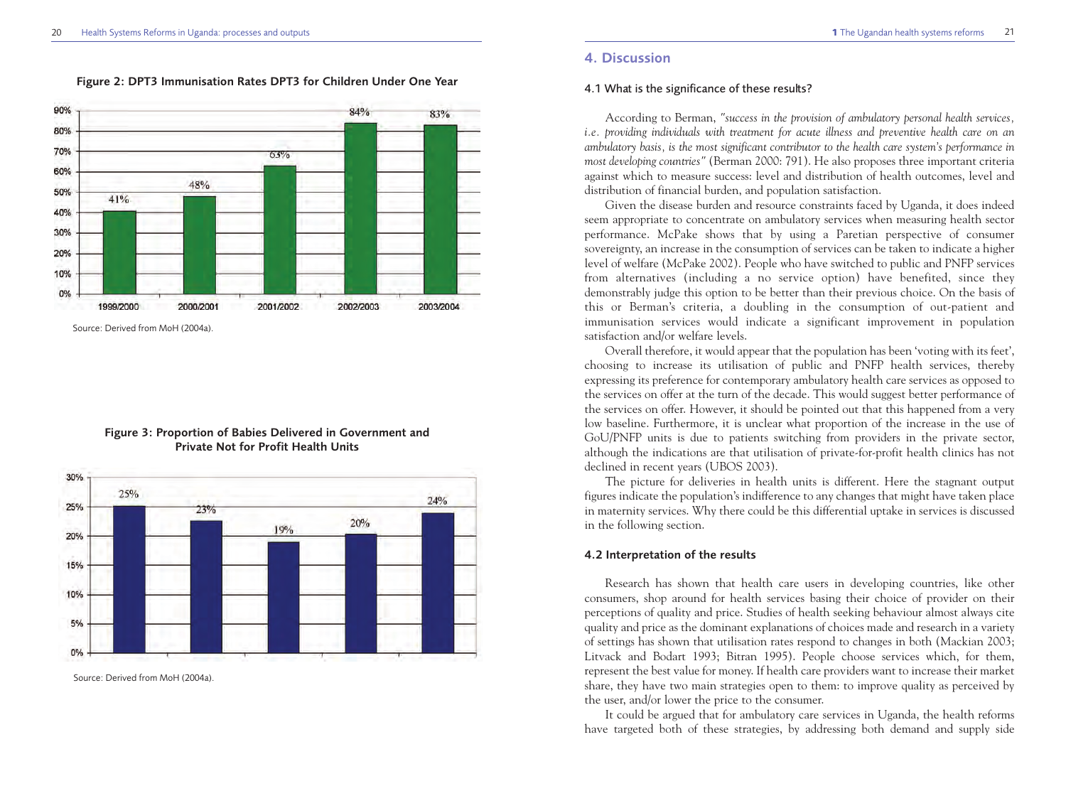**Figure 2: DPT3 Immunisation Rates DPT3 for Children Under One Year**

| Year | DPT3 rate |
|---|---|
| 1999/2000 | 41% |
| 2000/2001 | 48% |
| 2001/2002 | 63% |
| 2002/2003 | 84% |
| 2003/2004 | 83% |

Source: Derived from MoH (2004a).

**Figure 3: Proportion of Babies Delivered in Government and Private Not for Profit Health Units**

| | |
|---|---|
| 25% | |
| 23% | |
| 19% | |
| 20% | |
| 24% | |

Source: Derived from MoH (2004a).

## 4. Discussion

### 4.1 What is the significance of these results?

According to Berman, *"success in the provision of ambulatory personal health services, i.e. providing individuals with treatment for acute illness and preventive health care on an ambulatory basis, is the most significant contributor to the health care system's performance in most developing countries"* (Berman 2000: 791). He also proposes three important criteria against which to measure success: level and distribution of health outcomes, level and distribution of financial burden, and population satisfaction.

Given the disease burden and resource constraints faced by Uganda, it does indeed seem appropriate to concentrate on ambulatory services when measuring health sector performance. McPake shows that by using a Paretian perspective of consumer sovereignty, an increase in the consumption of services can be taken to indicate a higher level of welfare (McPake 2002). People who have switched to public and PNFP services from alternatives (including a no service option) have benefited, since they demonstrably judge this option to be better than their previous choice. On the basis of this or Berman's criteria, a doubling in the consumption of out-patient and immunisation services would indicate a significant improvement in population satisfaction and/or welfare levels.

Overall therefore, it would appear that the population has been 'voting with its feet', choosing to increase its utilisation of public and PNFP health services, thereby expressing its preference for contemporary ambulatory health care services as opposed to the services on offer at the turn of the decade. This would suggest better performance of the services on offer. However, it should be pointed out that this happened from a very low baseline. Furthermore, it is unclear what proportion of the increase in the use of GoU/PNFP units is due to patients switching from providers in the private sector, although the indications are that utilisation of private-for-profit health clinics has not declined in recent years (UBOS 2003).

The picture for deliveries in health units is different. Here the stagnant output figures indicate the population's indifference to any changes that might have taken place in maternity services. Why there could be this differential uptake in services is discussed in the following section.

### 4.2 Interpretation of the results

Research has shown that health care users in developing countries, like other consumers, shop around for health services basing their choice of provider on their perceptions of quality and price. Studies of health seeking behaviour almost always cite quality and price as the dominant explanations of choices made and research in a variety of settings has shown that utilisation rates respond to changes in both (Mackian 2003; Litvack and Bodart 1993; Bitran 1995). People choose services which, for them, represent the best value for money. If health care providers want to increase their market share, they have two main strategies open to them: to improve quality as perceived by the user, and/or lower the price to the consumer.

It could be argued that for ambulatory care services in Uganda, the health reforms have targeted both of these strategies, by addressing both demand and supply side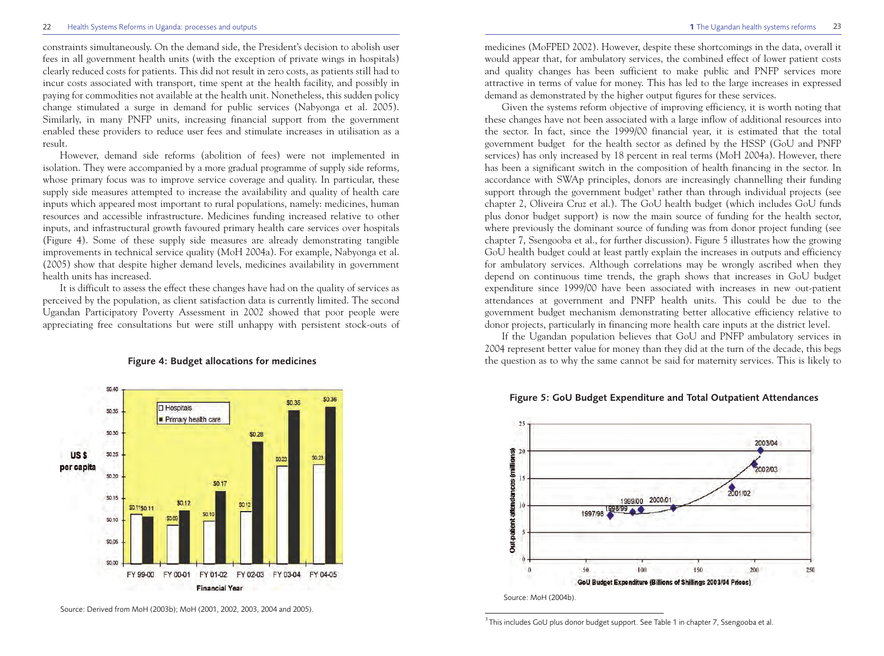constraints simultaneously. On the demand side, the President's decision to abolish user fees in all government health units (with the exception of private wings in hospitals) clearly reduced costs for patients. This did not result in zero costs, as patients still had to incur costs associated with transport, time spent at the health facility, and possibly in paying for commodities not available at the health unit. Nonetheless, this sudden policy change stimulated a surge in demand for public services (Nabyonga et al. 2005). Similarly, in many PNFP units, increasing financial support from the government enabled these providers to reduce user fees and stimulate increases in utilisation as a result.

However, demand side reforms (abolition of fees) were not implemented in isolation. They were accompanied by a more gradual programme of supply side reforms, whose primary focus was to improve service coverage and quality. In particular, these supply side measures attempted to increase the availability and quality of health care inputs which appeared most important to rural populations, namely: medicines, human resources and accessible infrastructure. Medicines funding increased relative to other inputs, and infrastructural growth favoured primary health care services over hospitals (Figure 4). Some of these supply side measures are already demonstrating tangible improvements in technical service quality (MoH 2004a). For example, Nabyonga et al. (2005) show that despite higher demand levels, medicines availability in government health units has increased.

It is difficult to assess the effect these changes have had on the quality of services as perceived by the population, as client satisfaction data is currently limited. The second Ugandan Participatory Poverty Assessment in 2002 showed that poor people were appreciating free consultations but were still unhappy with persistent stock-outs of medicines (MoFPED 2002). However, despite these shortcomings in the data, overall it would appear that, for ambulatory services, the combined effect of lower patient costs and quality changes has been sufficient to make public and PNFP services more attractive in terms of value for money. This has led to the large increases in expressed demand as demonstrated by the higher output figures for these services.

**Figure 4: Budget allocations for medicines**

| Financial Year | Hospitals (US $ per capita) | Primary health care (US $ per capita) |
|---|---|---|
| FY 99-00 | $0.11 | $0.11 |
| FY 00-01 | $0.09 | $0.12 |
| FY 01-02 | $0.10 | $0.17 |
| FY 02-03 | $0.12 | $0.28 |
| FY 03-04 | $0.23 | $0.36 |
| FY 04-05 | $0.23 | $0.36 |

Source: Derived from MoH (2003b); MoH (2001, 2002, 2003, 2004 and 2005).

Given the systems reform objective of improving efficiency, it is worth noting that these changes have not been associated with a large inflow of additional resources into the sector. In fact, since the 1999/00 financial year, it is estimated that the total government budget for the health sector as defined by the HSSP (GoU and PNFP services) has only increased by 18 percent in real terms (MoH 2004a). However, there has been a significant switch in the composition of health financing in the sector. In accordance with SWAp principles, donors are increasingly channelling their funding support through the government budget[3] rather than through individual projects (see chapter 2, Oliveira Cruz et al.). The GoU health budget (which includes GoU funds plus donor budget support) is now the main source of funding for the health sector, where previously the dominant source of funding was from donor project funding (see chapter 7, Ssengooba et al., for further discussion). Figure 5 illustrates how the growing GoU health budget could at least partly explain the increases in outputs and efficiency for ambulatory services. Although correlations may be wrongly ascribed when they depend on continuous time trends, the graph shows that increases in GoU budget expenditure since 1999/00 have been associated with increases in new out-patient attendances at government and PNFP health units. This could be due to the government budget mechanism demonstrating better allocative efficiency relative to donor projects, particularly in financing more health care inputs at the district level.

If the Ugandan population believes that GoU and PNFP ambulatory services in 2004 represent better value for money than they did at the turn of the decade, this begs the question as to why the same cannot be said for maternity services. This is likely to

**Figure 5: GoU Budget Expenditure and Total Outpatient Attendances**

Source: MoH (2004b).

[3] This includes GoU plus donor budget support. See Table 1 in chapter 7, Ssengooba et al.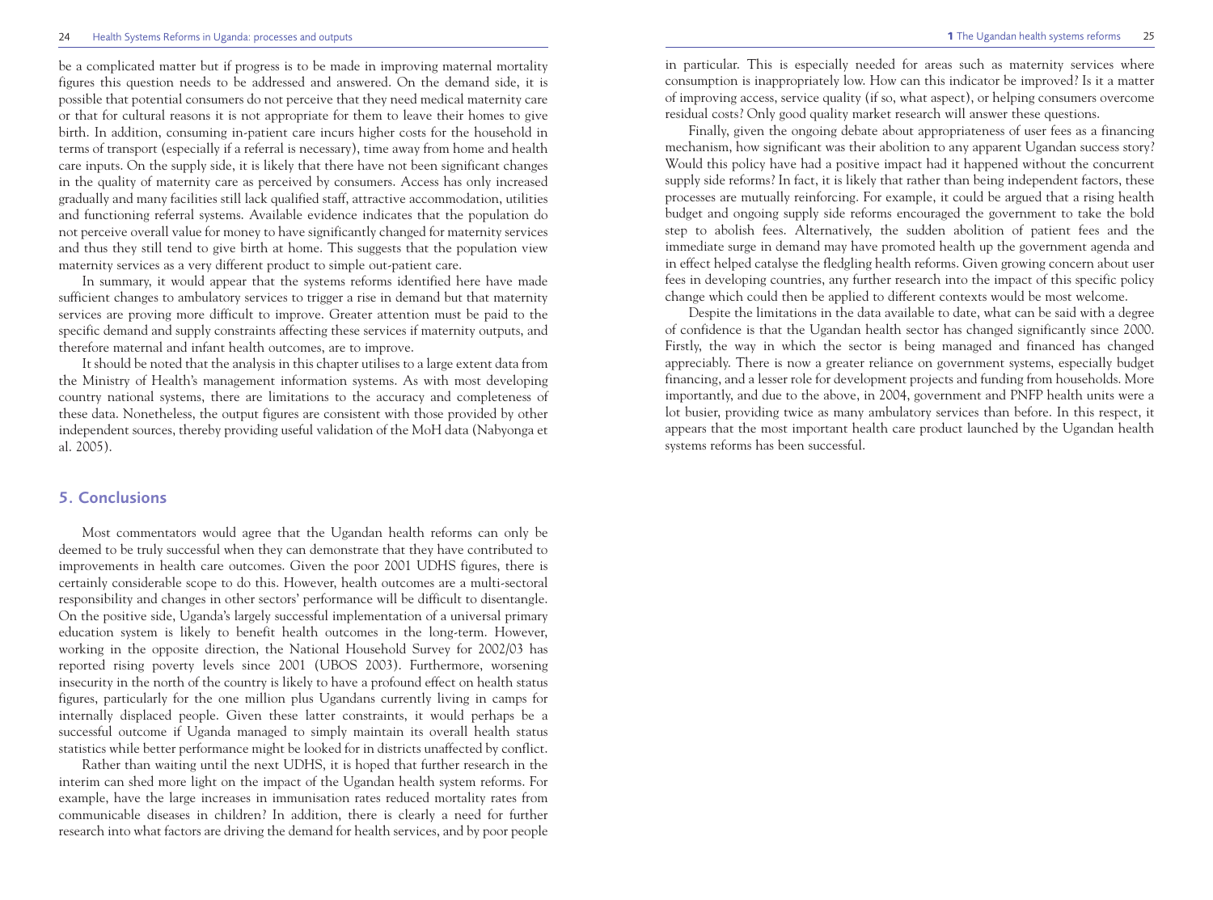be a complicated matter but if progress is to be made in improving maternal mortality figures this question needs to be addressed and answered. On the demand side, it is possible that potential consumers do not perceive that they need medical maternity care or that for cultural reasons it is not appropriate for them to leave their homes to give birth. In addition, consuming in-patient care incurs higher costs for the household in terms of transport (especially if a referral is necessary), time away from home and health care inputs. On the supply side, it is likely that there have not been significant changes in the quality of maternity care as perceived by consumers. Access has only increased gradually and many facilities still lack qualified staff, attractive accommodation, utilities and functioning referral systems. Available evidence indicates that the population do not perceive overall value for money to have significantly changed for maternity services and thus they still tend to give birth at home. This suggests that the population view maternity services as a very different product to simple out-patient care.

In summary, it would appear that the systems reforms identified here have made sufficient changes to ambulatory services to trigger a rise in demand but that maternity services are proving more difficult to improve. Greater attention must be paid to the specific demand and supply constraints affecting these services if maternity outputs, and therefore maternal and infant health outcomes, are to improve.

It should be noted that the analysis in this chapter utilises to a large extent data from the Ministry of Health's management information systems. As with most developing country national systems, there are limitations to the accuracy and completeness of these data. Nonetheless, the output figures are consistent with those provided by other independent sources, thereby providing useful validation of the MoH data (Nabyonga et al. 2005).

## 5. Conclusions

Most commentators would agree that the Ugandan health reforms can only be deemed to be truly successful when they can demonstrate that they have contributed to improvements in health care outcomes. Given the poor 2001 UDHS figures, there is certainly considerable scope to do this. However, health outcomes are a multi-sectoral responsibility and changes in other sectors' performance will be difficult to disentangle. On the positive side, Uganda's largely successful implementation of a universal primary education system is likely to benefit health outcomes in the long-term. However, working in the opposite direction, the National Household Survey for 2002/03 has reported rising poverty levels since 2001 (UBOS 2003). Furthermore, worsening insecurity in the north of the country is likely to have a profound effect on health status figures, particularly for the one million plus Ugandans currently living in camps for internally displaced people. Given these latter constraints, it would perhaps be a successful outcome if Uganda managed to simply maintain its overall health status statistics while better performance might be looked for in districts unaffected by conflict.

Rather than waiting until the next UDHS, it is hoped that further research in the interim can shed more light on the impact of the Ugandan health system reforms. For example, have the large increases in immunisation rates reduced mortality rates from communicable diseases in children? In addition, there is clearly a need for further research into what factors are driving the demand for health services, and by poor people in particular. This is especially needed for areas such as maternity services where consumption is inappropriately low. How can this indicator be improved? Is it a matter of improving access, service quality (if so, what aspect), or helping consumers overcome residual costs? Only good quality market research will answer these questions.

Finally, given the ongoing debate about appropriateness of user fees as a financing mechanism, how significant was their abolition to any apparent Ugandan success story? Would this policy have had a positive impact had it happened without the concurrent supply side reforms? In fact, it is likely that rather than being independent factors, these processes are mutually reinforcing. For example, it could be argued that a rising health budget and ongoing supply side reforms encouraged the government to take the bold step to abolish fees. Alternatively, the sudden abolition of patient fees and the immediate surge in demand may have promoted health up the government agenda and in effect helped catalyse the fledgling health reforms. Given growing concern about user fees in developing countries, any further research into the impact of this specific policy change which could then be applied to different contexts would be most welcome.

Despite the limitations in the data available to date, what can be said with a degree of confidence is that the Ugandan health sector has changed significantly since 2000. Firstly, the way in which the sector is being managed and financed has changed appreciably. There is now a greater reliance on government systems, especially budget financing, and a lesser role for development projects and funding from households. More importantly, and due to the above, in 2004, government and PNFP health units were a lot busier, providing twice as many ambulatory services than before. In this respect, it appears that the most important health care product launched by the Ugandan health systems reforms has been successful.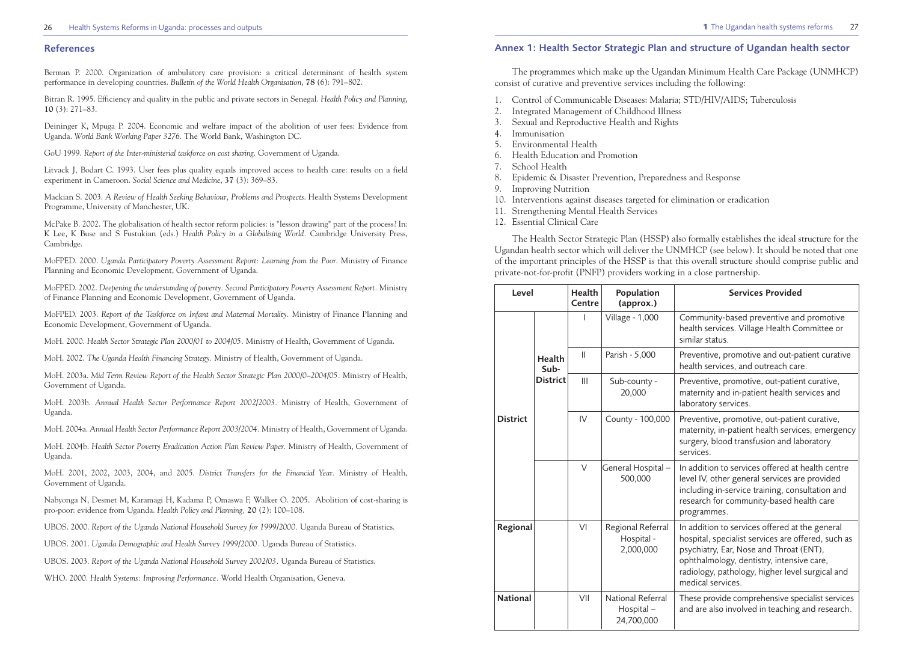## References

Berman P. 2000. Organization of ambulatory care provision: a critical determinant of health system performance in developing countries. *Bulletin of the World Health Organisation*, **78** (6): 791–802.

Bitran R. 1995. Efficiency and quality in the public and private sectors in Senegal. *Health Policy and Planning*, **10** (3): 271–83.

Deininger K, Mpuga P. 2004. Economic and welfare impact of the abolition of user fees: Evidence from Uganda. *World Bank Working Paper 3276*. The World Bank, Washington DC.

GoU 1999. *Report of the Inter-ministerial taskforce on cost sharing*. Government of Uganda.

Litvack J, Bodart C. 1993. User fees plus quality equals improved access to health care: results on a field experiment in Cameroon. *Social Science and Medicine*, **37** (3): 369–83.

Mackian S. 2003. *A Review of Health Seeking Behaviour, Problems and Prospects*. Health Systems Development Programme, University of Manchester, UK.

McPake B. 2002. The globalisation of health sector reform policies: is "lesson drawing" part of the process? In: K Lee, K Buse and S Fustukian (eds.) *Health Policy in a Globalising World*. Cambridge University Press, Cambridge.

MoFPED. 2000. *Uganda Participatory Poverty Assessment Report: Learning from the Poor*. Ministry of Finance Planning and Economic Development, Government of Uganda.

MoFPED. 2002. *Deepening the understanding of poverty. Second Participatory Poverty Assessment Report*. Ministry of Finance Planning and Economic Development, Government of Uganda.

MoFPED. 2003. *Report of the Taskforce on Infant and Maternal Mortality*. Ministry of Finance Planning and Economic Development, Government of Uganda.

MoH. 2000. *Health Sector Strategic Plan 2000/01 to 2004/05*. Ministry of Health, Government of Uganda.

MoH. 2002. *The Uganda Health Financing Strategy*. Ministry of Health, Government of Uganda.

MoH. 2003a. *Mid Term Review Report of the Health Sector Strategic Plan 2000/0–2004/05*. Ministry of Health, Government of Uganda.

MoH. 2003b. *Annual Health Sector Performance Report 2002/2003*. Ministry of Health, Government of Uganda.

MoH. 2004a. *Annual Health Sector Performance Report 2003/2004*. Ministry of Health, Government of Uganda.

MoH. 2004b. *Health Sector Poverty Eradication Action Plan Review Paper*. Ministry of Health, Government of Uganda.

MoH. 2001, 2002, 2003, 2004, and 2005. *District Transfers for the Financial Year*. Ministry of Health, Government of Uganda.

Nabyonga N, Desmet M, Karamagi H, Kadama P, Omaswa F, Walker O. 2005. Abolition of cost-sharing is pro-poor: evidence from Uganda. *Health Policy and Planning*, **20** (2): 100–108.

UBOS. 2000. *Report of the Uganda National Household Survey for 1999/2000*. Uganda Bureau of Statistics.

UBOS. 2001. *Uganda Demographic and Health Survey 1999/2000*. Uganda Bureau of Statistics.

UBOS. 2003. *Report of the Uganda National Household Survey 2002/03*. Uganda Bureau of Statistics.

WHO. 2000. *Health Systems: Improving Performance*. World Health Organisation, Geneva.

## Annex 1: Health Sector Strategic Plan and structure of Ugandan health sector

The programmes which make up the Ugandan Minimum Health Care Package (UNMHCP) consist of curative and preventive services including the following:

1. Control of Communicable Diseases: Malaria; STD/HIV/AIDS; Tuberculosis
2. Integrated Management of Childhood Illness
3. Sexual and Reproductive Health and Rights
4. Immunisation
5. Environmental Health
6. Health Education and Promotion
7. School Health
8. Epidemic & Disaster Prevention, Preparedness and Response
9. Improving Nutrition
10. Interventions against diseases targeted for elimination or eradication
11. Strengthening Mental Health Services
12. Essential Clinical Care

The Health Sector Strategic Plan (HSSP) also formally establishes the ideal structure for the Ugandan health sector which will deliver the UNMHCP (see below). It should be noted that one of the important principles of the HSSP is that this overall structure should comprise public and private-not-for-profit (PNFP) providers working in a close partnership.

| Level | | Health Centre | Population (approx.) | Services Provided |
|---|---|---|---|---|
| **District** | **Health Sub-District** | I | Village - 1,000 | Community-based preventive and promotive health services. Village Health Committee or similar status. |
| | | II | Parish - 5,000 | Preventive, promotive and out-patient curative health services, and outreach care. |
| | | III | Sub-county - 20,000 | Preventive, promotive, out-patient curative, maternity and in-patient health services and laboratory services. |
| | | IV | County - 100,000 | Preventive, promotive, out-patient curative, maternity, in-patient health services, emergency surgery, blood transfusion and laboratory services. |
| | | V | General Hospital – 500,000 | In addition to services offered at health centre level IV, other general services are provided including in-service training, consultation and research for community-based health care programmes. |
| **Regional** | | VI | Regional Referral Hospital - 2,000,000 | In addition to services offered at the general hospital, specialist services are offered, such as psychiatry, Ear, Nose and Throat (ENT), ophthalmology, dentistry, intensive care, radiology, pathology, higher level surgical and medical services. |
| **National** | | VII | National Referral Hospital – 24,700,000 | These provide comprehensive specialist services and are also involved in teaching and research. |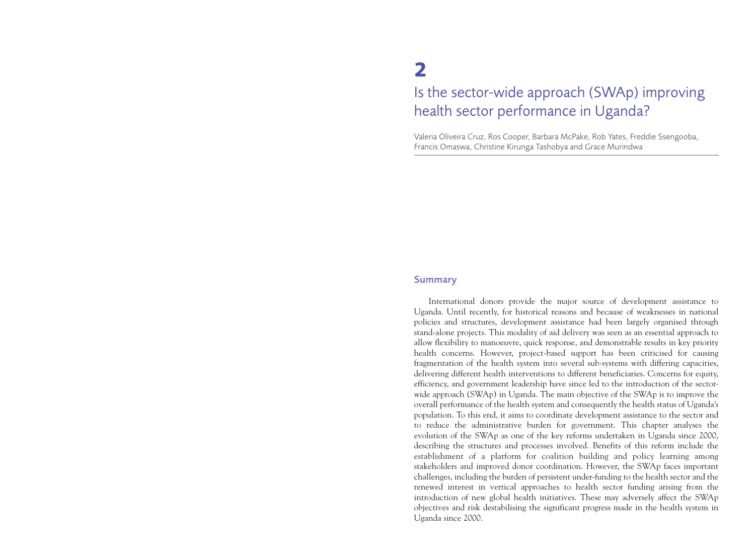# 2

# Is the sector-wide approach (SWAp) improving health sector performance in Uganda?

Valeria Oliveira Cruz, Ros Cooper, Barbara McPake, Rob Yates, Freddie Ssengooba, Francis Omaswa, Christine Kirunga Tashobya and Grace Murindwa

## Summary

International donors provide the major source of development assistance to Uganda. Until recently, for historical reasons and because of weaknesses in national policies and structures, development assistance had been largely organised through stand-alone projects. This modality of aid delivery was seen as an essential approach to allow flexibility to manoeuvre, quick response, and demonstrable results in key priority health concerns. However, project-based support has been criticised for causing fragmentation of the health system into several sub-systems with differing capacities, delivering different health interventions to different beneficiaries. Concerns for equity, efficiency, and government leadership have since led to the introduction of the sector-wide approach (SWAp) in Uganda. The main objective of the SWAp is to improve the overall performance of the health system and consequently the health status of Uganda's population. To this end, it aims to coordinate development assistance to the sector and to reduce the administrative burden for government. This chapter analyses the evolution of the SWAp as one of the key reforms undertaken in Uganda since 2000, describing the structures and processes involved. Benefits of this reform include the establishment of a platform for coalition building and policy learning among stakeholders and improved donor coordination. However, the SWAp faces important challenges, including the burden of persistent under-funding to the health sector and the renewed interest in vertical approaches to health sector funding arising from the introduction of new global health initiatives. These may adversely affect the SWAp objectives and risk destabilising the significant progress made in the health system in Uganda since 2000.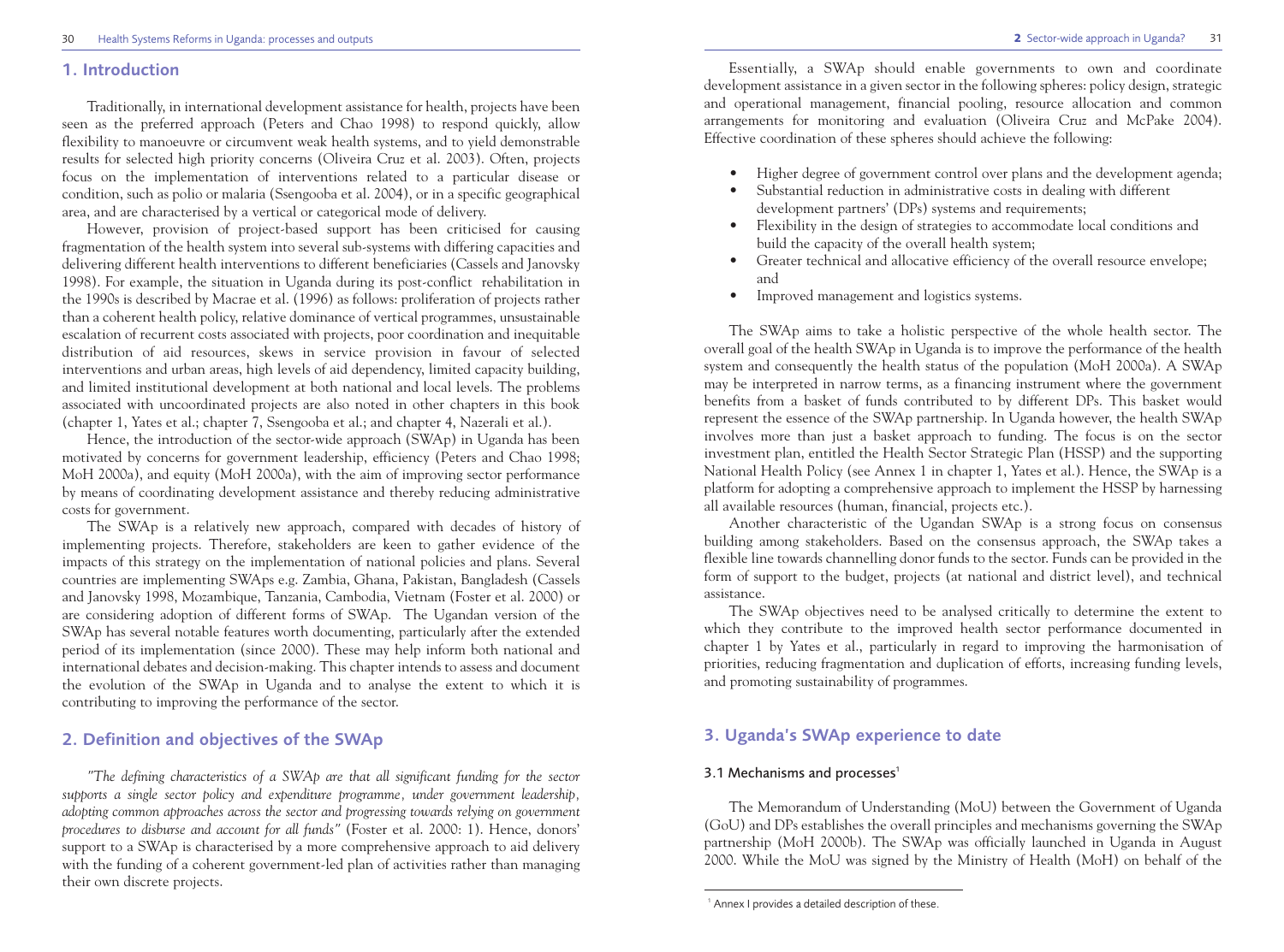## 1. Introduction

Traditionally, in international development assistance for health, projects have been seen as the preferred approach (Peters and Chao 1998) to respond quickly, allow flexibility to manoeuvre or circumvent weak health systems, and to yield demonstrable results for selected high priority concerns (Oliveira Cruz et al. 2003). Often, projects focus on the implementation of interventions related to a particular disease or condition, such as polio or malaria (Ssengooba et al. 2004), or in a specific geographical area, and are characterised by a vertical or categorical mode of delivery.

However, provision of project-based support has been criticised for causing fragmentation of the health system into several sub-systems with differing capacities and delivering different health interventions to different beneficiaries (Cassels and Janovsky 1998). For example, the situation in Uganda during its post-conflict rehabilitation in the 1990s is described by Macrae et al. (1996) as follows: proliferation of projects rather than a coherent health policy, relative dominance of vertical programmes, unsustainable escalation of recurrent costs associated with projects, poor coordination and inequitable distribution of aid resources, skews in service provision in favour of selected interventions and urban areas, high levels of aid dependency, limited capacity building, and limited institutional development at both national and local levels. The problems associated with uncoordinated projects are also noted in other chapters in this book (chapter 1, Yates et al.; chapter 7, Ssengooba et al.; and chapter 4, Nazerali et al.).

Hence, the introduction of the sector-wide approach (SWAp) in Uganda has been motivated by concerns for government leadership, efficiency (Peters and Chao 1998; MoH 2000a), and equity (MoH 2000a), with the aim of improving sector performance by means of coordinating development assistance and thereby reducing administrative costs for government.

The SWAp is a relatively new approach, compared with decades of history of implementing projects. Therefore, stakeholders are keen to gather evidence of the impacts of this strategy on the implementation of national policies and plans. Several countries are implementing SWAps e.g. Zambia, Ghana, Pakistan, Bangladesh (Cassels and Janovsky 1998, Mozambique, Tanzania, Cambodia, Vietnam (Foster et al. 2000) or are considering adoption of different forms of SWAp. The Ugandan version of the SWAp has several notable features worth documenting, particularly after the extended period of its implementation (since 2000). These may help inform both national and international debates and decision-making. This chapter intends to assess and document the evolution of the SWAp in Uganda and to analyse the extent to which it is contributing to improving the performance of the sector.

## 2. Definition and objectives of the SWAp

*"The defining characteristics of a SWAp are that all significant funding for the sector supports a single sector policy and expenditure programme, under government leadership, adopting common approaches across the sector and progressing towards relying on government procedures to disburse and account for all funds"* (Foster et al. 2000: 1). Hence, donors' support to a SWAp is characterised by a more comprehensive approach to aid delivery with the funding of a coherent government-led plan of activities rather than managing their own discrete projects.

Essentially, a SWAp should enable governments to own and coordinate development assistance in a given sector in the following spheres: policy design, strategic and operational management, financial pooling, resource allocation and common arrangements for monitoring and evaluation (Oliveira Cruz and McPake 2004). Effective coordination of these spheres should achieve the following:

- Higher degree of government control over plans and the development agenda;
- Substantial reduction in administrative costs in dealing with different development partners' (DPs) systems and requirements;
- Flexibility in the design of strategies to accommodate local conditions and build the capacity of the overall health system;
- Greater technical and allocative efficiency of the overall resource envelope; and
- Improved management and logistics systems.

The SWAp aims to take a holistic perspective of the whole health sector. The overall goal of the health SWAp in Uganda is to improve the performance of the health system and consequently the health status of the population (MoH 2000a). A SWAp may be interpreted in narrow terms, as a financing instrument where the government benefits from a basket of funds contributed to by different DPs. This basket would represent the essence of the SWAp partnership. In Uganda however, the health SWAp involves more than just a basket approach to funding. The focus is on the sector investment plan, entitled the Health Sector Strategic Plan (HSSP) and the supporting National Health Policy (see Annex 1 in chapter 1, Yates et al.). Hence, the SWAp is a platform for adopting a comprehensive approach to implement the HSSP by harnessing all available resources (human, financial, projects etc.).

Another characteristic of the Ugandan SWAp is a strong focus on consensus building among stakeholders. Based on the consensus approach, the SWAp takes a flexible line towards channelling donor funds to the sector. Funds can be provided in the form of support to the budget, projects (at national and district level), and technical assistance.

The SWAp objectives need to be analysed critically to determine the extent to which they contribute to the improved health sector performance documented in chapter 1 by Yates et al., particularly in regard to improving the harmonisation of priorities, reducing fragmentation and duplication of efforts, increasing funding levels, and promoting sustainability of programmes.

## 3. Uganda's SWAp experience to date

### 3.1 Mechanisms and processes[1]

The Memorandum of Understanding (MoU) between the Government of Uganda (GoU) and DPs establishes the overall principles and mechanisms governing the SWAp partnership (MoH 2000b). The SWAp was officially launched in Uganda in August 2000. While the MoU was signed by the Ministry of Health (MoH) on behalf of the

[1] Annex I provides a detailed description of these.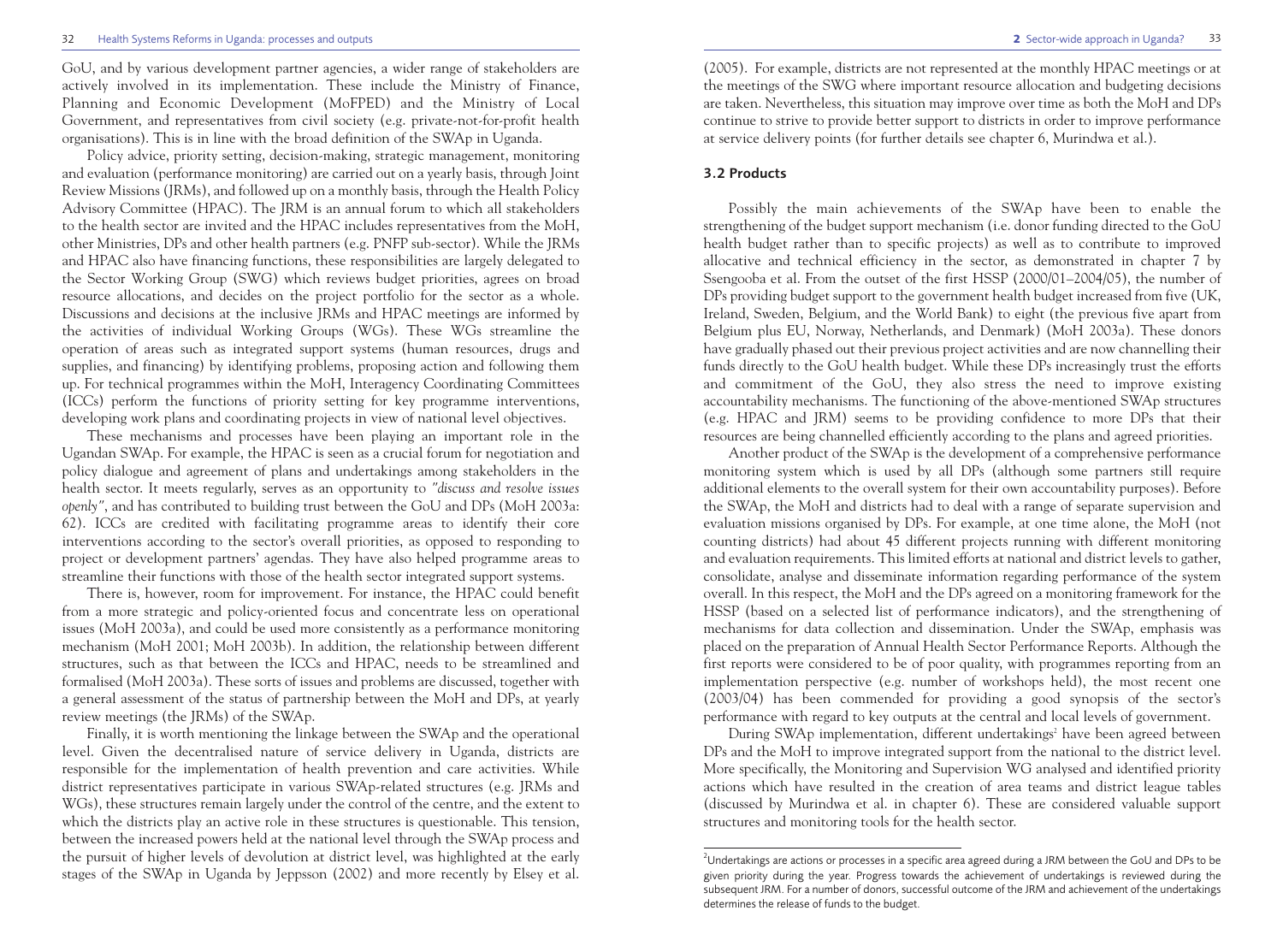GoU, and by various development partner agencies, a wider range of stakeholders are actively involved in its implementation. These include the Ministry of Finance, Planning and Economic Development (MoFPED) and the Ministry of Local Government, and representatives from civil society (e.g. private-not-for-profit health organisations). This is in line with the broad definition of the SWAp in Uganda.

Policy advice, priority setting, decision-making, strategic management, monitoring and evaluation (performance monitoring) are carried out on a yearly basis, through Joint Review Missions (JRMs), and followed up on a monthly basis, through the Health Policy Advisory Committee (HPAC). The JRM is an annual forum to which all stakeholders to the health sector are invited and the HPAC includes representatives from the MoH, other Ministries, DPs and other health partners (e.g. PNFP sub-sector). While the JRMs and HPAC also have financing functions, these responsibilities are largely delegated to the Sector Working Group (SWG) which reviews budget priorities, agrees on broad resource allocations, and decides on the project portfolio for the sector as a whole. Discussions and decisions at the inclusive JRMs and HPAC meetings are informed by the activities of individual Working Groups (WGs). These WGs streamline the operation of areas such as integrated support systems (human resources, drugs and supplies, and financing) by identifying problems, proposing action and following them up. For technical programmes within the MoH, Interagency Coordinating Committees (ICCs) perform the functions of priority setting for key programme interventions, developing work plans and coordinating projects in view of national level objectives.

These mechanisms and processes have been playing an important role in the Ugandan SWAp. For example, the HPAC is seen as a crucial forum for negotiation and policy dialogue and agreement of plans and undertakings among stakeholders in the health sector. It meets regularly, serves as an opportunity to *"discuss and resolve issues openly"*, and has contributed to building trust between the GoU and DPs (MoH 2003a: 62). ICCs are credited with facilitating programme areas to identify their core interventions according to the sector's overall priorities, as opposed to responding to project or development partners' agendas. They have also helped programme areas to streamline their functions with those of the health sector integrated support systems.

There is, however, room for improvement. For instance, the HPAC could benefit from a more strategic and policy-oriented focus and concentrate less on operational issues (MoH 2003a), and could be used more consistently as a performance monitoring mechanism (MoH 2001; MoH 2003b). In addition, the relationship between different structures, such as that between the ICCs and HPAC, needs to be streamlined and formalised (MoH 2003a). These sorts of issues and problems are discussed, together with a general assessment of the status of partnership between the MoH and DPs, at yearly review meetings (the JRMs) of the SWAp.

Finally, it is worth mentioning the linkage between the SWAp and the operational level. Given the decentralised nature of service delivery in Uganda, districts are responsible for the implementation of health prevention and care activities. While district representatives participate in various SWAp-related structures (e.g. JRMs and WGs), these structures remain largely under the control of the centre, and the extent to which the districts play an active role in these structures is questionable. This tension, between the increased powers held at the national level through the SWAp process and the pursuit of higher levels of devolution at district level, was highlighted at the early stages of the SWAp in Uganda by Jeppsson (2002) and more recently by Elsey et al. (2005). For example, districts are not represented at the monthly HPAC meetings or at the meetings of the SWG where important resource allocation and budgeting decisions are taken. Nevertheless, this situation may improve over time as both the MoH and DPs continue to strive to provide better support to districts in order to improve performance at service delivery points (for further details see chapter 6, Murindwa et al.).

### 3.2 Products

Possibly the main achievements of the SWAp have been to enable the strengthening of the budget support mechanism (i.e. donor funding directed to the GoU health budget rather than to specific projects) as well as to contribute to improved allocative and technical efficiency in the sector, as demonstrated in chapter 7 by Ssengooba et al. From the outset of the first HSSP (2000/01–2004/05), the number of DPs providing budget support to the government health budget increased from five (UK, Ireland, Sweden, Belgium, and the World Bank) to eight (the previous five apart from Belgium plus EU, Norway, Netherlands, and Denmark) (MoH 2003a). These donors have gradually phased out their previous project activities and are now channelling their funds directly to the GoU health budget. While these DPs increasingly trust the efforts and commitment of the GoU, they also stress the need to improve existing accountability mechanisms. The functioning of the above-mentioned SWAp structures (e.g. HPAC and JRM) seems to be providing confidence to more DPs that their resources are being channelled efficiently according to the plans and agreed priorities.

Another product of the SWAp is the development of a comprehensive performance monitoring system which is used by all DPs (although some partners still require additional elements to the overall system for their own accountability purposes). Before the SWAp, the MoH and districts had to deal with a range of separate supervision and evaluation missions organised by DPs. For example, at one time alone, the MoH (not counting districts) had about 45 different projects running with different monitoring and evaluation requirements. This limited efforts at national and district levels to gather, consolidate, analyse and disseminate information regarding performance of the system overall. In this respect, the MoH and the DPs agreed on a monitoring framework for the HSSP (based on a selected list of performance indicators), and the strengthening of mechanisms for data collection and dissemination. Under the SWAp, emphasis was placed on the preparation of Annual Health Sector Performance Reports. Although the first reports were considered to be of poor quality, with programmes reporting from an implementation perspective (e.g. number of workshops held), the most recent one (2003/04) has been commended for providing a good synopsis of the sector's performance with regard to key outputs at the central and local levels of government.

During SWAp implementation, different undertakings[2] have been agreed between DPs and the MoH to improve integrated support from the national to the district level. More specifically, the Monitoring and Supervision WG analysed and identified priority actions which have resulted in the creation of area teams and district league tables (discussed by Murindwa et al. in chapter 6). These are considered valuable support structures and monitoring tools for the health sector.

[2] Undertakings are actions or processes in a specific area agreed during a JRM between the GoU and DPs to be given priority during the year. Progress towards the achievement of undertakings is reviewed during the subsequent JRM. For a number of donors, successful outcome of the JRM and achievement of the undertakings determines the release of funds to the budget.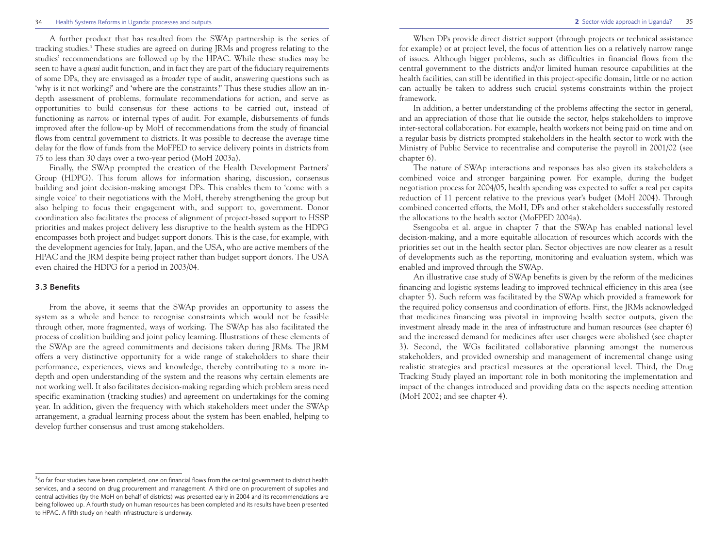A further product that has resulted from the SWAp partnership is the series of tracking studies.[3] These studies are agreed on during JRMs and progress relating to the studies' recommendations are followed up by the HPAC. While these studies may be seen to have a *quasi* audit function, and in fact they are part of the fiduciary requirements of some DPs, they are envisaged as a *broader* type of audit, answering questions such as 'why is it not working?' and 'where are the constraints?' Thus these studies allow an in-depth assessment of problems, formulate recommendations for action, and serve as opportunities to build consensus for these actions to be carried out, instead of functioning as *narrow* or internal types of audit. For example, disbursements of funds improved after the follow-up by MoH of recommendations from the study of financial flows from central government to districts. It was possible to decrease the average time delay for the flow of funds from the MoFPED to service delivery points in districts from 75 to less than 30 days over a two-year period (MoH 2003a).

Finally, the SWAp prompted the creation of the Health Development Partners' Group (HDPG). This forum allows for information sharing, discussion, consensus building and joint decision-making amongst DPs. This enables them to 'come with a single voice' to their negotiations with the MoH, thereby strengthening the group but also helping to focus their engagement with, and support to, government. Donor coordination also facilitates the process of alignment of project-based support to HSSP priorities and makes project delivery less disruptive to the health system as the HDPG encompasses both project and budget support donors. This is the case, for example, with the development agencies for Italy, Japan, and the USA, who are active members of the HPAC and the JRM despite being project rather than budget support donors. The USA even chaired the HDPG for a period in 2003/04.

### 3.3 Benefits

From the above, it seems that the SWAp provides an opportunity to assess the system as a whole and hence to recognise constraints which would not be feasible through other, more fragmented, ways of working. The SWAp has also facilitated the process of coalition building and joint policy learning. Illustrations of these elements of the SWAp are the agreed commitments and decisions taken during JRMs. The JRM offers a very distinctive opportunity for a wide range of stakeholders to share their performance, experiences, views and knowledge, thereby contributing to a more in-depth and open understanding of the system and the reasons why certain elements are not working well. It also facilitates decision-making regarding which problem areas need specific examination (tracking studies) and agreement on undertakings for the coming year. In addition, given the frequency with which stakeholders meet under the SWAp arrangement, a gradual learning process about the system has been enabled, helping to develop further consensus and trust among stakeholders.

When DPs provide direct district support (through projects or technical assistance for example) or at project level, the focus of attention lies on a relatively narrow range of issues. Although bigger problems, such as difficulties in financial flows from the central government to the districts and/or limited human resource capabilities at the health facilities, can still be identified in this project-specific domain, little or no action can actually be taken to address such crucial systems constraints within the project framework.

In addition, a better understanding of the problems affecting the sector in general, and an appreciation of those that lie outside the sector, helps stakeholders to improve inter-sectoral collaboration. For example, health workers not being paid on time and on a regular basis by districts prompted stakeholders in the health sector to work with the Ministry of Public Service to recentralise and computerise the payroll in 2001/02 (see chapter 6).

The nature of SWAp interactions and responses has also given its stakeholders a combined voice and stronger bargaining power. For example, during the budget negotiation process for 2004/05, health spending was expected to suffer a real per capita reduction of 11 percent relative to the previous year's budget (MoH 2004). Through combined concerted efforts, the MoH, DPs and other stakeholders successfully restored the allocations to the health sector (MoFPED 2004a).

Ssengooba et al. argue in chapter 7 that the SWAp has enabled national level decision-making, and a more equitable allocation of resources which accords with the priorities set out in the health sector plan. Sector objectives are now clearer as a result of developments such as the reporting, monitoring and evaluation system, which was enabled and improved through the SWAp.

An illustrative case study of SWAp benefits is given by the reform of the medicines financing and logistic systems leading to improved technical efficiency in this area (see chapter 5). Such reform was facilitated by the SWAp which provided a framework for the required policy consensus and coordination of efforts. First, the JRMs acknowledged that medicines financing was pivotal in improving health sector outputs, given the investment already made in the area of infrastructure and human resources (see chapter 6) and the increased demand for medicines after user charges were abolished (see chapter 3). Second, the WGs facilitated collaborative planning amongst the numerous stakeholders, and provided ownership and management of incremental change using realistic strategies and practical measures at the operational level. Third, the Drug Tracking Study played an important role in both monitoring the implementation and impact of the changes introduced and providing data on the aspects needing attention (MoH 2002; and see chapter 4).

---

[3] So far four studies have been completed, one on financial flows from the central government to district health services, and a second on drug procurement and management. A third one on procurement of supplies and central activities (by the MoH on behalf of districts) was presented early in 2004 and its recommendations are being followed up. A fourth study on human resources has been completed and its results have been presented to HPAC. A fifth study on health infrastructure is underway.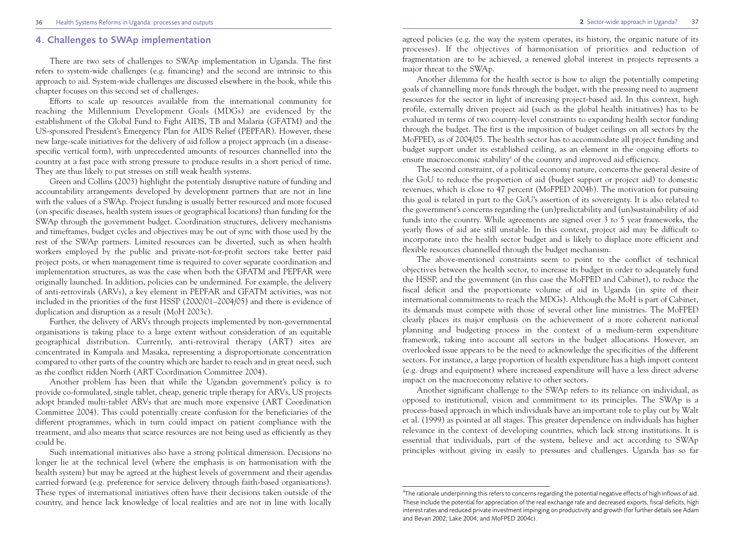## 4. Challenges to SWAp implementation

There are two sets of challenges to SWAp implementation in Uganda. The first refers to system-wide challenges (e.g. financing) and the second are intrinsic to this approach to aid. System-wide challenges are discussed elsewhere in the book, while this chapter focuses on this second set of challenges.

Efforts to scale up resources available from the international community for reaching the Millennium Development Goals (MDGs) are evidenced by the establishment of the Global Fund to Fight AIDS, TB and Malaria (GFATM) and the US-sponsored President's Emergency Plan for AIDS Relief (PEPFAR). However, these new large-scale initiatives for the delivery of aid follow a project approach (in a disease-specific vertical form), with unprecedented amounts of resources channelled into the country at a fast pace with strong pressure to produce results in a short period of time. They are thus likely to put stresses on still weak health systems.

Green and Collins (2003) highlight the potentialy disruptive nature of funding and accountability arrangements developed by development partners that are not in line with the values of a SWAp. Project funding is usually better resourced and more focused (on specific diseases, health system issues or geographical locations) than funding for the SWAp through the government budget. Coordination structures, delivery mechanisms and timeframes, budget cycles and objectives may be out of sync with those used by the rest of the SWAp partners. Limited resources can be diverted, such as when health workers employed by the public and private-not-for-profit sectors take better paid project posts, or when management time is required to cover separate coordination and implementation structures, as was the case when both the GFATM and PEPFAR were originally launched. In addition, policies can be undermined. For example, the delivery of anti-retrovirals (ARVs), a key element in PEPFAR and GFATM activities, was not included in the priorities of the first HSSP (2000/01–2004/05) and there is evidence of duplication and disruption as a result (MoH 2003c).

Further, the delivery of ARVs through projects implemented by non-governmental organisations is taking place to a large extent without consideration of an equitable geographical distribution. Currently, anti-retroviral therapy (ART) sites are concentrated in Kampala and Masaka, representing a disproportionate concentration compared to other parts of the country which are harder to reach and in great need, such as the conflict ridden North (ART Coordination Committee 2004).

Another problem has been that while the Ugandan government's policy is to provide co-formulated, single tablet, cheap, generic triple therapy for ARVs, US projects adopt branded multi-tablet ARVs that are much more expensive (ART Coordination Committee 2004). This could potentially create confusion for the beneficiaries of the different programmes, which in turn could impact on patient compliance with the treatment, and also means that scarce resources are not being used as efficiently as they could be.

Such international initiatives also have a strong political dimension. Decisions no longer lie at the technical level (where the emphasis is on harmonisation with the health system) but may be agreed at the highest levels of government and their agendas carried forward (e.g. preference for service delivery through faith-based organisations). These types of international initiatives often have their decisions taken outside of the country, and hence lack knowledge of local realities and are not in line with locally agreed policies (e.g. the way the system operates, its history, the organic nature of its processes). If the objectives of harmonisation of priorities and reduction of fragmentation are to be achieved, a renewed global interest in projects represents a major threat to the SWAp.

Another dilemma for the health sector is how to align the potentially competing goals of channelling more funds through the budget, with the pressing need to augment resources for the sector in light of increasing project-based aid. In this context, high profile, externally driven project aid (such as the global health initiatives) has to be evaluated in terms of two country-level constraints to expanding health sector funding through the budget. The first is the imposition of budget ceilings on all sectors by the MoFPED, as of 2004/05. The health sector has to accommodate all project funding and budget support under its established ceiling, as an element in the ongoing efforts to ensure macroeconomic stability[4] of the country and improved aid efficiency.

The second constraint, of a political economy nature, concerns the general desire of the GoU to reduce the proportion of aid (budget support or project aid) to domestic revenues, which is close to 47 percent (MoFPED 2004b). The motivation for pursuing this goal is related in part to the GoU's assertion of its sovereignty. It is also related to the government's concerns regarding the (un)predictability and (un)sustainability of aid funds into the country. While agreements are signed over 3 to 5 year frameworks, the yearly flows of aid are still unstable. In this context, project aid may be difficult to incorporate into the health sector budget and is likely to displace more efficient and flexible resources channelled through the budget mechanism.

The above-mentioned constraints seem to point to the conflict of technical objectives between the health sector, to increase its budget in order to adequately fund the HSSP, and the government (in this case the MoFPED and Cabinet), to reduce the fiscal deficit and the proportionate volume of aid in Uganda (in spite of their international commitments to reach the MDGs). Although the MoH is part of Cabinet, its demands must compete with those of several other line ministries. The MoFPED clearly places its major emphasis on the achievement of a more coherent national planning and budgeting process in the context of a medium-term expenditure framework, taking into account all sectors in the budget allocations. However, an overlooked issue appears to be the need to acknowledge the specificities of the different sectors. For instance, a large proportion of health expenditure has a high import content (e.g. drugs and equipment) where increased expenditure will have a less direct adverse impact on the macroeconomy relative to other sectors.

Another significant challenge to the SWAp refers to its reliance on individual, as opposed to institutional, vision and commitment to its principles. The SWAp is a process-based approach in which individuals have an important role to play out by Walt et al. (1999) as pointed at all stages. This greater dependence on individuals has higher relevance in the context of developing countries, which lack strong institutions. It is essential that individuals, part of the system, believe and act according to SWAp principles without giving in easily to pressures and challenges. Uganda has so far

[4] The rationale underpinning this refers to concerns regarding the potential negative effects of high inflows of aid. These include the potential for appreciation of the real exchange rate and decreased exports, fiscal deficits, high interest rates and reduced private investment impinging on productivity and growth (for further details see Adam and Bevan 2002; Lake 2004; and MoFPED 2004c).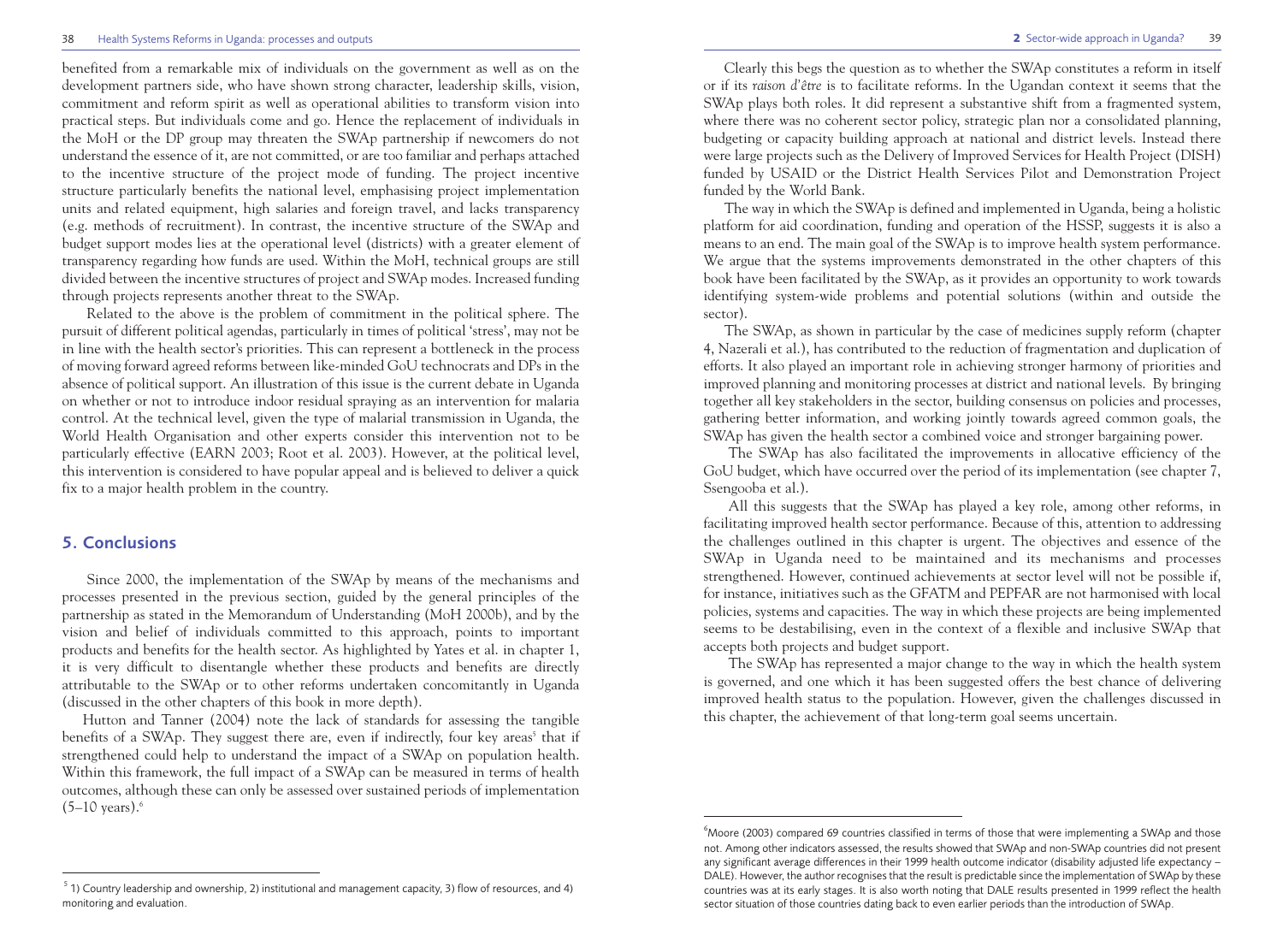benefited from a remarkable mix of individuals on the government as well as on the development partners side, who have shown strong character, leadership skills, vision, commitment and reform spirit as well as operational abilities to transform vision into practical steps. But individuals come and go. Hence the replacement of individuals in the MoH or the DP group may threaten the SWAp partnership if newcomers do not understand the essence of it, are not committed, or are too familiar and perhaps attached to the incentive structure of the project mode of funding. The project incentive structure particularly benefits the national level, emphasising project implementation units and related equipment, high salaries and foreign travel, and lacks transparency (e.g. methods of recruitment). In contrast, the incentive structure of the SWAp and budget support modes lies at the operational level (districts) with a greater element of transparency regarding how funds are used. Within the MoH, technical groups are still divided between the incentive structures of project and SWAp modes. Increased funding through projects represents another threat to the SWAp.

Related to the above is the problem of commitment in the political sphere. The pursuit of different political agendas, particularly in times of political 'stress', may not be in line with the health sector's priorities. This can represent a bottleneck in the process of moving forward agreed reforms between like-minded GoU technocrats and DPs in the absence of political support. An illustration of this issue is the current debate in Uganda on whether or not to introduce indoor residual spraying as an intervention for malaria control. At the technical level, given the type of malarial transmission in Uganda, the World Health Organisation and other experts consider this intervention not to be particularly effective (EARN 2003; Root et al. 2003). However, at the political level, this intervention is considered to have popular appeal and is believed to deliver a quick fix to a major health problem in the country.

## 5. Conclusions

Since 2000, the implementation of the SWAp by means of the mechanisms and processes presented in the previous section, guided by the general principles of the partnership as stated in the Memorandum of Understanding (MoH 2000b), and by the vision and belief of individuals committed to this approach, points to important products and benefits for the health sector. As highlighted by Yates et al. in chapter 1, it is very difficult to disentangle whether these products and benefits are directly attributable to the SWAp or to other reforms undertaken concomitantly in Uganda (discussed in the other chapters of this book in more depth).

Hutton and Tanner (2004) note the lack of standards for assessing the tangible benefits of a SWAp. They suggest there are, even if indirectly, four key areas[5] that if strengthened could help to understand the impact of a SWAp on population health. Within this framework, the full impact of a SWAp can be measured in terms of health outcomes, although these can only be assessed over sustained periods of implementation (5–10 years).[6]

Clearly this begs the question as to whether the SWAp constitutes a reform in itself or if its *raison d'être* is to facilitate reforms. In the Ugandan context it seems that the SWAp plays both roles. It did represent a substantive shift from a fragmented system, where there was no coherent sector policy, strategic plan nor a consolidated planning, budgeting or capacity building approach at national and district levels. Instead there were large projects such as the Delivery of Improved Services for Health Project (DISH) funded by USAID or the District Health Services Pilot and Demonstration Project funded by the World Bank.

The way in which the SWAp is defined and implemented in Uganda, being a holistic platform for aid coordination, funding and operation of the HSSP, suggests it is also a means to an end. The main goal of the SWAp is to improve health system performance. We argue that the systems improvements demonstrated in the other chapters of this book have been facilitated by the SWAp, as it provides an opportunity to work towards identifying system-wide problems and potential solutions (within and outside the sector).

The SWAp, as shown in particular by the case of medicines supply reform (chapter 4, Nazerali et al.), has contributed to the reduction of fragmentation and duplication of efforts. It also played an important role in achieving stronger harmony of priorities and improved planning and monitoring processes at district and national levels. By bringing together all key stakeholders in the sector, building consensus on policies and processes, gathering better information, and working jointly towards agreed common goals, the SWAp has given the health sector a combined voice and stronger bargaining power.

The SWAp has also facilitated the improvements in allocative efficiency of the GoU budget, which have occurred over the period of its implementation (see chapter 7, Ssengooba et al.).

All this suggests that the SWAp has played a key role, among other reforms, in facilitating improved health sector performance. Because of this, attention to addressing the challenges outlined in this chapter is urgent. The objectives and essence of the SWAp in Uganda need to be maintained and its mechanisms and processes strengthened. However, continued achievements at sector level will not be possible if, for instance, initiatives such as the GFATM and PEPFAR are not harmonised with local policies, systems and capacities. The way in which these projects are being implemented seems to be destabilising, even in the context of a flexible and inclusive SWAp that accepts both projects and budget support.

The SWAp has represented a major change to the way in which the health system is governed, and one which it has been suggested offers the best chance of delivering improved health status to the population. However, given the challenges discussed in this chapter, the achievement of that long-term goal seems uncertain.

---

[5] 1) Country leadership and ownership, 2) institutional and management capacity, 3) flow of resources, and 4) monitoring and evaluation.

[6] Moore (2003) compared 69 countries classified in terms of those that were implementing a SWAp and those not. Among other indicators assessed, the results showed that SWAp and non-SWAp countries did not present any significant average differences in their 1999 health outcome indicator (disability adjusted life expectancy – DALE). However, the author recognises that the result is predictable since the implementation of SWAp by these countries was at its early stages. It is also worth noting that DALE results presented in 1999 reflect the health sector situation of those countries dating back to even earlier periods than the introduction of SWAp.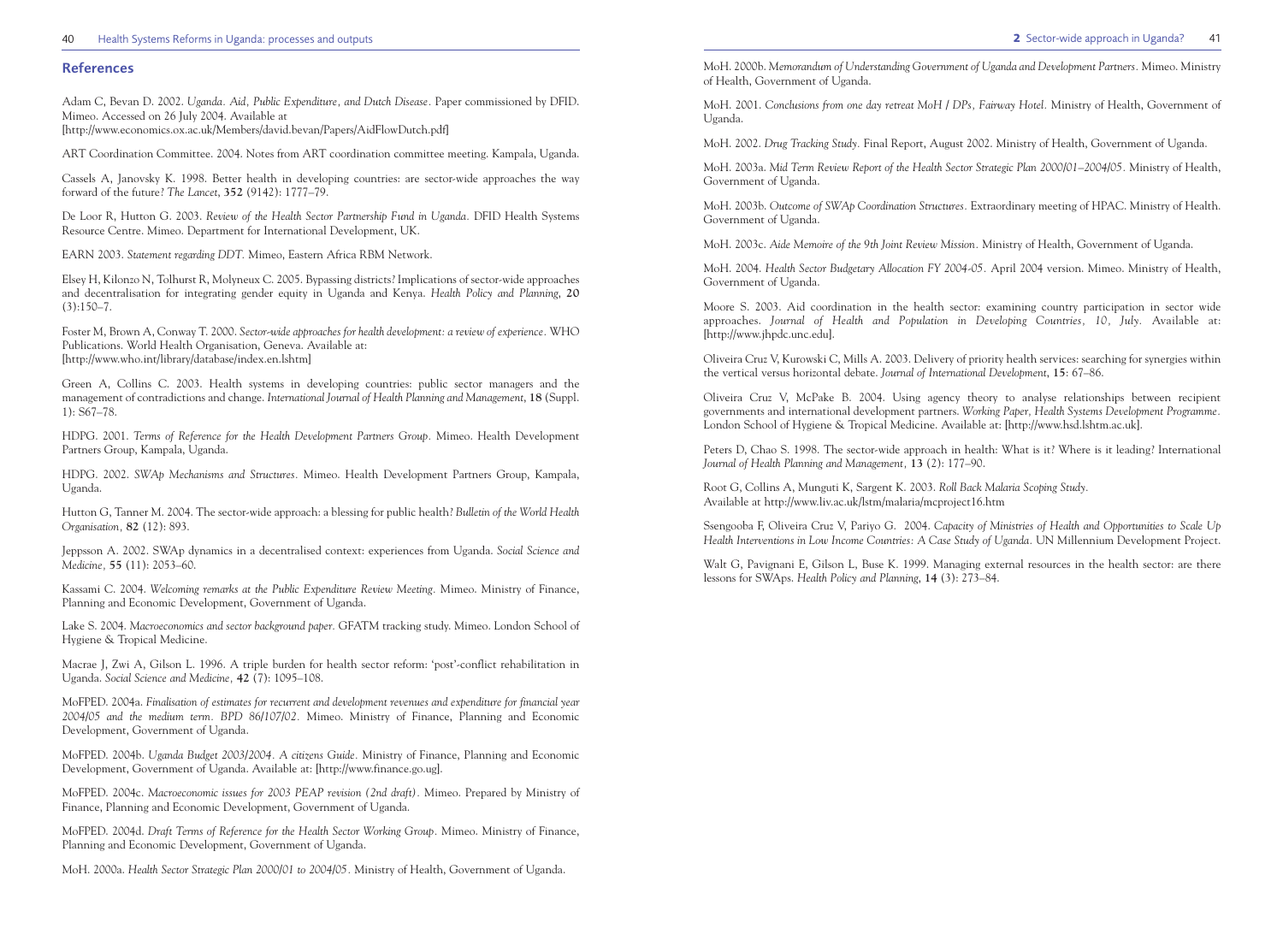## References

Adam C, Bevan D. 2002. *Uganda. Aid, Public Expenditure, and Dutch Disease*. Paper commissioned by DFID. Mimeo. Accessed on 26 July 2004. Available at [http://www.economics.ox.ac.uk/Members/david.bevan/Papers/AidFlowDutch.pdf]

ART Coordination Committee. 2004. Notes from ART coordination committee meeting. Kampala, Uganda.

Cassels A, Janovsky K. 1998. Better health in developing countries: are sector-wide approaches the way forward of the future? *The Lancet*, **352** (9142): 1777–79.

De Loor R, Hutton G. 2003. *Review of the Health Sector Partnership Fund in Uganda*. DFID Health Systems Resource Centre. Mimeo. Department for International Development, UK.

EARN 2003. *Statement regarding DDT*. Mimeo, Eastern Africa RBM Network.

Elsey H, Kilonzo N, Tolhurst R, Molyneux C. 2005. Bypassing districts? Implications of sector-wide approaches and decentralisation for integrating gender equity in Uganda and Kenya. *Health Policy and Planning*, **20** (3):150–7.

Foster M, Brown A, Conway T. 2000. *Sector-wide approaches for health development: a review of experience*. WHO Publications. World Health Organisation, Geneva. Available at: [http://www.who.int/library/database/index.en.lshtm]

Green A, Collins C. 2003. Health systems in developing countries: public sector managers and the management of contradictions and change. *International Journal of Health Planning and Management*, **18** (Suppl. 1): S67–78.

HDPG. 2001. *Terms of Reference for the Health Development Partners Group*. Mimeo. Health Development Partners Group, Kampala, Uganda.

HDPG. 2002. *SWAp Mechanisms and Structures*. Mimeo. Health Development Partners Group, Kampala, Uganda.

Hutton G, Tanner M. 2004. The sector-wide approach: a blessing for public health? *Bulletin of the World Health Organisation*, **82** (12): 893.

Jeppsson A. 2002. SWAp dynamics in a decentralised context: experiences from Uganda. *Social Science and Medicine*, **55** (11): 2053–60.

Kassami C. 2004. *Welcoming remarks at the Public Expenditure Review Meeting*. Mimeo. Ministry of Finance, Planning and Economic Development, Government of Uganda.

Lake S. 2004. *Macroeconomics and sector background paper*. GFATM tracking study. Mimeo. London School of Hygiene & Tropical Medicine.

Macrae J, Zwi A, Gilson L. 1996. A triple burden for health sector reform: 'post'-conflict rehabilitation in Uganda. *Social Science and Medicine*, **42** (7): 1095–108.

MoFPED. 2004a. *Finalisation of estimates for recurrent and development revenues and expenditure for financial year 2004/05 and the medium term. BPD 86/107/02*. Mimeo. Ministry of Finance, Planning and Economic Development, Government of Uganda.

MoFPED. 2004b. *Uganda Budget 2003/2004. A citizens Guide*. Ministry of Finance, Planning and Economic Development, Government of Uganda. Available at: [http://www.finance.go.ug].

MoFPED. 2004c. *Macroeconomic issues for 2003 PEAP revision (2nd draft)*. Mimeo. Prepared by Ministry of Finance, Planning and Economic Development, Government of Uganda.

MoFPED. 2004d. *Draft Terms of Reference for the Health Sector Working Group*. Mimeo. Ministry of Finance, Planning and Economic Development, Government of Uganda.

MoH. 2000a. *Health Sector Strategic Plan 2000/01 to 2004/05*. Ministry of Health, Government of Uganda.

MoH. 2000b. *Memorandum of Understanding Government of Uganda and Development Partners*. Mimeo. Ministry of Health, Government of Uganda.

MoH. 2001. *Conclusions from one day retreat MoH / DPs, Fairway Hotel*. Ministry of Health, Government of Uganda.

MoH. 2002. *Drug Tracking Study*. Final Report, August 2002. Ministry of Health, Government of Uganda.

MoH. 2003a. *Mid Term Review Report of the Health Sector Strategic Plan 2000/01–2004/05*. Ministry of Health, Government of Uganda.

MoH. 2003b. *Outcome of SWAp Coordination Structures*. Extraordinary meeting of HPAC. Ministry of Health. Government of Uganda.

MoH. 2003c. *Aide Memoire of the 9th Joint Review Mission*. Ministry of Health, Government of Uganda.

MoH. 2004. *Health Sector Budgetary Allocation FY 2004-05*. April 2004 version. Mimeo. Ministry of Health, Government of Uganda.

Moore S. 2003. Aid coordination in the health sector: examining country participation in sector wide approaches. *Journal of Health and Population in Developing Countries, 10, July*. Available at: [http://www.jhpdc.unc.edu].

Oliveira Cruz V, Kurowski C, Mills A. 2003. Delivery of priority health services: searching for synergies within the vertical versus horizontal debate. *Journal of International Development*, **15**: 67–86.

Oliveira Cruz V, McPake B. 2004. Using agency theory to analyse relationships between recipient governments and international development partners. *Working Paper, Health Systems Development Programme*. London School of Hygiene & Tropical Medicine. Available at: [http://www.hsd.lshtm.ac.uk].

Peters D, Chao S. 1998. The sector-wide approach in health: What is it? Where is it leading? International *Journal of Health Planning and Management*, **13** (2): 177–90.

Root G, Collins A, Munguti K, Sargent K. 2003. *Roll Back Malaria Scoping Study*. Available at http://www.liv.ac.uk/lstm/malaria/mcproject16.htm

Ssengooba F, Oliveira Cruz V, Pariyo G. 2004. *Capacity of Ministries of Health and Opportunities to Scale Up Health Interventions in Low Income Countries: A Case Study of Uganda*. UN Millennium Development Project.

Walt G, Pavignani E, Gilson L, Buse K. 1999. Managing external resources in the health sector: are there lessons for SWAps. *Health Policy and Planning*, **14** (3): 273–84.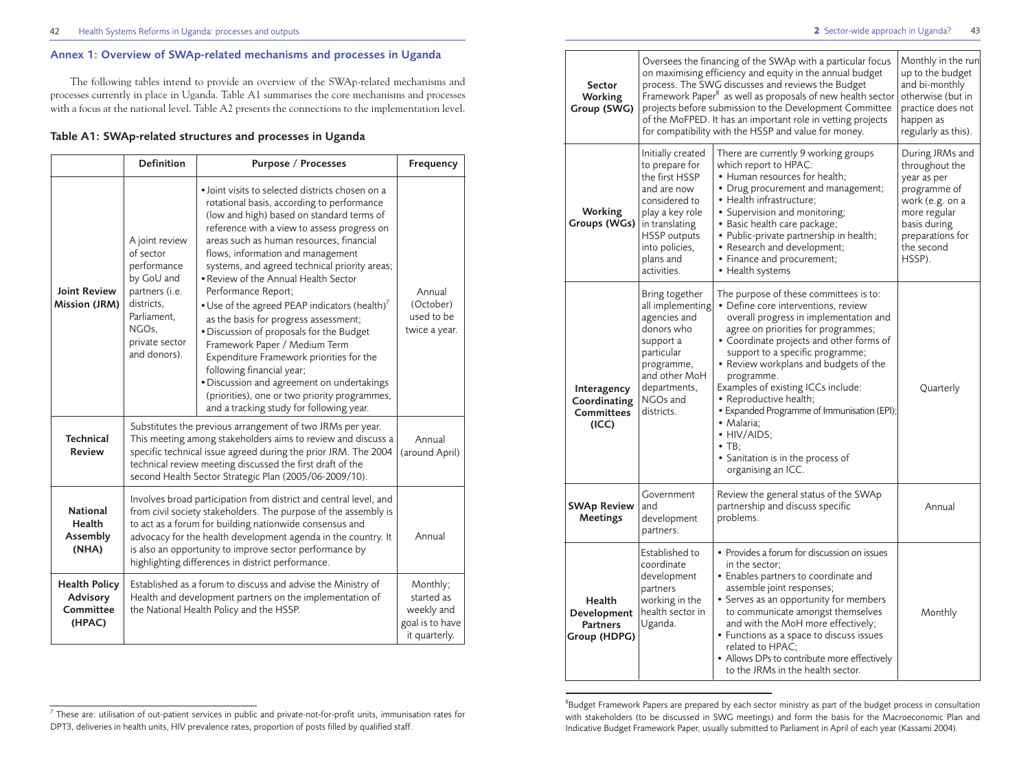## Annex 1: Overview of SWAp-related mechanisms and processes in Uganda

The following tables intend to provide an overview of the SWAp-related mechanisms and processes currently in place in Uganda. Table A1 summarises the core mechanisms and processes with a focus at the national level. Table A2 presents the connections to the implementation level.

### Table A1: SWAp-related structures and processes in Uganda

| | Definition | Purpose / Processes | Frequency |
|---|---|---|---|
| **Joint Review Mission (JRM)** | A joint review of sector performance by GoU and partners (i.e. districts, Parliament, NGOs, private sector and donors). | • Joint visits to selected districts chosen on a rotational basis, according to performance (low and high) based on standard terms of reference with a view to assess progress on areas such as human resources, financial flows, information and management systems, and agreed technical priority areas; • Review of the Annual Health Sector Performance Report; • Use of the agreed PEAP indicators (health)[7] as the basis for progress assessment; • Discussion of proposals for the Budget Framework Paper / Medium Term Expenditure Framework priorities for the following financial year; • Discussion and agreement on undertakings (priorities), one or two priority programmes, and a tracking study for following year. | Annual (October) used to be twice a year. |
| **Technical Review** | Substitutes the previous arrangement of two JRMs per year. This meeting among stakeholders aims to review and discuss a specific technical issue agreed during the prior JRM. The 2004 technical review meeting discussed the first draft of the second Health Sector Strategic Plan (2005/06-2009/10). | | Annual (around April) |
| **National Health Assembly (NHA)** | Involves broad participation from district and central level, and from civil society stakeholders. The purpose of the assembly is to act as a forum for building nationwide consensus and advocacy for the health development agenda in the country. It is also an opportunity to improve sector performance by highlighting differences in district performance. | | Annual |
| **Health Policy Advisory Committee (HPAC)** | Established as a forum to discuss and advise the Ministry of Health and development partners on the implementation of the National Health Policy and the HSSP. | | Monthly; started as weekly and goal is to have it quarterly. |
| **Sector Working Group (SWG)** | Oversees the financing of the SWAp with a particular focus on maximising efficiency and equity in the annual budget process. The SWG discusses and reviews the Budget Framework Paper[8] as well as proposals of new health sector projects before submission to the Development Committee of the MoFPED. It has an important role in vetting projects for compatibility with the HSSP and value for money. | | Monthly in the run up to the budget and bi-monthly otherwise (but in practice does not happen as regularly as this). |
| **Working Groups (WGs)** | Initially created to prepare for the first HSSP and are now considered to play a key role in translating HSSP outputs into policies, plans and activities. | There are currently 9 working groups which report to HPAC: • Human resources for health; • Drug procurement and management; • Health infrastructure; • Supervision and monitoring; • Basic health care package; • Public-private partnership in health; • Research and development; • Finance and procurement; • Health systems | During JRMs and throughout the year as per programme of work (e.g. on a more regular basis during preparations for the second HSSP). |
| **Interagency Coordinating Committees (ICC)** | Bring together all implementing agencies and donors who support a particular programme, and other MoH departments, NGOs and districts. | The purpose of these committees is to: • Define core interventions, review overall progress in implementation and agree on priorities for programmes; • Coordinate projects and other forms of support to a specific programme; • Review workplans and budgets of the programme. Examples of existing ICCs include: • Reproductive health; • Expanded Programme of Immunisation (EPI); • Malaria; • HIV/AIDS; • TB; • Sanitation is in the process of organising an ICC. | Quarterly |
| **SWAp Review Meetings** | Government and development partners. | Review the general status of the SWAp partnership and discuss specific problems. | Annual |
| **Health Development Partners Group (HDPG)** | Established to coordinate development partners working in the health sector in Uganda. | • Provides a forum for discussion on issues in the sector; • Enables partners to coordinate and assemble joint responses; • Serves as an opportunity for members to communicate amongst themselves and with the MoH more effectively; • Functions as a space to discuss issues related to HPAC; • Allows DPs to contribute more effectively to the JRMs in the health sector. | Monthly |

[7] These are: utilisation of out-patient services in public and private-not-for-profit units, immunisation rates for DPT3, deliveries in health units, HIV prevalence rates, proportion of posts filled by qualified staff.

[8] Budget Framework Papers are prepared by each sector ministry as part of the budget process in consultation with stakeholders (to be discussed in SWG meetings) and form the basis for the Macroeconomic Plan and Indicative Budget Framework Paper, usually submitted to Parliament in April of each year (Kassami 2004).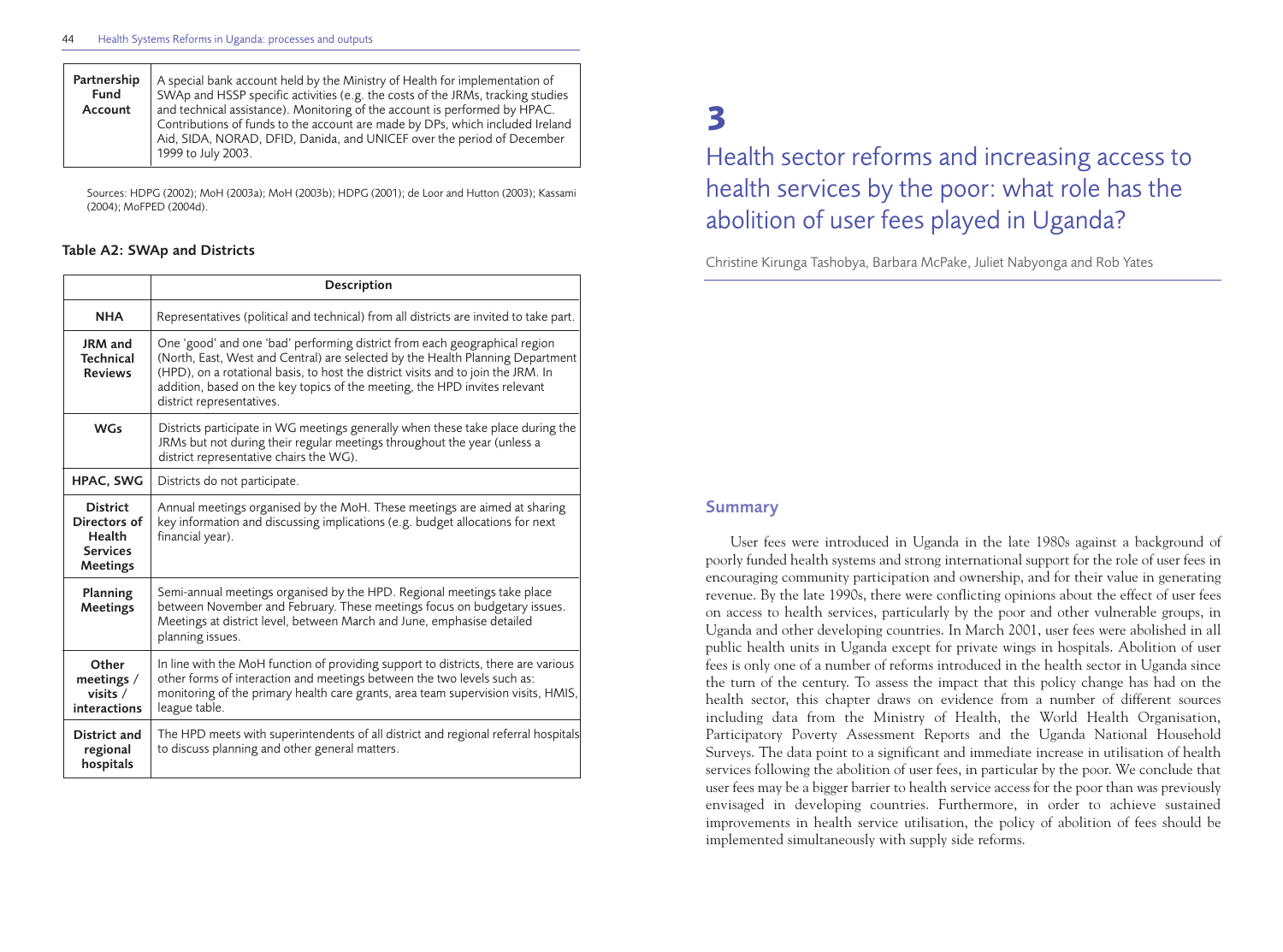| Partnership Fund Account | A special bank account held by the Ministry of Health for implementation of SWAp and HSSP specific activities (e.g. the costs of the JRMs, tracking studies and technical assistance). Monitoring of the account is performed by HPAC. Contributions of funds to the account are made by DPs, which included Ireland Aid, SIDA, NORAD, DFID, Danida, and UNICEF over the period of December 1999 to July 2003. |
|---|---|

Sources: HDPG (2002); MoH (2003a); MoH (2003b); HDPG (2001); de Loor and Hutton (2003); Kassami (2004); MoFPED (2004d).

#### Table A2: SWAp and Districts

| | Description |
|---|---|
| **NHA** | Representatives (political and technical) from all districts are invited to take part. |
| **JRM and Technical Reviews** | One 'good' and one 'bad' performing district from each geographical region (North, East, West and Central) are selected by the Health Planning Department (HPD), on a rotational basis, to host the district visits and to join the JRM. In addition, based on the key topics of the meeting, the HPD invites relevant district representatives. |
| **WGs** | Districts participate in WG meetings generally when these take place during the JRMs but not during their regular meetings throughout the year (unless a district representative chairs the WG). |
| **HPAC, SWG** | Districts do not participate. |
| **District Directors of Health Services Meetings** | Annual meetings organised by the MoH. These meetings are aimed at sharing key information and discussing implications (e.g. budget allocations for next financial year). |
| **Planning Meetings** | Semi-annual meetings organised by the HPD. Regional meetings take place between November and February. These meetings focus on budgetary issues. Meetings at district level, between March and June, emphasise detailed planning issues. |
| **Other meetings / visits / interactions** | In line with the MoH function of providing support to districts, there are various other forms of interaction and meetings between the two levels such as: monitoring of the primary health care grants, area team supervision visits, HMIS, league table. |
| **District and regional hospitals** | The HPD meets with superintendents of all district and regional referral hospitals to discuss planning and other general matters. |

# 3

# Health sector reforms and increasing access to health services by the poor: what role has the abolition of user fees played in Uganda?

Christine Kirunga Tashobya, Barbara McPake, Juliet Nabyonga and Rob Yates

## Summary

User fees were introduced in Uganda in the late 1980s against a background of poorly funded health systems and strong international support for the role of user fees in encouraging community participation and ownership, and for their value in generating revenue. By the late 1990s, there were conflicting opinions about the effect of user fees on access to health services, particularly by the poor and other vulnerable groups, in Uganda and other developing countries. In March 2001, user fees were abolished in all public health units in Uganda except for private wings in hospitals. Abolition of user fees is only one of a number of reforms introduced in the health sector in Uganda since the turn of the century. To assess the impact that this policy change has had on the health sector, this chapter draws on evidence from a number of different sources including data from the Ministry of Health, the World Health Organisation, Participatory Poverty Assessment Reports and the Uganda National Household Surveys. The data point to a significant and immediate increase in utilisation of health services following the abolition of user fees, in particular by the poor. We conclude that user fees may be a bigger barrier to health service access for the poor than was previously envisaged in developing countries. Furthermore, in order to achieve sustained improvements in health service utilisation, the policy of abolition of fees should be implemented simultaneously with supply side reforms.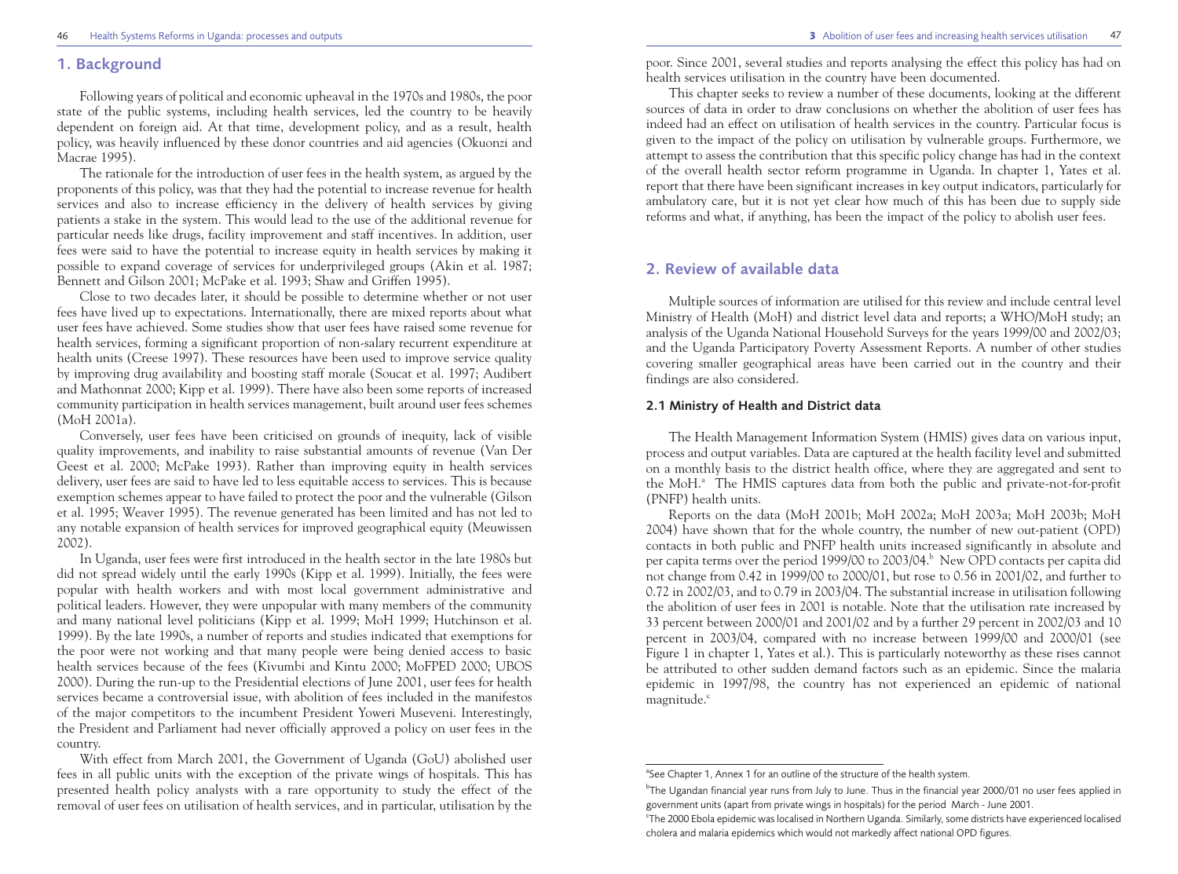## 1. Background

Following years of political and economic upheaval in the 1970s and 1980s, the poor state of the public systems, including health services, led the country to be heavily dependent on foreign aid. At that time, development policy, and as a result, health policy, was heavily influenced by these donor countries and aid agencies (Okuonzi and Macrae 1995).

The rationale for the introduction of user fees in the health system, as argued by the proponents of this policy, was that they had the potential to increase revenue for health services and also to increase efficiency in the delivery of health services by giving patients a stake in the system. This would lead to the use of the additional revenue for particular needs like drugs, facility improvement and staff incentives. In addition, user fees were said to have the potential to increase equity in health services by making it possible to expand coverage of services for underprivileged groups (Akin et al. 1987; Bennett and Gilson 2001; McPake et al. 1993; Shaw and Griffen 1995).

Close to two decades later, it should be possible to determine whether or not user fees have lived up to expectations. Internationally, there are mixed reports about what user fees have achieved. Some studies show that user fees have raised some revenue for health services, forming a significant proportion of non-salary recurrent expenditure at health units (Creese 1997). These resources have been used to improve service quality by improving drug availability and boosting staff morale (Soucat et al. 1997; Audibert and Mathonnat 2000; Kipp et al. 1999). There have also been some reports of increased community participation in health services management, built around user fees schemes (MoH 2001a).

Conversely, user fees have been criticised on grounds of inequity, lack of visible quality improvements, and inability to raise substantial amounts of revenue (Van Der Geest et al. 2000; McPake 1993). Rather than improving equity in health services delivery, user fees are said to have led to less equitable access to services. This is because exemption schemes appear to have failed to protect the poor and the vulnerable (Gilson et al. 1995; Weaver 1995). The revenue generated has been limited and has not led to any notable expansion of health services for improved geographical equity (Meuwissen 2002).

In Uganda, user fees were first introduced in the health sector in the late 1980s but did not spread widely until the early 1990s (Kipp et al. 1999). Initially, the fees were popular with health workers and with most local government administrative and political leaders. However, they were unpopular with many members of the community and many national level politicians (Kipp et al. 1999; MoH 1999; Hutchinson et al. 1999). By the late 1990s, a number of reports and studies indicated that exemptions for the poor were not working and that many people were being denied access to basic health services because of the fees (Kivumbi and Kintu 2000; MoFPED 2000; UBOS 2000). During the run-up to the Presidential elections of June 2001, user fees for health services became a controversial issue, with abolition of fees included in the manifestos of the major competitors to the incumbent President Yoweri Museveni. Interestingly, the President and Parliament had never officially approved a policy on user fees in the country.

With effect from March 2001, the Government of Uganda (GoU) abolished user fees in all public units with the exception of the private wings of hospitals. This has presented health policy analysts with a rare opportunity to study the effect of the removal of user fees on utilisation of health services, and in particular, utilisation by the poor. Since 2001, several studies and reports analysing the effect this policy has had on health services utilisation in the country have been documented.

This chapter seeks to review a number of these documents, looking at the different sources of data in order to draw conclusions on whether the abolition of user fees has indeed had an effect on utilisation of health services in the country. Particular focus is given to the impact of the policy on utilisation by vulnerable groups. Furthermore, we attempt to assess the contribution that this specific policy change has had in the context of the overall health sector reform programme in Uganda. In chapter 1, Yates et al. report that there have been significant increases in key output indicators, particularly for ambulatory care, but it is not yet clear how much of this has been due to supply side reforms and what, if anything, has been the impact of the policy to abolish user fees.

## 2. Review of available data

Multiple sources of information are utilised for this review and include central level Ministry of Health (MoH) and district level data and reports; a WHO/MoH study; an analysis of the Uganda National Household Surveys for the years 1999/00 and 2002/03; and the Uganda Participatory Poverty Assessment Reports. A number of other studies covering smaller geographical areas have been carried out in the country and their findings are also considered.

### 2.1 Ministry of Health and District data

The Health Management Information System (HMIS) gives data on various input, process and output variables. Data are captured at the health facility level and submitted on a monthly basis to the district health office, where they are aggregated and sent to the MoH.[a] The HMIS captures data from both the public and private-not-for-profit (PNFP) health units.

Reports on the data (MoH 2001b; MoH 2002a; MoH 2003a; MoH 2003b; MoH 2004) have shown that for the whole country, the number of new out-patient (OPD) contacts in both public and PNFP health units increased significantly in absolute and per capita terms over the period 1999/00 to 2003/04.[b] New OPD contacts per capita did not change from 0.42 in 1999/00 to 2000/01, but rose to 0.56 in 2001/02, and further to 0.72 in 2002/03, and to 0.79 in 2003/04. The substantial increase in utilisation following the abolition of user fees in 2001 is notable. Note that the utilisation rate increased by 33 percent between 2000/01 and 2001/02 and by a further 29 percent in 2002/03 and 10 percent in 2003/04, compared with no increase between 1999/00 and 2000/01 (see Figure 1 in chapter 1, Yates et al.). This is particularly noteworthy as these rises cannot be attributed to other sudden demand factors such as an epidemic. Since the malaria epidemic in 1997/98, the country has not experienced an epidemic of national magnitude.[c]

---

[a] See Chapter 1, Annex 1 for an outline of the structure of the health system.

[b] The Ugandan financial year runs from July to June. Thus in the financial year 2000/01 no user fees applied in government units (apart from private wings in hospitals) for the period March - June 2001.

[c] The 2000 Ebola epidemic was localised in Northern Uganda. Similarly, some districts have experienced localised cholera and malaria epidemics which would not markedly affect national OPD figures.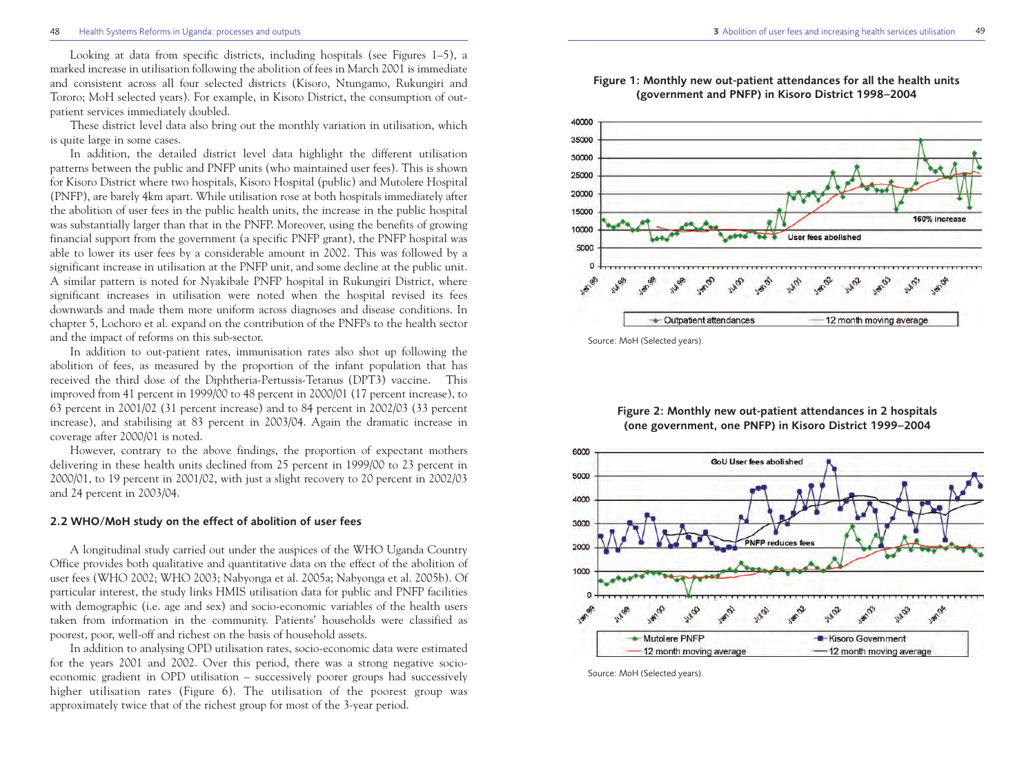Looking at data from specific districts, including hospitals (see Figures 1–5), a marked increase in utilisation following the abolition of fees in March 2001 is immediate and consistent across all four selected districts (Kisoro, Ntungamo, Rukungiri and Tororo; MoH selected years). For example, in Kisoro District, the consumption of out-patient services immediately doubled.

These district level data also bring out the monthly variation in utilisation, which is quite large in some cases.

In addition, the detailed district level data highlight the different utilisation patterns between the public and PNFP units (who maintained user fees). This is shown for Kisoro District where two hospitals, Kisoro Hospital (public) and Mutolere Hospital (PNFP), are barely 4km apart. While utilisation rose at both hospitals immediately after the abolition of user fees in the public health units, the increase in the public hospital was substantially larger than that in the PNFP. Moreover, using the benefits of growing financial support from the government (a specific PNFP grant), the PNFP hospital was able to lower its user fees by a considerable amount in 2002. This was followed by a significant increase in utilisation at the PNFP unit, and some decline at the public unit. A similar pattern is noted for Nyakibale PNFP hospital in Rukungiri District, where significant increases in utilisation were noted when the hospital revised its fees downwards and made them more uniform across diagnoses and disease conditions. In chapter 5, Lochoro et al. expand on the contribution of the PNFPs to the health sector and the impact of reforms on this sub-sector.

In addition to out-patient rates, immunisation rates also shot up following the abolition of fees, as measured by the proportion of the infant population that has received the third dose of the Diphtheria-Pertussis-Tetanus (DPT3) vaccine. This improved from 41 percent in 1999/00 to 48 percent in 2000/01 (17 percent increase), to 63 percent in 2001/02 (31 percent increase) and to 84 percent in 2002/03 (33 percent increase), and stabilising at 83 percent in 2003/04. Again the dramatic increase in coverage after 2000/01 is noted.

However, contrary to the above findings, the proportion of expectant mothers delivering in these health units declined from 25 percent in 1999/00 to 23 percent in 2000/01, to 19 percent in 2001/02, with just a slight recovery to 20 percent in 2002/03 and 24 percent in 2003/04.

### 2.2 WHO/MoH study on the effect of abolition of user fees

A longitudinal study carried out under the auspices of the WHO Uganda Country Office provides both qualitative and quantitative data on the effect of the abolition of user fees (WHO 2002; WHO 2003; Nabyonga et al. 2005a; Nabyonga et al. 2005b). Of particular interest, the study links HMIS utilisation data for public and PNFP facilities with demographic (i.e. age and sex) and socio-economic variables of the health users taken from information in the community. Patients' households were classified as poorest, poor, well-off and richest on the basis of household assets.

In addition to analysing OPD utilisation rates, socio-economic data were estimated for the years 2001 and 2002. Over this period, there was a strong negative socio-economic gradient in OPD utilisation – successively poorer groups had successively higher utilisation rates (Figure 6). The utilisation of the poorest group was approximately twice that of the richest group for most of the 3-year period.

**Figure 1: Monthly new out-patient attendances for all the health units (government and PNFP) in Kisoro District 1998–2004**

Source: MoH (Selected years).

**Figure 2: Monthly new out-patient attendances in 2 hospitals (one government, one PNFP) in Kisoro District 1999–2004**

Source: MoH (Selected years).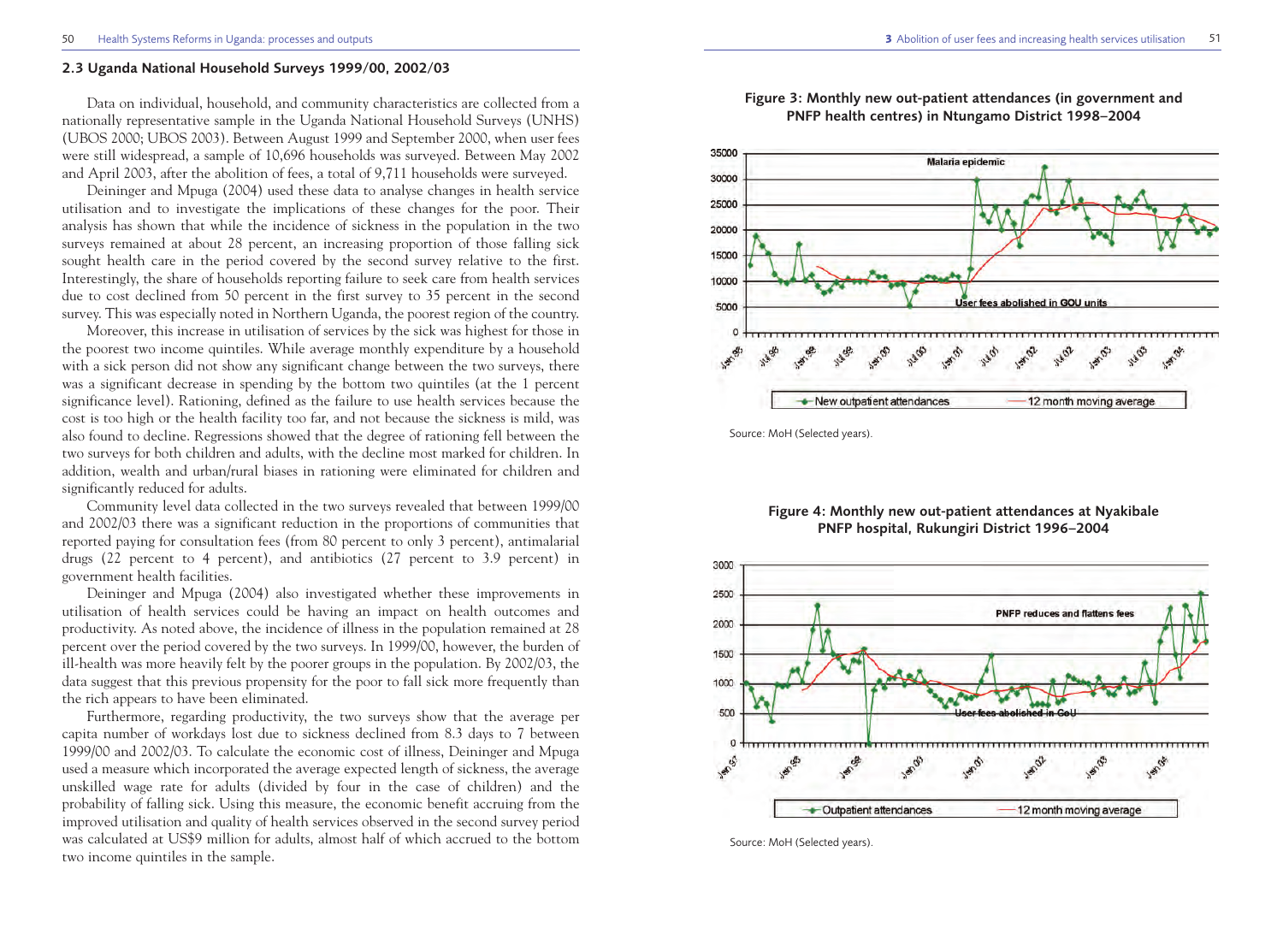## 2.3 Uganda National Household Surveys 1999/00, 2002/03

Data on individual, household, and community characteristics are collected from a nationally representative sample in the Uganda National Household Surveys (UNHS) (UBOS 2000; UBOS 2003). Between August 1999 and September 2000, when user fees were still widespread, a sample of 10,696 households was surveyed. Between May 2002 and April 2003, after the abolition of fees, a total of 9,711 households were surveyed.

Deininger and Mpuga (2004) used these data to analyse changes in health service utilisation and to investigate the implications of these changes for the poor. Their analysis has shown that while the incidence of sickness in the population in the two surveys remained at about 28 percent, an increasing proportion of those falling sick sought health care in the period covered by the second survey relative to the first. Interestingly, the share of households reporting failure to seek care from health services due to cost declined from 50 percent in the first survey to 35 percent in the second survey. This was especially noted in Northern Uganda, the poorest region of the country.

Moreover, this increase in utilisation of services by the sick was highest for those in the poorest two income quintiles. While average monthly expenditure by a household with a sick person did not show any significant change between the two surveys, there was a significant decrease in spending by the bottom two quintiles (at the 1 percent significance level). Rationing, defined as the failure to use health services because the cost is too high or the health facility too far, and not because the sickness is mild, was also found to decline. Regressions showed that the degree of rationing fell between the two surveys for both children and adults, with the decline most marked for children. In addition, wealth and urban/rural biases in rationing were eliminated for children and significantly reduced for adults.

Community level data collected in the two surveys revealed that between 1999/00 and 2002/03 there was a significant reduction in the proportions of communities that reported paying for consultation fees (from 80 percent to only 3 percent), antimalarial drugs (22 percent to 4 percent), and antibiotics (27 percent to 3.9 percent) in government health facilities.

Deininger and Mpuga (2004) also investigated whether these improvements in utilisation of health services could be having an impact on health outcomes and productivity. As noted above, the incidence of illness in the population remained at 28 percent over the period covered by the two surveys. In 1999/00, however, the burden of ill-health was more heavily felt by the poorer groups in the population. By 2002/03, the data suggest that this previous propensity for the poor to fall sick more frequently than the rich appears to have been eliminated.

Furthermore, regarding productivity, the two surveys show that the average per capita number of workdays lost due to sickness declined from 8.3 days to 7 between 1999/00 and 2002/03. To calculate the economic cost of illness, Deininger and Mpuga used a measure which incorporated the average expected length of sickness, the average unskilled wage rate for adults (divided by four in the case of children) and the probability of falling sick. Using this measure, the economic benefit accruing from the improved utilisation and quality of health services observed in the second survey period was calculated at US$9 million for adults, almost half of which accrued to the bottom two income quintiles in the sample.

**Figure 3: Monthly new out-patient attendances (in government and PNFP health centres) in Ntungamo District 1998–2004**

Source: MoH (Selected years).

**Figure 4: Monthly new out-patient attendances at Nyakibale PNFP hospital, Rukungiri District 1996–2004**

Source: MoH (Selected years).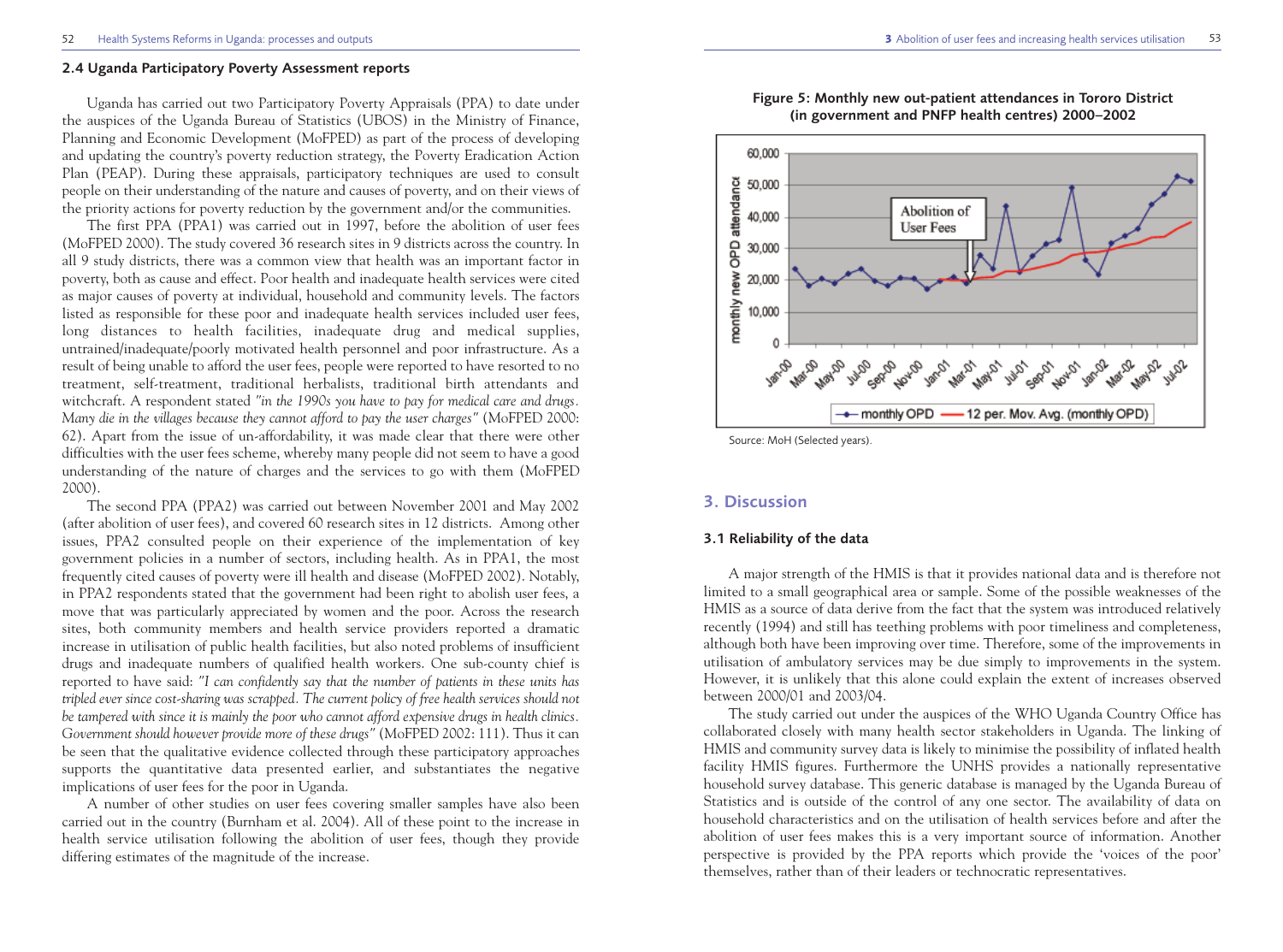## 2.4 Uganda Participatory Poverty Assessment reports

Uganda has carried out two Participatory Poverty Appraisals (PPA) to date under the auspices of the Uganda Bureau of Statistics (UBOS) in the Ministry of Finance, Planning and Economic Development (MoFPED) as part of the process of developing and updating the country's poverty reduction strategy, the Poverty Eradication Action Plan (PEAP). During these appraisals, participatory techniques are used to consult people on their understanding of the nature and causes of poverty, and on their views of the priority actions for poverty reduction by the government and/or the communities.

The first PPA (PPA1) was carried out in 1997, before the abolition of user fees (MoFPED 2000). The study covered 36 research sites in 9 districts across the country. In all 9 study districts, there was a common view that health was an important factor in poverty, both as cause and effect. Poor health and inadequate health services were cited as major causes of poverty at individual, household and community levels. The factors listed as responsible for these poor and inadequate health services included user fees, long distances to health facilities, inadequate drug and medical supplies, untrained/inadequate/poorly motivated health personnel and poor infrastructure. As a result of being unable to afford the user fees, people were reported to have resorted to no treatment, self-treatment, traditional herbalists, traditional birth attendants and witchcraft. A respondent stated *"in the 1990s you have to pay for medical care and drugs. Many die in the villages because they cannot afford to pay the user charges"* (MoFPED 2000: 62). Apart from the issue of un-affordability, it was made clear that there were other difficulties with the user fees scheme, whereby many people did not seem to have a good understanding of the nature of charges and the services to go with them (MoFPED 2000).

The second PPA (PPA2) was carried out between November 2001 and May 2002 (after abolition of user fees), and covered 60 research sites in 12 districts. Among other issues, PPA2 consulted people on their experience of the implementation of key government policies in a number of sectors, including health. As in PPA1, the most frequently cited causes of poverty were ill health and disease (MoFPED 2002). Notably, in PPA2 respondents stated that the government had been right to abolish user fees, a move that was particularly appreciated by women and the poor. Across the research sites, both community members and health service providers reported a dramatic increase in utilisation of public health facilities, but also noted problems of insufficient drugs and inadequate numbers of qualified health workers. One sub-county chief is reported to have said: *"I can confidently say that the number of patients in these units has tripled ever since cost-sharing was scrapped. The current policy of free health services should not be tampered with since it is mainly the poor who cannot afford expensive drugs in health clinics. Government should however provide more of these drugs"* (MoFPED 2002: 111). Thus it can be seen that the qualitative evidence collected through these participatory approaches supports the quantitative data presented earlier, and substantiates the negative implications of user fees for the poor in Uganda.

A number of other studies on user fees covering smaller samples have also been carried out in the country (Burnham et al. 2004). All of these point to the increase in health service utilisation following the abolition of user fees, though they provide differing estimates of the magnitude of the increase.

**Figure 5: Monthly new out-patient attendances in Tororo District (in government and PNFP health centres) 2000–2002**

Source: MoH (Selected years).

## 3. Discussion

### 3.1 Reliability of the data

A major strength of the HMIS is that it provides national data and is therefore not limited to a small geographical area or sample. Some of the possible weaknesses of the HMIS as a source of data derive from the fact that the system was introduced relatively recently (1994) and still has teething problems with poor timeliness and completeness, although both have been improving over time. Therefore, some of the improvements in utilisation of ambulatory services may be due simply to improvements in the system. However, it is unlikely that this alone could explain the extent of increases observed between 2000/01 and 2003/04.

The study carried out under the auspices of the WHO Uganda Country Office has collaborated closely with many health sector stakeholders in Uganda. The linking of HMIS and community survey data is likely to minimise the possibility of inflated health facility HMIS figures. Furthermore the UNHS provides a nationally representative household survey database. This generic database is managed by the Uganda Bureau of Statistics and is outside of the control of any one sector. The availability of data on household characteristics and on the utilisation of health services before and after the abolition of user fees makes this is a very important source of information. Another perspective is provided by the PPA reports which provide the 'voices of the poor' themselves, rather than of their leaders or technocratic representatives.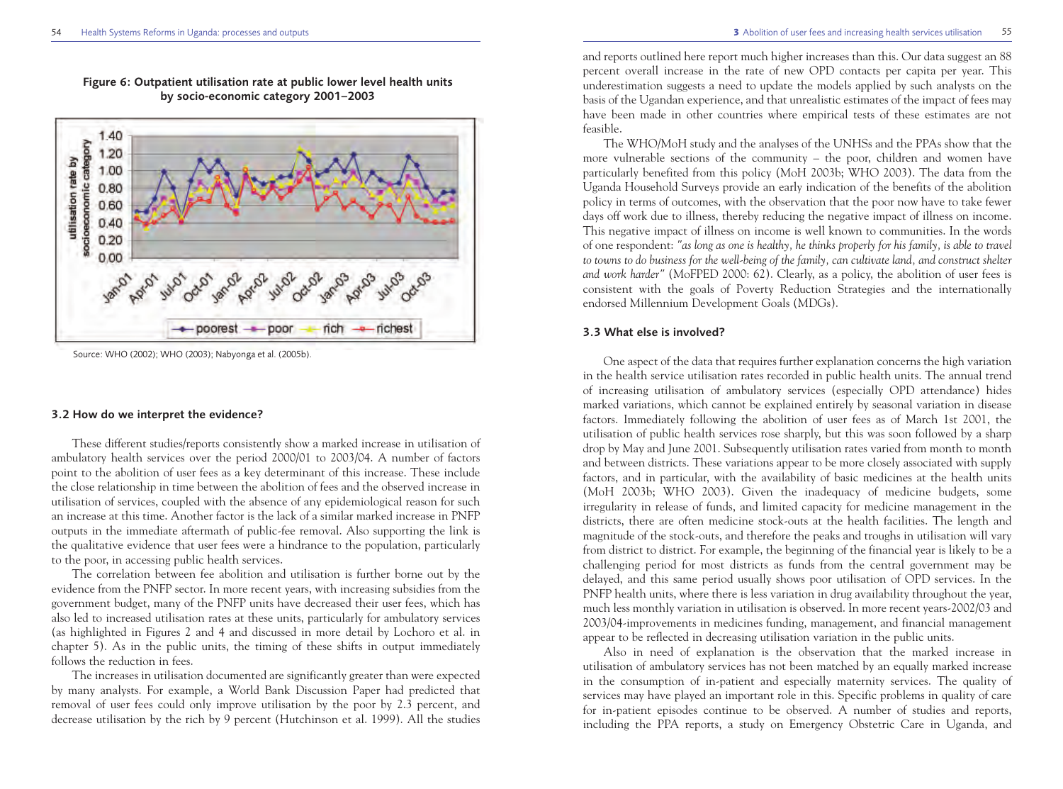**Figure 6: Outpatient utilisation rate at public lower level health units by socio-economic category 2001–2003**

Source: WHO (2002); WHO (2003); Nabyonga et al. (2005b).

### 3.2 How do we interpret the evidence?

These different studies/reports consistently show a marked increase in utilisation of ambulatory health services over the period 2000/01 to 2003/04. A number of factors point to the abolition of user fees as a key determinant of this increase. These include the close relationship in time between the abolition of fees and the observed increase in utilisation of services, coupled with the absence of any epidemiological reason for such an increase at this time. Another factor is the lack of a similar marked increase in PNFP outputs in the immediate aftermath of public-fee removal. Also supporting the link is the qualitative evidence that user fees were a hindrance to the population, particularly to the poor, in accessing public health services.

The correlation between fee abolition and utilisation is further borne out by the evidence from the PNFP sector. In more recent years, with increasing subsidies from the government budget, many of the PNFP units have decreased their user fees, which has also led to increased utilisation rates at these units, particularly for ambulatory services (as highlighted in Figures 2 and 4 and discussed in more detail by Lochoro et al. in chapter 5). As in the public units, the timing of these shifts in output immediately follows the reduction in fees.

The increases in utilisation documented are significantly greater than were expected by many analysts. For example, a World Bank Discussion Paper had predicted that removal of user fees could only improve utilisation by the poor by 2.3 percent, and decrease utilisation by the rich by 9 percent (Hutchinson et al. 1999). All the studies and reports outlined here report much higher increases than this. Our data suggest an 88 percent overall increase in the rate of new OPD contacts per capita per year. This underestimation suggests a need to update the models applied by such analysts on the basis of the Ugandan experience, and that unrealistic estimates of the impact of fees may have been made in other countries where empirical tests of these estimates are not feasible.

The WHO/MoH study and the analyses of the UNHSs and the PPAs show that the more vulnerable sections of the community – the poor, children and women have particularly benefited from this policy (MoH 2003b; WHO 2003). The data from the Uganda Household Surveys provide an early indication of the benefits of the abolition policy in terms of outcomes, with the observation that the poor now have to take fewer days off work due to illness, thereby reducing the negative impact of illness on income. This negative impact of illness on income is well known to communities. In the words of one respondent: *"as long as one is healthy, he thinks properly for his family, is able to travel to towns to do business for the well-being of the family, can cultivate land, and construct shelter and work harder"* (MoFPED 2000: 62). Clearly, as a policy, the abolition of user fees is consistent with the goals of Poverty Reduction Strategies and the internationally endorsed Millennium Development Goals (MDGs).

### 3.3 What else is involved?

One aspect of the data that requires further explanation concerns the high variation in the health service utilisation rates recorded in public health units. The annual trend of increasing utilisation of ambulatory services (especially OPD attendance) hides marked variations, which cannot be explained entirely by seasonal variation in disease factors. Immediately following the abolition of user fees as of March 1st 2001, the utilisation of public health services rose sharply, but this was soon followed by a sharp drop by May and June 2001. Subsequently utilisation rates varied from month to month and between districts. These variations appear to be more closely associated with supply factors, and in particular, with the availability of basic medicines at the health units (MoH 2003b; WHO 2003). Given the inadequacy of medicine budgets, some irregularity in release of funds, and limited capacity for medicine management in the districts, there are often medicine stock-outs at the health facilities. The length and magnitude of the stock-outs, and therefore the peaks and troughs in utilisation will vary from district to district. For example, the beginning of the financial year is likely to be a challenging period for most districts as funds from the central government may be delayed, and this same period usually shows poor utilisation of OPD services. In the PNFP health units, where there is less variation in drug availability throughout the year, much less monthly variation in utilisation is observed. In more recent years-2002/03 and 2003/04-improvements in medicines funding, management, and financial management appear to be reflected in decreasing utilisation variation in the public units.

Also in need of explanation is the observation that the marked increase in utilisation of ambulatory services has not been matched by an equally marked increase in the consumption of in-patient and especially maternity services. The quality of services may have played an important role in this. Specific problems in quality of care for in-patient episodes continue to be observed. A number of studies and reports, including the PPA reports, a study on Emergency Obstetric Care in Uganda, and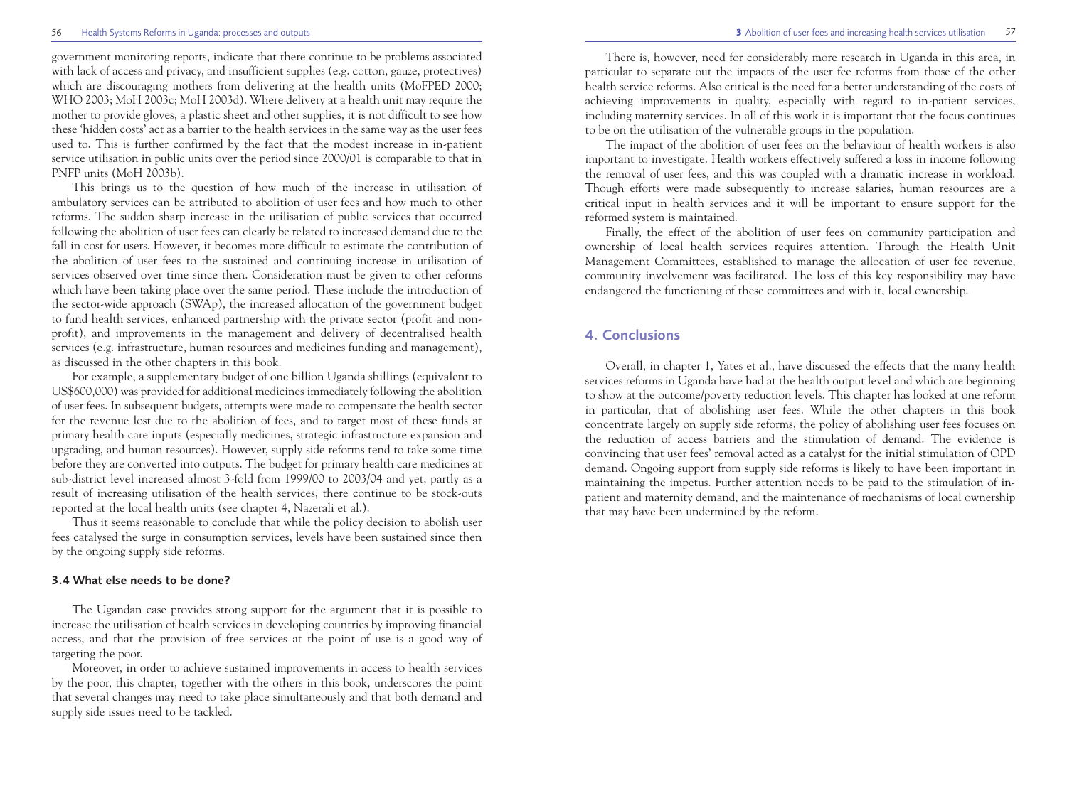government monitoring reports, indicate that there continue to be problems associated with lack of access and privacy, and insufficient supplies (e.g. cotton, gauze, protectives) which are discouraging mothers from delivering at the health units (MoFPED 2000; WHO 2003; MoH 2003c; MoH 2003d). Where delivery at a health unit may require the mother to provide gloves, a plastic sheet and other supplies, it is not difficult to see how these 'hidden costs' act as a barrier to the health services in the same way as the user fees used to. This is further confirmed by the fact that the modest increase in in-patient service utilisation in public units over the period since 2000/01 is comparable to that in PNFP units (MoH 2003b).

This brings us to the question of how much of the increase in utilisation of ambulatory services can be attributed to abolition of user fees and how much to other reforms. The sudden sharp increase in the utilisation of public services that occurred following the abolition of user fees can clearly be related to increased demand due to the fall in cost for users. However, it becomes more difficult to estimate the contribution of the abolition of user fees to the sustained and continuing increase in utilisation of services observed over time since then. Consideration must be given to other reforms which have been taking place over the same period. These include the introduction of the sector-wide approach (SWAp), the increased allocation of the government budget to fund health services, enhanced partnership with the private sector (profit and non-profit), and improvements in the management and delivery of decentralised health services (e.g. infrastructure, human resources and medicines funding and management), as discussed in the other chapters in this book.

For example, a supplementary budget of one billion Uganda shillings (equivalent to US$600,000) was provided for additional medicines immediately following the abolition of user fees. In subsequent budgets, attempts were made to compensate the health sector for the revenue lost due to the abolition of fees, and to target most of these funds at primary health care inputs (especially medicines, strategic infrastructure expansion and upgrading, and human resources). However, supply side reforms tend to take some time before they are converted into outputs. The budget for primary health care medicines at sub-district level increased almost 3-fold from 1999/00 to 2003/04 and yet, partly as a result of increasing utilisation of the health services, there continue to be stock-outs reported at the local health units (see chapter 4, Nazerali et al.).

Thus it seems reasonable to conclude that while the policy decision to abolish user fees catalysed the surge in consumption services, levels have been sustained since then by the ongoing supply side reforms.

### 3.4 What else needs to be done?

The Ugandan case provides strong support for the argument that it is possible to increase the utilisation of health services in developing countries by improving financial access, and that the provision of free services at the point of use is a good way of targeting the poor.

Moreover, in order to achieve sustained improvements in access to health services by the poor, this chapter, together with the others in this book, underscores the point that several changes may need to take place simultaneously and that both demand and supply side issues need to be tackled.

There is, however, need for considerably more research in Uganda in this area, in particular to separate out the impacts of the user fee reforms from those of the other health service reforms. Also critical is the need for a better understanding of the costs of achieving improvements in quality, especially with regard to in-patient services, including maternity services. In all of this work it is important that the focus continues to be on the utilisation of the vulnerable groups in the population.

The impact of the abolition of user fees on the behaviour of health workers is also important to investigate. Health workers effectively suffered a loss in income following the removal of user fees, and this was coupled with a dramatic increase in workload. Though efforts were made subsequently to increase salaries, human resources are a critical input in health services and it will be important to ensure support for the reformed system is maintained.

Finally, the effect of the abolition of user fees on community participation and ownership of local health services requires attention. Through the Health Unit Management Committees, established to manage the allocation of user fee revenue, community involvement was facilitated. The loss of this key responsibility may have endangered the functioning of these committees and with it, local ownership.

## 4. Conclusions

Overall, in chapter 1, Yates et al., have discussed the effects that the many health services reforms in Uganda have had at the health output level and which are beginning to show at the outcome/poverty reduction levels. This chapter has looked at one reform in particular, that of abolishing user fees. While the other chapters in this book concentrate largely on supply side reforms, the policy of abolishing user fees focuses on the reduction of access barriers and the stimulation of demand. The evidence is convincing that user fees' removal acted as a catalyst for the initial stimulation of OPD demand. Ongoing support from supply side reforms is likely to have been important in maintaining the impetus. Further attention needs to be paid to the stimulation of in-patient and maternity demand, and the maintenance of mechanisms of local ownership that may have been undermined by the reform.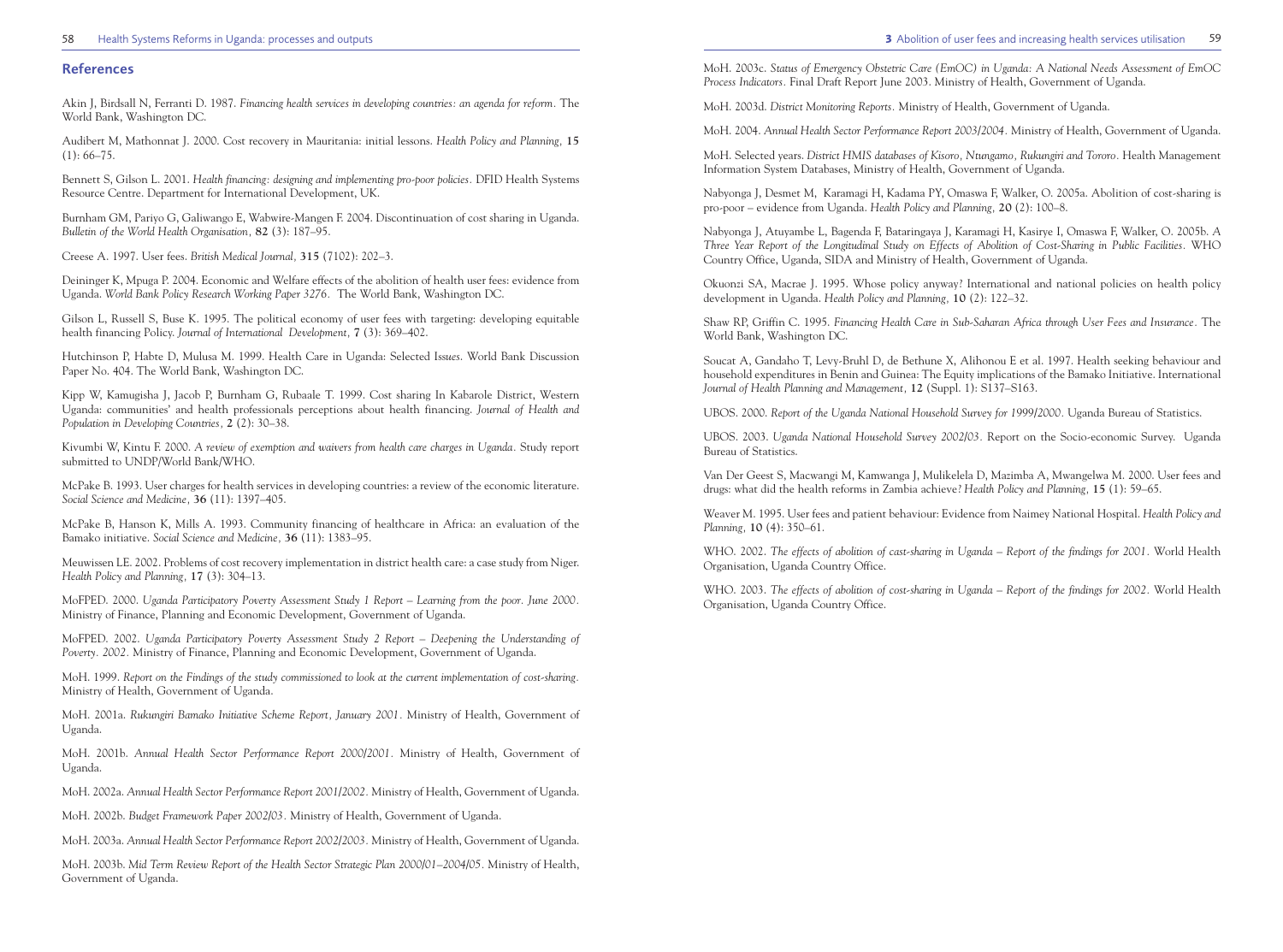## References

Akin J, Birdsall N, Ferranti D. 1987. *Financing health services in developing countries: an agenda for reform*. The World Bank, Washington DC.

Audibert M, Mathonnat J. 2000. Cost recovery in Mauritania: initial lessons. *Health Policy and Planning*, **15** (1): 66–75.

Bennett S, Gilson L. 2001. *Health financing: designing and implementing pro-poor policies*. DFID Health Systems Resource Centre. Department for International Development, UK.

Burnham GM, Pariyo G, Galiwango E, Wabwire-Mangen F. 2004. Discontinuation of cost sharing in Uganda. *Bulletin of the World Health Organisation*, **82** (3): 187–95.

Creese A. 1997. User fees. *British Medical Journal*, **315** (7102): 202–3.

Deininger K, Mpuga P. 2004. Economic and Welfare effects of the abolition of health user fees: evidence from Uganda. *World Bank Policy Research Working Paper 3276*. The World Bank, Washington DC.

Gilson L, Russell S, Buse K. 1995. The political economy of user fees with targeting: developing equitable health financing Policy. *Journal of International Development*, **7** (3): 369–402.

Hutchinson P, Habte D, Mulusa M. 1999. Health Care in Uganda: Selected Issues. World Bank Discussion Paper No. 404. The World Bank, Washington DC.

Kipp W, Kamugisha J, Jacob P, Burnham G, Rubaale T. 1999. Cost sharing In Kabarole District, Western Uganda: communities' and health professionals perceptions about health financing. *Journal of Health and Population in Developing Countries*, **2** (2): 30–38.

Kivumbi W, Kintu F. 2000. *A review of exemption and waivers from health care charges in Uganda*. Study report submitted to UNDP/World Bank/WHO.

McPake B. 1993. User charges for health services in developing countries: a review of the economic literature. *Social Science and Medicine*, **36** (11): 1397–405.

McPake B, Hanson K, Mills A. 1993. Community financing of healthcare in Africa: an evaluation of the Bamako initiative. *Social Science and Medicine*, **36** (11): 1383–95.

Meuwissen LE. 2002. Problems of cost recovery implementation in district health care: a case study from Niger. *Health Policy and Planning*, **17** (3): 304–13.

MoFPED. 2000. *Uganda Participatory Poverty Assessment Study 1 Report – Learning from the poor. June 2000*. Ministry of Finance, Planning and Economic Development, Government of Uganda.

MoFPED. 2002. *Uganda Participatory Poverty Assessment Study 2 Report – Deepening the Understanding of Poverty. 2002*. Ministry of Finance, Planning and Economic Development, Government of Uganda.

MoH. 1999. *Report on the Findings of the study commissioned to look at the current implementation of cost-sharing*. Ministry of Health, Government of Uganda.

MoH. 2001a. *Rukungiri Bamako Initiative Scheme Report, January 2001*. Ministry of Health, Government of Uganda.

MoH. 2001b. *Annual Health Sector Performance Report 2000/2001*. Ministry of Health, Government of Uganda.

MoH. 2002a. *Annual Health Sector Performance Report 2001/2002*. Ministry of Health, Government of Uganda.

MoH. 2002b. *Budget Framework Paper 2002/03*. Ministry of Health, Government of Uganda.

MoH. 2003a. *Annual Health Sector Performance Report 2002/2003*. Ministry of Health, Government of Uganda.

MoH. 2003b. *Mid Term Review Report of the Health Sector Strategic Plan 2000/01–2004/05*. Ministry of Health, Government of Uganda.

MoH. 2003c. *Status of Emergency Obstetric Care (EmOC) in Uganda: A National Needs Assessment of EmOC Process Indicators*. Final Draft Report June 2003. Ministry of Health, Government of Uganda.

MoH. 2003d. *District Monitoring Reports*. Ministry of Health, Government of Uganda.

MoH. 2004. *Annual Health Sector Performance Report 2003/2004*. Ministry of Health, Government of Uganda.

MoH. Selected years. *District HMIS databases of Kisoro, Ntungamo, Rukungiri and Tororo*. Health Management Information System Databases, Ministry of Health, Government of Uganda.

Nabyonga J, Desmet M, Karamagi H, Kadama PY, Omaswa F, Walker, O. 2005a. Abolition of cost-sharing is pro-poor – evidence from Uganda. *Health Policy and Planning*, **20** (2): 100–8.

Nabyonga J, Atuyambe L, Bagenda F, Bataringaya J, Karamagi H, Kasirye I, Omaswa F, Walker, O. 2005b. *A Three Year Report of the Longitudinal Study on Effects of Abolition of Cost-Sharing in Public Facilities*. WHO Country Office, Uganda, SIDA and Ministry of Health, Government of Uganda.

Okuonzi SA, Macrae J. 1995. Whose policy anyway? International and national policies on health policy development in Uganda. *Health Policy and Planning*, **10** (2): 122–32.

Shaw RP, Griffin C. 1995. *Financing Health Care in Sub-Saharan Africa through User Fees and Insurance*. The World Bank, Washington DC.

Soucat A, Gandaho T, Levy-Bruhl D, de Bethune X, Alihonou E et al. 1997. Health seeking behaviour and household expenditures in Benin and Guinea: The Equity implications of the Bamako Initiative. International *Journal of Health Planning and Management*, **12** (Suppl. 1): S137–S163.

UBOS. 2000. *Report of the Uganda National Household Survey for 1999/2000*. Uganda Bureau of Statistics.

UBOS. 2003. *Uganda National Household Survey 2002/03*. Report on the Socio-economic Survey. Uganda Bureau of Statistics.

Van Der Geest S, Macwangi M, Kamwanga J, Mulikelela D, Mazimba A, Mwangelwa M. 2000. User fees and drugs: what did the health reforms in Zambia achieve? *Health Policy and Planning*, **15** (1): 59–65.

Weaver M. 1995. User fees and patient behaviour: Evidence from Naimey National Hospital. *Health Policy and Planning*, **10** (4): 350–61.

WHO. 2002. *The effects of abolition of cast-sharing in Uganda – Report of the findings for 2001*. World Health Organisation, Uganda Country Office.

WHO. 2003. *The effects of abolition of cost-sharing in Uganda – Report of the findings for 2002*. World Health Organisation, Uganda Country Office.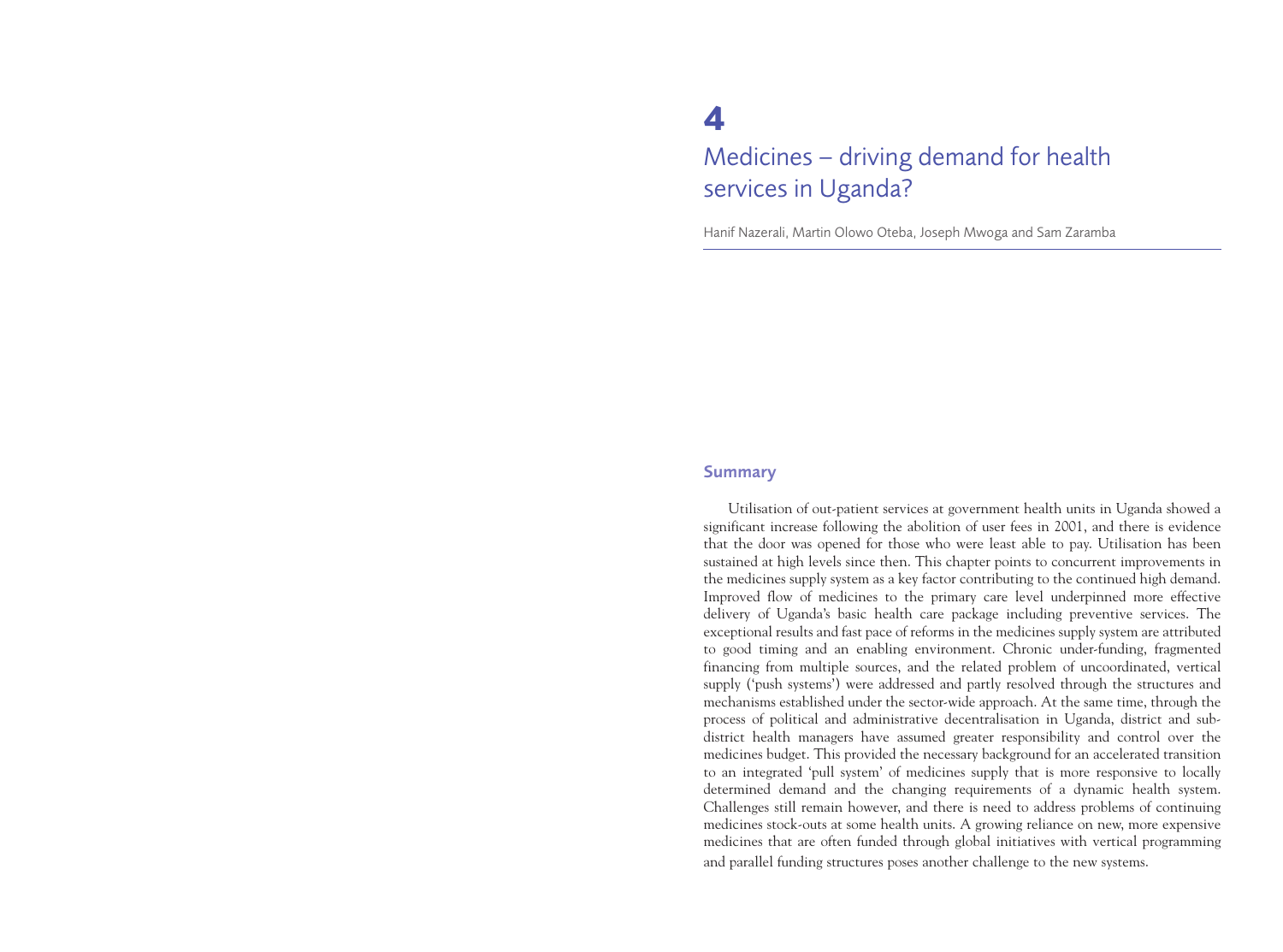# 4

# Medicines – driving demand for health services in Uganda?

Hanif Nazerali, Martin Olowo Oteba, Joseph Mwoga and Sam Zaramba

## Summary

Utilisation of out-patient services at government health units in Uganda showed a significant increase following the abolition of user fees in 2001, and there is evidence that the door was opened for those who were least able to pay. Utilisation has been sustained at high levels since then. This chapter points to concurrent improvements in the medicines supply system as a key factor contributing to the continued high demand. Improved flow of medicines to the primary care level underpinned more effective delivery of Uganda's basic health care package including preventive services. The exceptional results and fast pace of reforms in the medicines supply system are attributed to good timing and an enabling environment. Chronic under-funding, fragmented financing from multiple sources, and the related problem of uncoordinated, vertical supply ('push systems') were addressed and partly resolved through the structures and mechanisms established under the sector-wide approach. At the same time, through the process of political and administrative decentralisation in Uganda, district and sub-district health managers have assumed greater responsibility and control over the medicines budget. This provided the necessary background for an accelerated transition to an integrated 'pull system' of medicines supply that is more responsive to locally determined demand and the changing requirements of a dynamic health system. Challenges still remain however, and there is need to address problems of continuing medicines stock-outs at some health units. A growing reliance on new, more expensive medicines that are often funded through global initiatives with vertical programming and parallel funding structures poses another challenge to the new systems.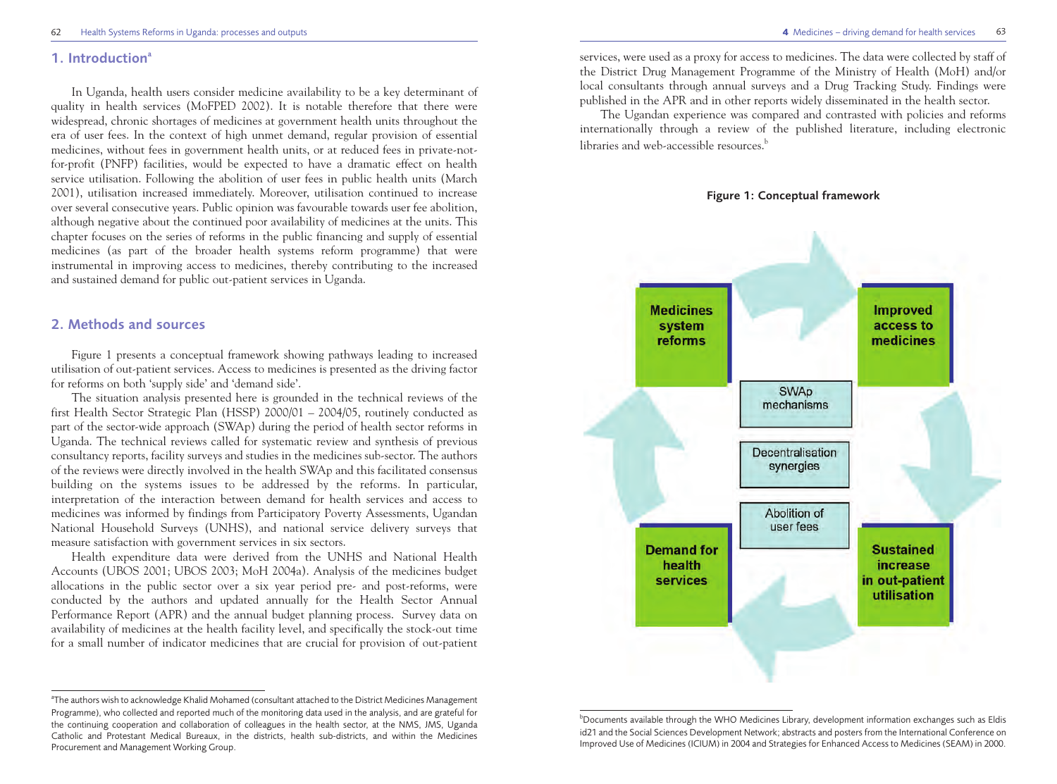## 1. Introduction[a]

In Uganda, health users consider medicine availability to be a key determinant of quality in health services (MoFPED 2002). It is notable therefore that there were widespread, chronic shortages of medicines at government health units throughout the era of user fees. In the context of high unmet demand, regular provision of essential medicines, without fees in government health units, or at reduced fees in private-not-for-profit (PNFP) facilities, would be expected to have a dramatic effect on health service utilisation. Following the abolition of user fees in public health units (March 2001), utilisation increased immediately. Moreover, utilisation continued to increase over several consecutive years. Public opinion was favourable towards user fee abolition, although negative about the continued poor availability of medicines at the units. This chapter focuses on the series of reforms in the public financing and supply of essential medicines (as part of the broader health systems reform programme) that were instrumental in improving access to medicines, thereby contributing to the increased and sustained demand for public out-patient services in Uganda.

## 2. Methods and sources

Figure 1 presents a conceptual framework showing pathways leading to increased utilisation of out-patient services. Access to medicines is presented as the driving factor for reforms on both 'supply side' and 'demand side'.

The situation analysis presented here is grounded in the technical reviews of the first Health Sector Strategic Plan (HSSP) 2000/01 – 2004/05, routinely conducted as part of the sector-wide approach (SWAp) during the period of health sector reforms in Uganda. The technical reviews called for systematic review and synthesis of previous consultancy reports, facility surveys and studies in the medicines sub-sector. The authors of the reviews were directly involved in the health SWAp and this facilitated consensus building on the systems issues to be addressed by the reforms. In particular, interpretation of the interaction between demand for health services and access to medicines was informed by findings from Participatory Poverty Assessments, Ugandan National Household Surveys (UNHS), and national service delivery surveys that measure satisfaction with government services in six sectors.

Health expenditure data were derived from the UNHS and National Health Accounts (UBOS 2001; UBOS 2003; MoH 2004a). Analysis of the medicines budget allocations in the public sector over a six year period pre- and post-reforms, were conducted by the authors and updated annually for the Health Sector Annual Performance Report (APR) and the annual budget planning process. Survey data on availability of medicines at the health facility level, and specifically the stock-out time for a small number of indicator medicines that are crucial for provision of out-patient services, were used as a proxy for access to medicines. The data were collected by staff of the District Drug Management Programme of the Ministry of Health (MoH) and/or local consultants through annual surveys and a Drug Tracking Study. Findings were published in the APR and in other reports widely disseminated in the health sector.

The Ugandan experience was compared and contrasted with policies and reforms internationally through a review of the published literature, including electronic libraries and web-accessible resources.[b]

**Figure 1: Conceptual framework**

- Medicines system reforms → Improved access to medicines → Sustained increase in out-patient utilisation → Demand for health services → Medicines system reforms
- Centre: SWAp mechanisms; Decentralisation synergies; Abolition of user fees

[a] The authors wish to acknowledge Khalid Mohamed (consultant attached to the District Medicines Management Programme), who collected and reported much of the monitoring data used in the analysis, and are grateful for the continuing cooperation and collaboration of colleagues in the health sector, at the NMS, JMS, Uganda Catholic and Protestant Medical Bureaux, in the districts, health sub-districts, and within the Medicines Procurement and Management Working Group.

[b] Documents available through the WHO Medicines Library, development information exchanges such as Eldis id21 and the Social Sciences Development Network; abstracts and posters from the International Conference on Improved Use of Medicines (ICIUM) in 2004 and Strategies for Enhanced Access to Medicines (SEAM) in 2000.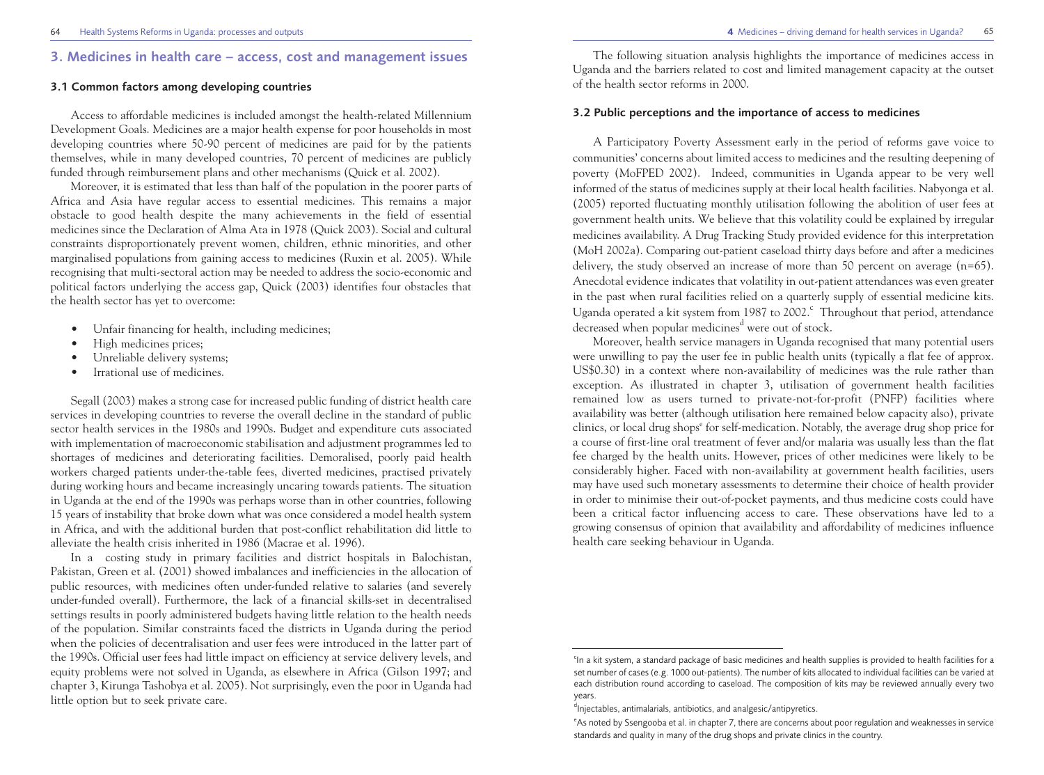## 3. Medicines in health care – access, cost and management issues

### 3.1 Common factors among developing countries

Access to affordable medicines is included amongst the health-related Millennium Development Goals. Medicines are a major health expense for poor households in most developing countries where 50-90 percent of medicines are paid for by the patients themselves, while in many developed countries, 70 percent of medicines are publicly funded through reimbursement plans and other mechanisms (Quick et al. 2002).

Moreover, it is estimated that less than half of the population in the poorer parts of Africa and Asia have regular access to essential medicines. This remains a major obstacle to good health despite the many achievements in the field of essential medicines since the Declaration of Alma Ata in 1978 (Quick 2003). Social and cultural constraints disproportionately prevent women, children, ethnic minorities, and other marginalised populations from gaining access to medicines (Ruxin et al. 2005). While recognising that multi-sectoral action may be needed to address the socio-economic and political factors underlying the access gap, Quick (2003) identifies four obstacles that the health sector has yet to overcome:

- Unfair financing for health, including medicines;
- High medicines prices;
- Unreliable delivery systems;
- Irrational use of medicines.

Segall (2003) makes a strong case for increased public funding of district health care services in developing countries to reverse the overall decline in the standard of public sector health services in the 1980s and 1990s. Budget and expenditure cuts associated with implementation of macroeconomic stabilisation and adjustment programmes led to shortages of medicines and deteriorating facilities. Demoralised, poorly paid health workers charged patients under-the-table fees, diverted medicines, practised privately during working hours and became increasingly uncaring towards patients. The situation in Uganda at the end of the 1990s was perhaps worse than in other countries, following 15 years of instability that broke down what was once considered a model health system in Africa, and with the additional burden that post-conflict rehabilitation did little to alleviate the health crisis inherited in 1986 (Macrae et al. 1996).

In a costing study in primary facilities and district hospitals in Balochistan, Pakistan, Green et al. (2001) showed imbalances and inefficiencies in the allocation of public resources, with medicines often under-funded relative to salaries (and severely under-funded overall). Furthermore, the lack of a financial skills-set in decentralised settings results in poorly administered budgets having little relation to the health needs of the population. Similar constraints faced the districts in Uganda during the period when the policies of decentralisation and user fees were introduced in the latter part of the 1990s. Official user fees had little impact on efficiency at service delivery levels, and equity problems were not solved in Uganda, as elsewhere in Africa (Gilson 1997; and chapter 3, Kirunga Tashobya et al. 2005). Not surprisingly, even the poor in Uganda had little option but to seek private care.

The following situation analysis highlights the importance of medicines access in Uganda and the barriers related to cost and limited management capacity at the outset of the health sector reforms in 2000.

### 3.2 Public perceptions and the importance of access to medicines

A Participatory Poverty Assessment early in the period of reforms gave voice to communities' concerns about limited access to medicines and the resulting deepening of poverty (MoFPED 2002). Indeed, communities in Uganda appear to be very well informed of the status of medicines supply at their local health facilities. Nabyonga et al. (2005) reported fluctuating monthly utilisation following the abolition of user fees at government health units. We believe that this volatility could be explained by irregular medicines availability. A Drug Tracking Study provided evidence for this interpretation (MoH 2002a). Comparing out-patient caseload thirty days before and after a medicines delivery, the study observed an increase of more than 50 percent on average (n=65). Anecdotal evidence indicates that volatility in out-patient attendances was even greater in the past when rural facilities relied on a quarterly supply of essential medicine kits. Uganda operated a kit system from 1987 to 2002.[c] Throughout that period, attendance decreased when popular medicines[d] were out of stock.

Moreover, health service managers in Uganda recognised that many potential users were unwilling to pay the user fee in public health units (typically a flat fee of approx. US$0.30) in a context where non-availability of medicines was the rule rather than exception. As illustrated in chapter 3, utilisation of government health facilities remained low as users turned to private-not-for-profit (PNFP) facilities where availability was better (although utilisation here remained below capacity also), private clinics, or local drug shops[e] for self-medication. Notably, the average drug shop price for a course of first-line oral treatment of fever and/or malaria was usually less than the flat fee charged by the health units. However, prices of other medicines were likely to be considerably higher. Faced with non-availability at government health facilities, users may have used such monetary assessments to determine their choice of health provider in order to minimise their out-of-pocket payments, and thus medicine costs could have been a critical factor influencing access to care. These observations have led to a growing consensus of opinion that availability and affordability of medicines influence health care seeking behaviour in Uganda.

---

[c] In a kit system, a standard package of basic medicines and health supplies is provided to health facilities for a set number of cases (e.g. 1000 out-patients). The number of kits allocated to individual facilities can be varied at each distribution round according to caseload. The composition of kits may be reviewed annually every two years.

[d] Injectables, antimalarials, antibiotics, and analgesic/antipyretics.

[e] As noted by Ssengooba et al. in chapter 7, there are concerns about poor regulation and weaknesses in service standards and quality in many of the drug shops and private clinics in the country.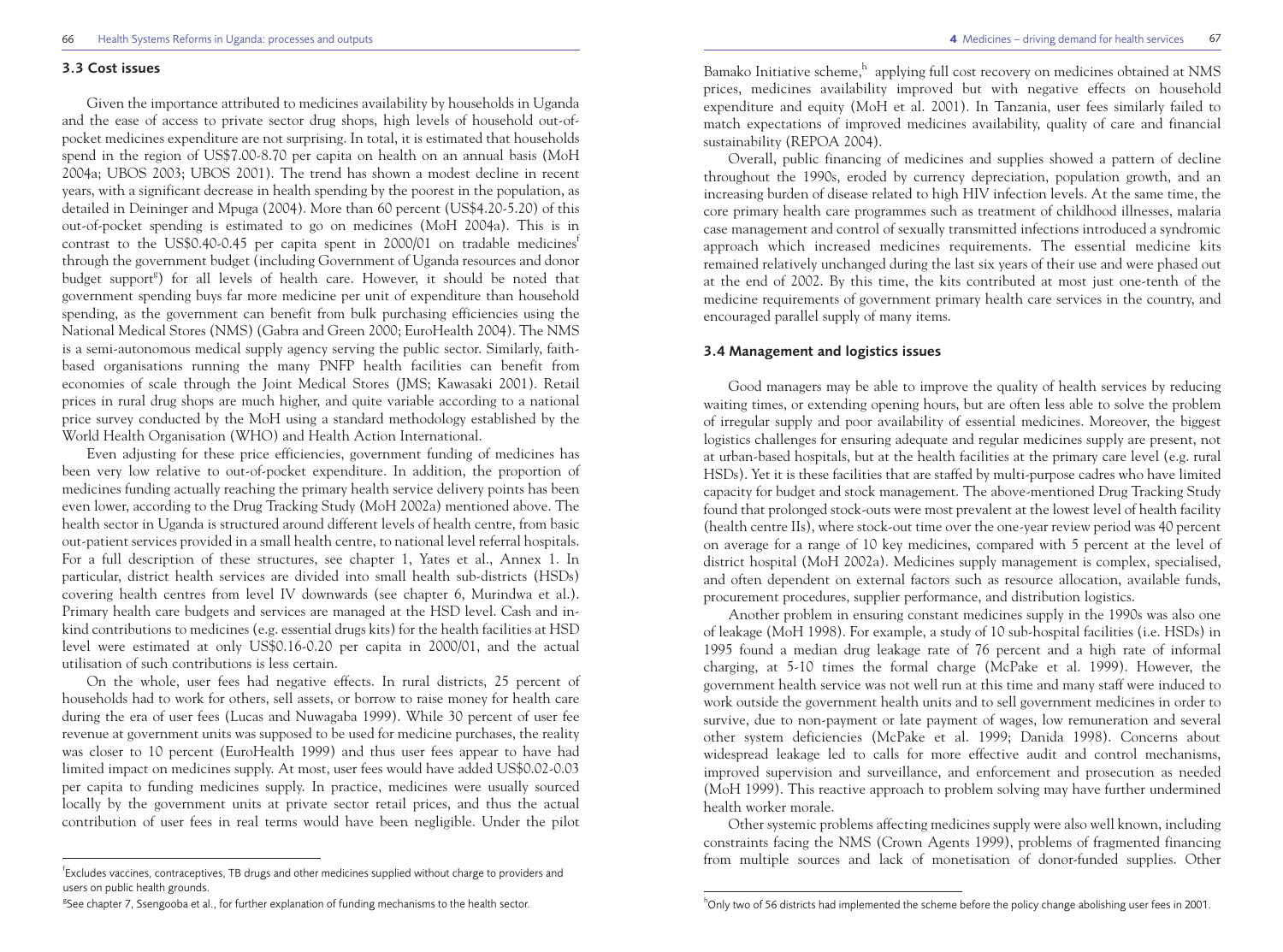### 3.3 Cost issues

Given the importance attributed to medicines availability by households in Uganda and the ease of access to private sector drug shops, high levels of household out-of-pocket medicines expenditure are not surprising. In total, it is estimated that households spend in the region of US$7.00-8.70 per capita on health on an annual basis (MoH 2004a; UBOS 2003; UBOS 2001). The trend has shown a modest decline in recent years, with a significant decrease in health spending by the poorest in the population, as detailed in Deininger and Mpuga (2004). More than 60 percent (US$4.20-5.20) of this out-of-pocket spending is estimated to go on medicines (MoH 2004a). This is in contrast to the US$0.40-0.45 per capita spent in 2000/01 on tradable medicines[f] through the government budget (including Government of Uganda resources and donor budget support[g]) for all levels of health care. However, it should be noted that government spending buys far more medicine per unit of expenditure than household spending, as the government can benefit from bulk purchasing efficiencies using the National Medical Stores (NMS) (Gabra and Green 2000; EuroHealth 2004). The NMS is a semi-autonomous medical supply agency serving the public sector. Similarly, faith-based organisations running the many PNFP health facilities can benefit from economies of scale through the Joint Medical Stores (JMS; Kawasaki 2001). Retail prices in rural drug shops are much higher, and quite variable according to a national price survey conducted by the MoH using a standard methodology established by the World Health Organisation (WHO) and Health Action International.

Even adjusting for these price efficiencies, government funding of medicines has been very low relative to out-of-pocket expenditure. In addition, the proportion of medicines funding actually reaching the primary health service delivery points has been even lower, according to the Drug Tracking Study (MoH 2002a) mentioned above. The health sector in Uganda is structured around different levels of health centre, from basic out-patient services provided in a small health centre, to national level referral hospitals. For a full description of these structures, see chapter 1, Yates et al., Annex 1. In particular, district health services are divided into small health sub-districts (HSDs) covering health centres from level IV downwards (see chapter 6, Murindwa et al.). Primary health care budgets and services are managed at the HSD level. Cash and in-kind contributions to medicines (e.g. essential drugs kits) for the health facilities at HSD level were estimated at only US$0.16-0.20 per capita in 2000/01, and the actual utilisation of such contributions is less certain.

On the whole, user fees had negative effects. In rural districts, 25 percent of households had to work for others, sell assets, or borrow to raise money for health care during the era of user fees (Lucas and Nuwagaba 1999). While 30 percent of user fee revenue at government units was supposed to be used for medicine purchases, the reality was closer to 10 percent (EuroHealth 1999) and thus user fees appear to have had limited impact on medicines supply. At most, user fees would have added US$0.02-0.03 per capita to funding medicines supply. In practice, medicines were usually sourced locally by the government units at private sector retail prices, and thus the actual contribution of user fees in real terms would have been negligible. Under the pilot Bamako Initiative scheme,[h] applying full cost recovery on medicines obtained at NMS prices, medicines availability improved but with negative effects on household expenditure and equity (MoH et al. 2001). In Tanzania, user fees similarly failed to match expectations of improved medicines availability, quality of care and financial sustainability (REPOA 2004).

Overall, public financing of medicines and supplies showed a pattern of decline throughout the 1990s, eroded by currency depreciation, population growth, and an increasing burden of disease related to high HIV infection levels. At the same time, the core primary health care programmes such as treatment of childhood illnesses, malaria case management and control of sexually transmitted infections introduced a syndromic approach which increased medicines requirements. The essential medicine kits remained relatively unchanged during the last six years of their use and were phased out at the end of 2002. By this time, the kits contributed at most just one-tenth of the medicine requirements of government primary health care services in the country, and encouraged parallel supply of many items.

### 3.4 Management and logistics issues

Good managers may be able to improve the quality of health services by reducing waiting times, or extending opening hours, but are often less able to solve the problem of irregular supply and poor availability of essential medicines. Moreover, the biggest logistics challenges for ensuring adequate and regular medicines supply are present, not at urban-based hospitals, but at the health facilities at the primary care level (e.g. rural HSDs). Yet it is these facilities that are staffed by multi-purpose cadres who have limited capacity for budget and stock management. The above-mentioned Drug Tracking Study found that prolonged stock-outs were most prevalent at the lowest level of health facility (health centre IIs), where stock-out time over the one-year review period was 40 percent on average for a range of 10 key medicines, compared with 5 percent at the level of district hospital (MoH 2002a). Medicines supply management is complex, specialised, and often dependent on external factors such as resource allocation, available funds, procurement procedures, supplier performance, and distribution logistics.

Another problem in ensuring constant medicines supply in the 1990s was also one of leakage (MoH 1998). For example, a study of 10 sub-hospital facilities (i.e. HSDs) in 1995 found a median drug leakage rate of 76 percent and a high rate of informal charging, at 5-10 times the formal charge (McPake et al. 1999). However, the government health service was not well run at this time and many staff were induced to work outside the government health units and to sell government medicines in order to survive, due to non-payment or late payment of wages, low remuneration and several other system deficiencies (McPake et al. 1999; Danida 1998). Concerns about widespread leakage led to calls for more effective audit and control mechanisms, improved supervision and surveillance, and enforcement and prosecution as needed (MoH 1999). This reactive approach to problem solving may have further undermined health worker morale.

Other systemic problems affecting medicines supply were also well known, including constraints facing the NMS (Crown Agents 1999), problems of fragmented financing from multiple sources and lack of monetisation of donor-funded supplies. Other

---

[f] Excludes vaccines, contraceptives, TB drugs and other medicines supplied without charge to providers and users on public health grounds.

[g] See chapter 7, Ssengooba et al., for further explanation of funding mechanisms to the health sector.

[h] Only two of 56 districts had implemented the scheme before the policy change abolishing user fees in 2001.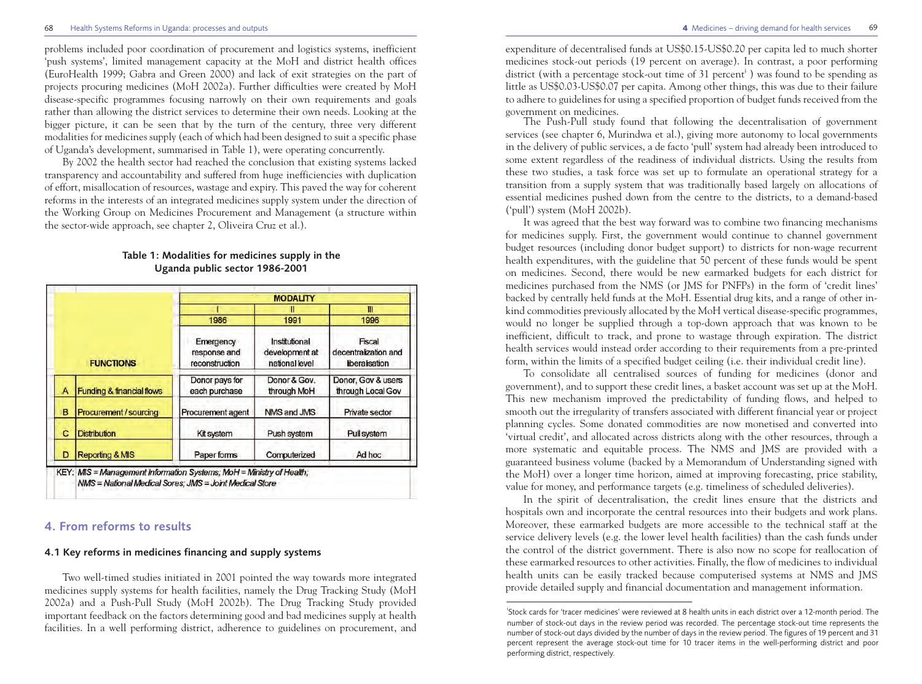problems included poor coordination of procurement and logistics systems, inefficient 'push systems', limited management capacity at the MoH and district health offices (EuroHealth 1999; Gabra and Green 2000) and lack of exit strategies on the part of projects procuring medicines (MoH 2002a). Further difficulties were created by MoH disease-specific programmes focusing narrowly on their own requirements and goals rather than allowing the district services to determine their own needs. Looking at the bigger picture, it can be seen that by the turn of the century, three very different modalities for medicines supply (each of which had been designed to suit a specific phase of Uganda's development, summarised in Table 1), were operating concurrently.

By 2002 the health sector had reached the conclusion that existing systems lacked transparency and accountability and suffered from huge inefficiencies with duplication of effort, misallocation of resources, wastage and expiry. This paved the way for coherent reforms in the interests of an integrated medicines supply system under the direction of the Working Group on Medicines Procurement and Management (a structure within the sector-wide approach, see chapter 2, Oliveira Cruz et al.).

**Table 1: Modalities for medicines supply in the Uganda public sector 1986-2001**

| | FUNCTIONS | MODALITY | | |
|---|---|---|---|---|
| | | I | II | III |
| | | 1986 | 1991 | 1996 |
| | | Emergency response and reconstruction | Institutional development at national level | Fiscal decentralization and liberalisation |
| A | Funding & financial flows | Donor pays for each purchase | Donor & Gov. through MoH | Donor, Gov & users through Local Gov |
| B | Procurement / sourcing | Procurement agent | NMS and JMS | Private sector |
| C | Distribution | Kit system | Push system | Pull system |
| D | Reporting & MIS | Paper forms | Computerized | Ad hoc |

KEY: *MIS = Management Information Systems; MoH = Ministry of Health; NMS = National Medical Sores; JMS = Joint Medical Store*

## 4. From reforms to results

### 4.1 Key reforms in medicines financing and supply systems

Two well-timed studies initiated in 2001 pointed the way towards more integrated medicines supply systems for health facilities, namely the Drug Tracking Study (MoH 2002a) and a Push-Pull Study (MoH 2002b). The Drug Tracking Study provided important feedback on the factors determining good and bad medicines supply at health facilities. In a well performing district, adherence to guidelines on procurement, and expenditure of decentralised funds at US$0.15-US$0.20 per capita led to much shorter medicines stock-out periods (19 percent on average). In contrast, a poor performing district (with a percentage stock-out time of 31 percent[i] ) was found to be spending as little as US$0.03-US$0.07 per capita. Among other things, this was due to their failure to adhere to guidelines for using a specified proportion of budget funds received from the government on medicines.

The Push-Pull study found that following the decentralisation of government services (see chapter 6, Murindwa et al.), giving more autonomy to local governments in the delivery of public services, a de facto 'pull' system had already been introduced to some extent regardless of the readiness of individual districts. Using the results from these two studies, a task force was set up to formulate an operational strategy for a transition from a supply system that was traditionally based largely on allocations of essential medicines pushed down from the centre to the districts, to a demand-based ('pull') system (MoH 2002b).

It was agreed that the best way forward was to combine two financing mechanisms for medicines supply. First, the government would continue to channel government budget resources (including donor budget support) to districts for non-wage recurrent health expenditures, with the guideline that 50 percent of these funds would be spent on medicines. Second, there would be new earmarked budgets for each district for medicines purchased from the NMS (or JMS for PNFPs) in the form of 'credit lines' backed by centrally held funds at the MoH. Essential drug kits, and a range of other in-kind commodities previously allocated by the MoH vertical disease-specific programmes, would no longer be supplied through a top-down approach that was known to be inefficient, difficult to track, and prone to wastage through expiration. The district health services would instead order according to their requirements from a pre-printed form, within the limits of a specified budget ceiling (i.e. their individual credit line).

To consolidate all centralised sources of funding for medicines (donor and government), and to support these credit lines, a basket account was set up at the MoH. This new mechanism improved the predictability of funding flows, and helped to smooth out the irregularity of transfers associated with different financial year or project planning cycles. Some donated commodities are now monetised and converted into 'virtual credit', and allocated across districts along with the other resources, through a more systematic and equitable process. The NMS and JMS are provided with a guaranteed business volume (backed by a Memorandum of Understanding signed with the MoH) over a longer time horizon, aimed at improving forecasting, price stability, value for money, and performance targets (e.g. timeliness of scheduled deliveries).

In the spirit of decentralisation, the credit lines ensure that the districts and hospitals own and incorporate the central resources into their budgets and work plans. Moreover, these earmarked budgets are more accessible to the technical staff at the service delivery levels (e.g. the lower level health facilities) than the cash funds under the control of the district government. There is also now no scope for reallocation of these earmarked resources to other activities. Finally, the flow of medicines to individual health units can be easily tracked because computerised systems at NMS and JMS provide detailed supply and financial documentation and management information.

[i] Stock cards for 'tracer medicines' were reviewed at 8 health units in each district over a 12-month period. The number of stock-out days in the review period was recorded. The percentage stock-out time represents the number of stock-out days divided by the number of days in the review period. The figures of 19 percent and 31 percent represent the average stock-out time for 10 tracer items in the well-performing district and poor performing district, respectively.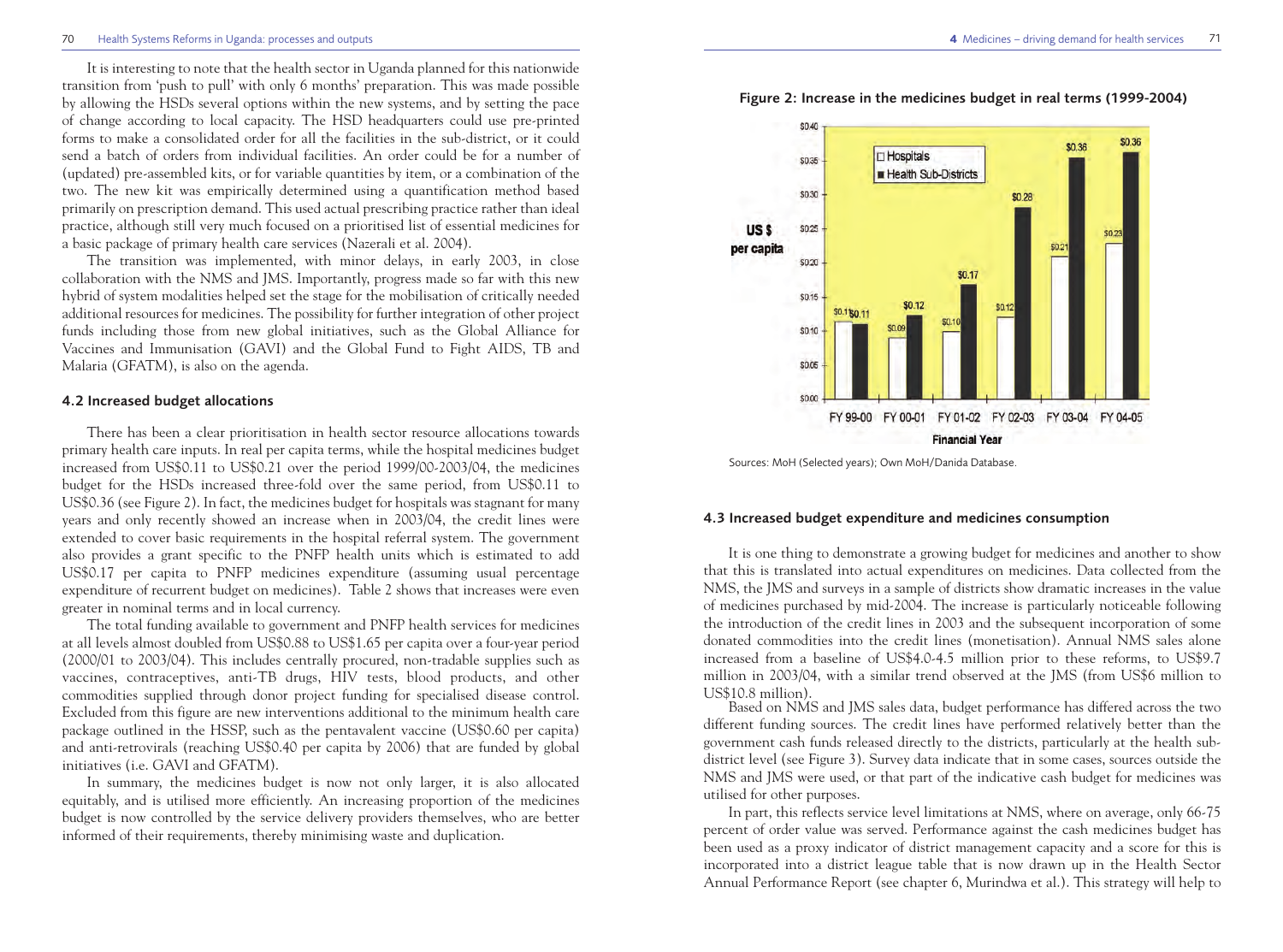It is interesting to note that the health sector in Uganda planned for this nationwide transition from 'push to pull' with only 6 months' preparation. This was made possible by allowing the HSDs several options within the new systems, and by setting the pace of change according to local capacity. The HSD headquarters could use pre-printed forms to make a consolidated order for all the facilities in the sub-district, or it could send a batch of orders from individual facilities. An order could be for a number of (updated) pre-assembled kits, or for variable quantities by item, or a combination of the two. The new kit was empirically determined using a quantification method based primarily on prescription demand. This used actual prescribing practice rather than ideal practice, although still very much focused on a prioritised list of essential medicines for a basic package of primary health care services (Nazerali et al. 2004).

The transition was implemented, with minor delays, in early 2003, in close collaboration with the NMS and JMS. Importantly, progress made so far with this new hybrid of system modalities helped set the stage for the mobilisation of critically needed additional resources for medicines. The possibility for further integration of other project funds including those from new global initiatives, such as the Global Alliance for Vaccines and Immunisation (GAVI) and the Global Fund to Fight AIDS, TB and Malaria (GFATM), is also on the agenda.

### 4.2 Increased budget allocations

There has been a clear prioritisation in health sector resource allocations towards primary health care inputs. In real per capita terms, while the hospital medicines budget increased from US$0.11 to US$0.21 over the period 1999/00-2003/04, the medicines budget for the HSDs increased three-fold over the same period, from US$0.11 to US$0.36 (see Figure 2). In fact, the medicines budget for hospitals was stagnant for many years and only recently showed an increase when in 2003/04, the credit lines were extended to cover basic requirements in the hospital referral system. The government also provides a grant specific to the PNFP health units which is estimated to add US$0.17 per capita to PNFP medicines expenditure (assuming usual percentage expenditure of recurrent budget on medicines). Table 2 shows that increases were even greater in nominal terms and in local currency.

The total funding available to government and PNFP health services for medicines at all levels almost doubled from US$0.88 to US$1.65 per capita over a four-year period (2000/01 to 2003/04). This includes centrally procured, non-tradable supplies such as vaccines, contraceptives, anti-TB drugs, HIV tests, blood products, and other commodities supplied through donor project funding for specialised disease control. Excluded from this figure are new interventions additional to the minimum health care package outlined in the HSSP, such as the pentavalent vaccine (US$0.60 per capita) and anti-retrovirals (reaching US$0.40 per capita by 2006) that are funded by global initiatives (i.e. GAVI and GFATM).

In summary, the medicines budget is now not only larger, it is also allocated equitably, and is utilised more efficiently. An increasing proportion of the medicines budget is now controlled by the service delivery providers themselves, who are better informed of their requirements, thereby minimising waste and duplication.

**Figure 2: Increase in the medicines budget in real terms (1999-2004)**

| Financial Year | Hospitals (US$ per capita) | Health Sub-Districts (US$ per capita) |
|---|---|---|
| FY 99-00 | $0.11 | $0.11 |
| FY 00-01 | $0.09 | $0.12 |
| FY 01-02 | $0.10 | $0.17 |
| FY 02-03 | $0.12 | $0.28 |
| FY 03-04 | $0.21 | $0.36 |
| FY 04-05 | $0.23 | $0.36 |

Sources: MoH (Selected years); Own MoH/Danida Database.

### 4.3 Increased budget expenditure and medicines consumption

It is one thing to demonstrate a growing budget for medicines and another to show that this is translated into actual expenditures on medicines. Data collected from the NMS, the JMS and surveys in a sample of districts show dramatic increases in the value of medicines purchased by mid-2004. The increase is particularly noticeable following the introduction of the credit lines in 2003 and the subsequent incorporation of some donated commodities into the credit lines (monetisation). Annual NMS sales alone increased from a baseline of US$4.0-4.5 million prior to these reforms, to US$9.7 million in 2003/04, with a similar trend observed at the JMS (from US$6 million to US$10.8 million).

Based on NMS and JMS sales data, budget performance has differed across the two different funding sources. The credit lines have performed relatively better than the government cash funds released directly to the districts, particularly at the health sub-district level (see Figure 3). Survey data indicate that in some cases, sources outside the NMS and JMS were used, or that part of the indicative cash budget for medicines was utilised for other purposes.

In part, this reflects service level limitations at NMS, where on average, only 66-75 percent of order value was served. Performance against the cash medicines budget has been used as a proxy indicator of district management capacity and a score for this is incorporated into a district league table that is now drawn up in the Health Sector Annual Performance Report (see chapter 6, Murindwa et al.). This strategy will help to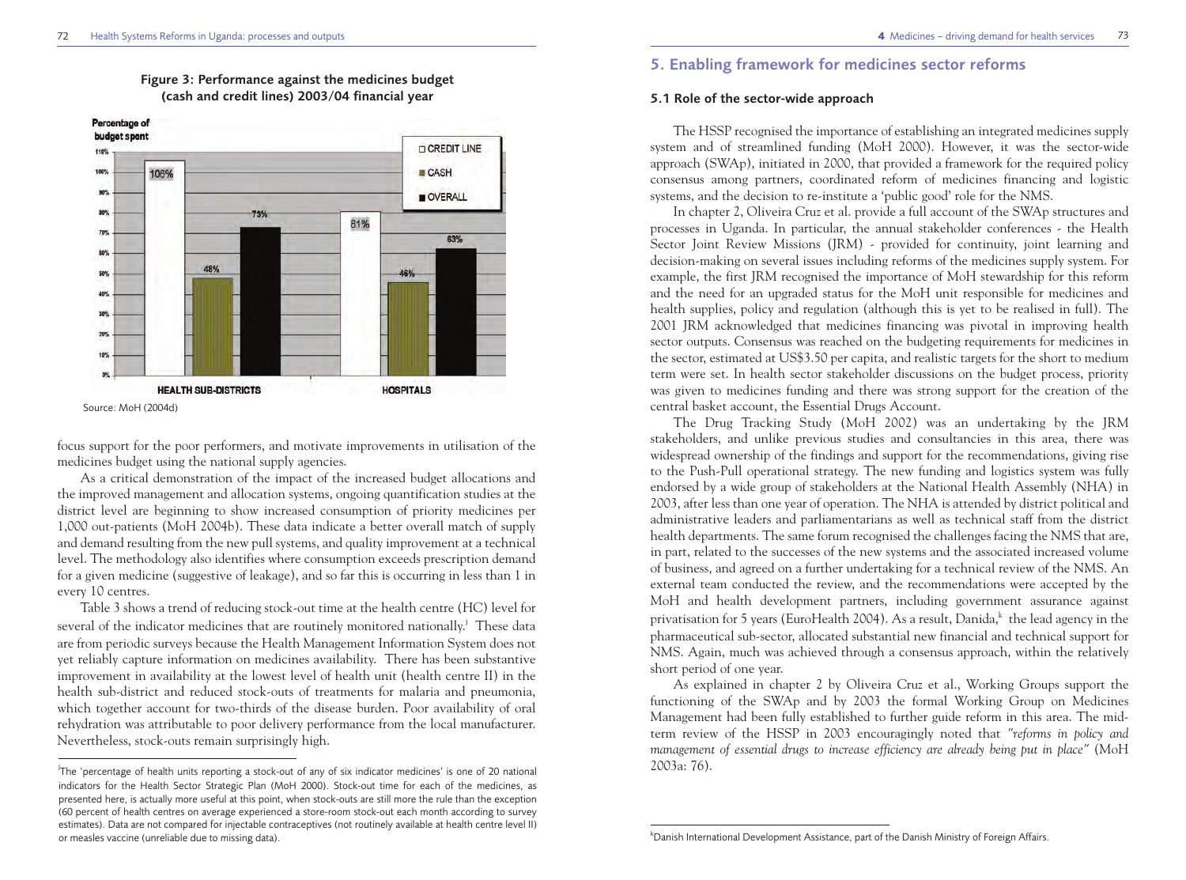**Figure 3: Performance against the medicines budget (cash and credit lines) 2003/04 financial year**

| | Credit line | Cash | Overall |
|---|---|---|---|
| Health sub-districts | 106% | 48% | 73% |
| Hospitals | 81% | 46% | 63% |

Source: MoH (2004d)

focus support for the poor performers, and motivate improvements in utilisation of the medicines budget using the national supply agencies.

As a critical demonstration of the impact of the increased budget allocations and the improved management and allocation systems, ongoing quantification studies at the district level are beginning to show increased consumption of priority medicines per 1,000 out-patients (MoH 2004b). These data indicate a better overall match of supply and demand resulting from the new pull systems, and quality improvement at a technical level. The methodology also identifies where consumption exceeds prescription demand for a given medicine (suggestive of leakage), and so far this is occurring in less than 1 in every 10 centres.

Table 3 shows a trend of reducing stock-out time at the health centre (HC) level for several of the indicator medicines that are routinely monitored nationally.[j] These data are from periodic surveys because the Health Management Information System does not yet reliably capture information on medicines availability. There has been substantive improvement in availability at the lowest level of health unit (health centre II) in the health sub-district and reduced stock-outs of treatments for malaria and pneumonia, which together account for two-thirds of the disease burden. Poor availability of oral rehydration was attributable to poor delivery performance from the local manufacturer. Nevertheless, stock-outs remain surprisingly high.

## 5. Enabling framework for medicines sector reforms

### 5.1 Role of the sector-wide approach

The HSSP recognised the importance of establishing an integrated medicines supply system and of streamlined funding (MoH 2000). However, it was the sector-wide approach (SWAp), initiated in 2000, that provided a framework for the required policy consensus among partners, coordinated reform of medicines financing and logistic systems, and the decision to re-institute a 'public good' role for the NMS.

In chapter 2, Oliveira Cruz et al. provide a full account of the SWAp structures and processes in Uganda. In particular, the annual stakeholder conferences - the Health Sector Joint Review Missions (JRM) - provided for continuity, joint learning and decision-making on several issues including reforms of the medicines supply system. For example, the first JRM recognised the importance of MoH stewardship for this reform and the need for an upgraded status for the MoH unit responsible for medicines and health supplies, policy and regulation (although this is yet to be realised in full). The 2001 JRM acknowledged that medicines financing was pivotal in improving health sector outputs. Consensus was reached on the budgeting requirements for medicines in the sector, estimated at US$3.50 per capita, and realistic targets for the short to medium term were set. In health sector stakeholder discussions on the budget process, priority was given to medicines funding and there was strong support for the creation of the central basket account, the Essential Drugs Account.

The Drug Tracking Study (MoH 2002) was an undertaking by the JRM stakeholders, and unlike previous studies and consultancies in this area, there was widespread ownership of the findings and support for the recommendations, giving rise to the Push-Pull operational strategy. The new funding and logistics system was fully endorsed by a wide group of stakeholders at the National Health Assembly (NHA) in 2003, after less than one year of operation. The NHA is attended by district political and administrative leaders and parliamentarians as well as technical staff from the district health departments. The same forum recognised the challenges facing the NMS that are, in part, related to the successes of the new systems and the associated increased volume of business, and agreed on a further undertaking for a technical review of the NMS. An external team conducted the review, and the recommendations were accepted by the MoH and health development partners, including government assurance against privatisation for 5 years (EuroHealth 2004). As a result, Danida,[k] the lead agency in the pharmaceutical sub-sector, allocated substantial new financial and technical support for NMS. Again, much was achieved through a consensus approach, within the relatively short period of one year.

As explained in chapter 2 by Oliveira Cruz et al., Working Groups support the functioning of the SWAp and by 2003 the formal Working Group on Medicines Management had been fully established to further guide reform in this area. The mid-term review of the HSSP in 2003 encouragingly noted that *"reforms in policy and management of essential drugs to increase efficiency are already being put in place"* (MoH 2003a: 76).

---

[j] The 'percentage of health units reporting a stock-out of any of six indicator medicines' is one of 20 national indicators for the Health Sector Strategic Plan (MoH 2000). Stock-out time for each of the medicines, as presented here, is actually more useful at this point, when stock-outs are still more the rule than the exception (60 percent of health centres on average experienced a store-room stock-out each month according to survey estimates). Data are not compared for injectable contraceptives (not routinely available at health centre level II) or measles vaccine (unreliable due to missing data).

[k] Danish International Development Assistance, part of the Danish Ministry of Foreign Affairs.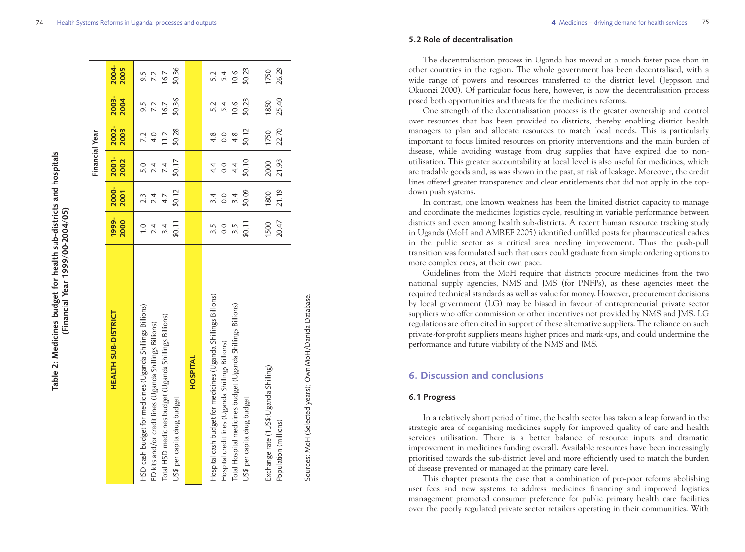**Table 2: Medicines budget for health sub-districts and hospitals (Financial Year 1999/00-2004/05)**

| | Financial Year | | | | | |
|---|---|---|---|---|---|---|
| **HEALTH SUB-DISTRICT** | **1999-2000** | **2000-2001** | **2001-2002** | **2002-2003** | **2003-2004** | **2004-2005** |
| HSD cash budget for medicines (Uganda Shillings Billions) | 1.0 | 2.3 | 5.0 | 7.2 | 9.5 | 9.5 |
| ED kits and/or credit lines (Uganda Shillings Billions) | 2.4 | 2.4 | 2.4 | 4.0 | 7.2 | 7.2 |
| Total HSD medicines budget (Uganda Shillings Billions) | 3.4 | 4.7 | 7.4 | 11.2 | 16.7 | 16.7 |
| US$ per capita drug budget | $0.11 | $0.12 | $0.17 | $0.28 | $0.36 | $0.36 |
| **HOSPITAL** | | | | | | |
| Hospital cash budget for medicines (Uganda Shillings Billions) | 3.5 | 3.4 | 4.4 | 4.8 | 5.2 | 5.2 |
| Hospital credit lines (Uganda Shillings Billions) | 0.0 | 0.0 | 0.0 | 0.0 | 5.4 | 5.4 |
| Total Hospital medicines budget (Uganda Shillings Billions) | 3.5 | 3.4 | 4.4 | 4.8 | 10.6 | 10.6 |
| US$ per capita drug budget | $0.11 | $0.09 | $0.10 | $0.12 | $0.23 | $0.23 |
| Exchange rate (1US$:Uganda Shilling) | 1500 | 1800 | 2000 | 1750 | 1850 | 1750 |
| Population (millions) | 20.47 | 21.19 | 21.93 | 22.70 | 25.40 | 26.29 |

Sources: MoH (Selected years); Own MoH/Danida Database.

### 5.2 Role of decentralisation

The decentralisation process in Uganda has moved at a much faster pace than in other countries in the region. The whole government has been decentralised, with a wide range of powers and resources transferred to the district level (Jeppsson and Okuonzi 2000). Of particular focus here, however, is how the decentralisation process posed both opportunities and threats for the medicines reforms.

One strength of the decentralisation process is the greater ownership and control over resources that has been provided to districts, thereby enabling district health managers to plan and allocate resources to match local needs. This is particularly important to focus limited resources on priority interventions and the main burden of disease, while avoiding wastage from drug supplies that have expired due to non-utilisation. This greater accountability at local level is also useful for medicines, which are tradable goods and, as was shown in the past, at risk of leakage. Moreover, the credit lines offered greater transparency and clear entitlements that did not apply in the top-down push systems.

In contrast, one known weakness has been the limited district capacity to manage and coordinate the medicines logistics cycle, resulting in variable performance between districts and even among health sub-districts. A recent human resource tracking study in Uganda (MoH and AMREF 2005) identified unfilled posts for pharmaceutical cadres in the public sector as a critical area needing improvement. Thus the push-pull transition was formulated such that users could graduate from simple ordering options to more complex ones, at their own pace.

Guidelines from the MoH require that districts procure medicines from the two national supply agencies, NMS and JMS (for PNFPs), as these agencies meet the required technical standards as well as value for money. However, procurement decisions by local government (LG) may be biased in favour of entrepreneurial private sector suppliers who offer commission or other incentives not provided by NMS and JMS. LG regulations are often cited in support of these alternative suppliers. The reliance on such private-for-profit suppliers means higher prices and mark-ups, and could undermine the performance and future viability of the NMS and JMS.

## 6. Discussion and conclusions

### 6.1 Progress

In a relatively short period of time, the health sector has taken a leap forward in the strategic area of organising medicines supply for improved quality of care and health services utilisation. There is a better balance of resource inputs and dramatic improvement in medicines funding overall. Available resources have been increasingly prioritised towards the sub-district level and more efficiently used to match the burden of disease prevented or managed at the primary care level.

This chapter presents the case that a combination of pro-poor reforms abolishing user fees and new systems to address medicines financing and improved logistics management promoted consumer preference for public primary health care facilities over the poorly regulated private sector retailers operating in their communities. With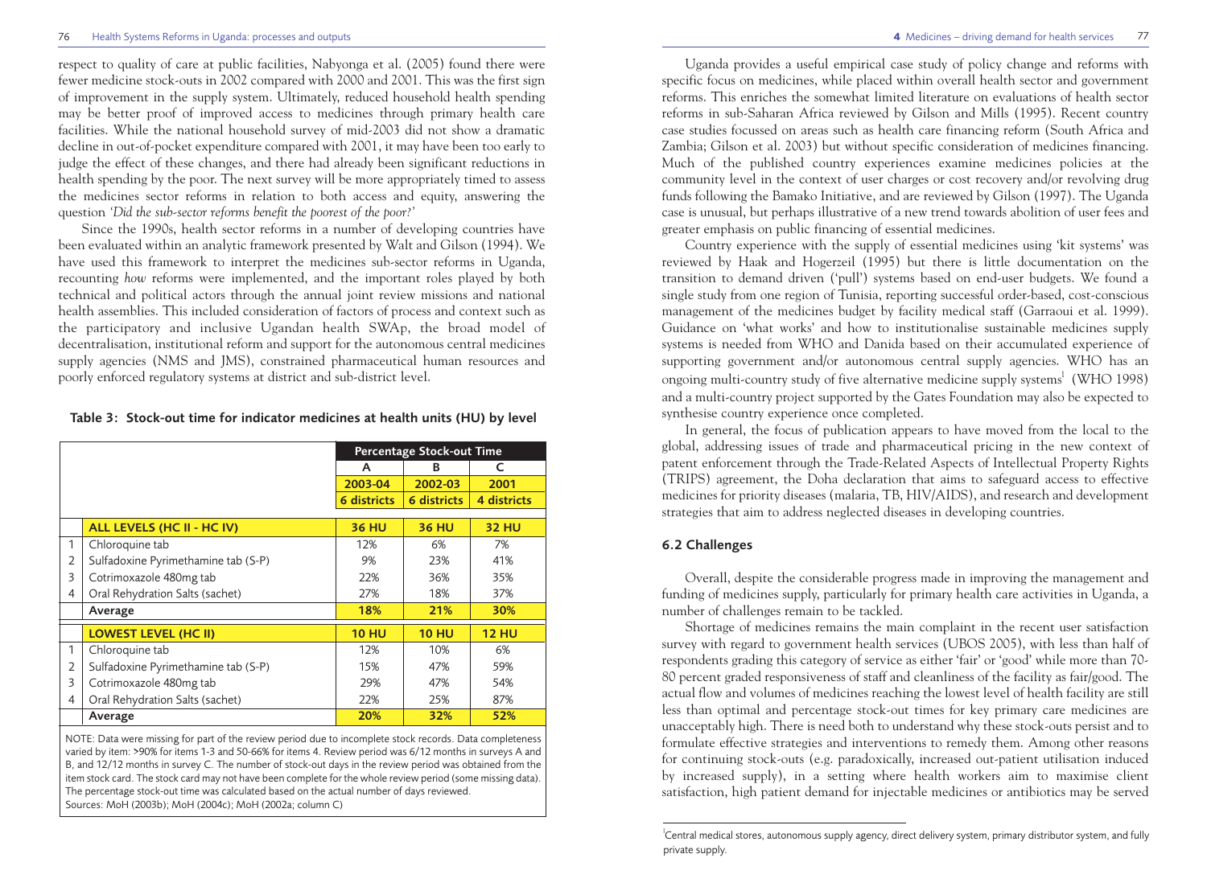respect to quality of care at public facilities, Nabyonga et al. (2005) found there were fewer medicine stock-outs in 2002 compared with 2000 and 2001. This was the first sign of improvement in the supply system. Ultimately, reduced household health spending may be better proof of improved access to medicines through primary health care facilities. While the national household survey of mid-2003 did not show a dramatic decline in out-of-pocket expenditure compared with 2001, it may have been too early to judge the effect of these changes, and there had already been significant reductions in health spending by the poor. The next survey will be more appropriately timed to assess the medicines sector reforms in relation to both access and equity, answering the question *'Did the sub-sector reforms benefit the poorest of the poor?'*

Since the 1990s, health sector reforms in a number of developing countries have been evaluated within an analytic framework presented by Walt and Gilson (1994). We have used this framework to interpret the medicines sub-sector reforms in Uganda, recounting *how* reforms were implemented, and the important roles played by both technical and political actors through the annual joint review missions and national health assemblies. This included consideration of factors of process and context such as the participatory and inclusive Ugandan health SWAp, the broad model of decentralisation, institutional reform and support for the autonomous central medicines supply agencies (NMS and JMS), constrained pharmaceutical human resources and poorly enforced regulatory systems at district and sub-district level.

**Table 3: Stock-out time for indicator medicines at health units (HU) by level**

| | | Percentage Stock-out Time | | |
|---|---|---|---|---|
| | | A | B | C |
| | | 2003-04 | 2002-03 | 2001 |
| | | 6 districts | 6 districts | 4 districts |
| | **ALL LEVELS (HC II - HC IV)** | **36 HU** | **36 HU** | **32 HU** |
| 1 | Chloroquine tab | 12% | 6% | 7% |
| 2 | Sulfadoxine Pyrimethamine tab (S-P) | 9% | 23% | 41% |
| 3 | Cotrimoxazole 480mg tab | 22% | 36% | 35% |
| 4 | Oral Rehydration Salts (sachet) | 27% | 18% | 37% |
| | **Average** | **18%** | **21%** | **30%** |
| | **LOWEST LEVEL (HC II)** | **10 HU** | **10 HU** | **12 HU** |
| 1 | Chloroquine tab | 12% | 10% | 6% |
| 2 | Sulfadoxine Pyrimethamine tab (S-P) | 15% | 47% | 59% |
| 3 | Cotrimoxazole 480mg tab | 29% | 47% | 54% |
| 4 | Oral Rehydration Salts (sachet) | 22% | 25% | 87% |
| | **Average** | **20%** | **32%** | **52%** |

NOTE: Data were missing for part of the review period due to incomplete stock records. Data completeness varied by item: >90% for items 1-3 and 50-66% for items 4. Review period was 6/12 months in surveys A and B, and 12/12 months in survey C. The number of stock-out days in the review period was obtained from the item stock card. The stock card may not have been complete for the whole review period (some missing data). The percentage stock-out time was calculated based on the actual number of days reviewed.
Sources: MoH (2003b); MoH (2004c); MoH (2002a; column C)

Uganda provides a useful empirical case study of policy change and reforms with specific focus on medicines, while placed within overall health sector and government reforms. This enriches the somewhat limited literature on evaluations of health sector reforms in sub-Saharan Africa reviewed by Gilson and Mills (1995). Recent country case studies focussed on areas such as health care financing reform (South Africa and Zambia; Gilson et al. 2003) but without specific consideration of medicines financing. Much of the published country experiences examine medicines policies at the community level in the context of user charges or cost recovery and/or revolving drug funds following the Bamako Initiative, and are reviewed by Gilson (1997). The Uganda case is unusual, but perhaps illustrative of a new trend towards abolition of user fees and greater emphasis on public financing of essential medicines.

Country experience with the supply of essential medicines using 'kit systems' was reviewed by Haak and Hogerzeil (1995) but there is little documentation on the transition to demand driven ('pull') systems based on end-user budgets. We found a single study from one region of Tunisia, reporting successful order-based, cost-conscious management of the medicines budget by facility medical staff (Garraoui et al. 1999). Guidance on 'what works' and how to institutionalise sustainable medicines supply systems is needed from WHO and Danida based on their accumulated experience of supporting government and/or autonomous central supply agencies. WHO has an ongoing multi-country study of five alternative medicine supply systems[1] (WHO 1998) and a multi-country project supported by the Gates Foundation may also be expected to synthesise country experience once completed.

In general, the focus of publication appears to have moved from the local to the global, addressing issues of trade and pharmaceutical pricing in the new context of patent enforcement through the Trade-Related Aspects of Intellectual Property Rights (TRIPS) agreement, the Doha declaration that aims to safeguard access to effective medicines for priority diseases (malaria, TB, HIV/AIDS), and research and development strategies that aim to address neglected diseases in developing countries.

### 6.2 Challenges

Overall, despite the considerable progress made in improving the management and funding of medicines supply, particularly for primary health care activities in Uganda, a number of challenges remain to be tackled.

Shortage of medicines remains the main complaint in the recent user satisfaction survey with regard to government health services (UBOS 2005), with less than half of respondents grading this category of service as either 'fair' or 'good' while more than 70-80 percent graded responsiveness of staff and cleanliness of the facility as fair/good. The actual flow and volumes of medicines reaching the lowest level of health facility are still less than optimal and percentage stock-out times for key primary care medicines are unacceptably high. There is need both to understand why these stock-outs persist and to formulate effective strategies and interventions to remedy them. Among other reasons for continuing stock-outs (e.g. paradoxically, increased out-patient utilisation induced by increased supply), in a setting where health workers aim to maximise client satisfaction, high patient demand for injectable medicines or antibiotics may be served

[1] Central medical stores, autonomous supply agency, direct delivery system, primary distributor system, and fully private supply.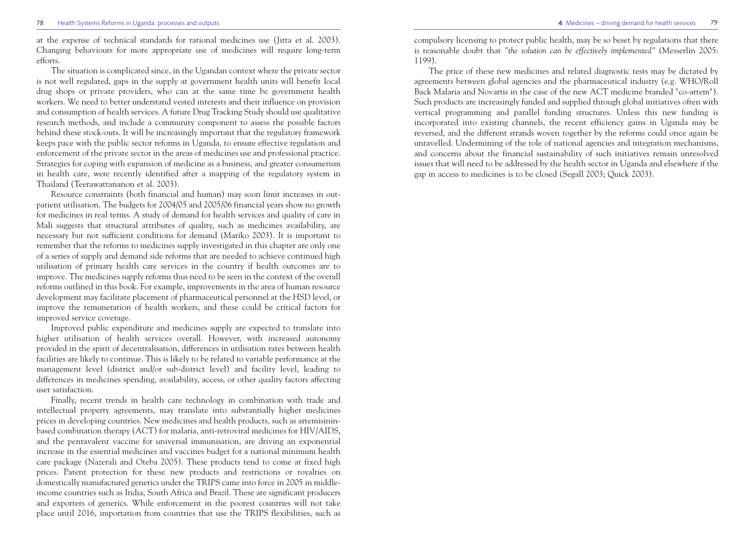at the expense of technical standards for rational medicines use (Jitta et al. 2003). Changing behaviours for more appropriate use of medicines will require long-term efforts.

The situation is complicated since, in the Ugandan context where the private sector is not well regulated, gaps in the supply at government health units will benefit local drug shops or private providers, who can at the same time be government health workers. We need to better understand vested interests and their influence on provision and consumption of health services. A future Drug Tracking Study should use qualitative research methods, and include a community component to assess the possible factors behind these stock-outs. It will be increasingly important that the regulatory framework keeps pace with the public sector reforms in Uganda, to ensure effective regulation and enforcement of the private sector in the areas of medicines use and professional practice. Strategies for coping with expansion of medicine as a business, and greater consumerism in health care, were recently identified after a mapping of the regulatory system in Thailand (Teerawattananon et al. 2003).

Resource constraints (both financial and human) may soon limit increases in out-patient utilisation. The budgets for 2004/05 and 2005/06 financial years show no growth for medicines in real terms. A study of demand for health services and quality of care in Mali suggests that structural attributes of quality, such as medicines availability, are necessary but not sufficient conditions for demand (Mariko 2003). It is important to remember that the reforms to medicines supply investigated in this chapter are only one of a series of supply and demand side reforms that are needed to achieve continued high utilisation of primary health care services in the country if health outcomes are to improve. The medicines supply reforms thus need to be seen in the context of the overall reforms outlined in this book. For example, improvements in the area of human resource development may facilitate placement of pharmaceutical personnel at the HSD level, or improve the remuneration of health workers, and these could be critical factors for improved service coverage.

Improved public expenditure and medicines supply are expected to translate into higher utilisation of health services overall. However, with increased autonomy provided in the spirit of decentralisation, differences in utilisation rates between health facilities are likely to continue. This is likely to be related to variable performance at the management level (district and/or sub-district level) and facility level, leading to differences in medicines spending, availability, access, or other quality factors affecting user satisfaction.

Finally, recent trends in health care technology in combination with trade and intellectual property agreements, may translate into substantially higher medicines prices in developing countries. New medicines and health products, such as artemisinin-based combination therapy (ACT) for malaria, anti-retroviral medicines for HIV/AIDS, and the pentavalent vaccine for universal immunisation, are driving an exponential increase in the essential medicines and vaccines budget for a national minimum health care package (Nazerali and Oteba 2005). These products tend to come at fixed high prices. Patent protection for these new products and restrictions or royalties on domestically manufactured generics under the TRIPS came into force in 2005 in middle-income countries such as India, South Africa and Brazil. These are significant producers and exporters of generics. While enforcement in the poorest countries will not take place until 2016, importation from countries that use the TRIPS flexibilities, such as compulsory licensing to protect public health, may be so beset by regulations that there is reasonable doubt that *"the solution can be effectively implemented"* (Messerlin 2005: 1199).

The price of these new medicines and related diagnostic tests may be dictated by agreements between global agencies and the pharmaceutical industry (e.g. WHO/Roll Back Malaria and Novartis in the case of the new ACT medicine branded "co-artem"). Such products are increasingly funded and supplied through global initiatives often with vertical programming and parallel funding structures. Unless this new funding is incorporated into existing channels, the recent efficiency gains in Uganda may be reversed, and the different strands woven together by the reforms could once again be unravelled. Undermining of the role of national agencies and integration mechanisms, and concerns about the financial sustainability of such initiatives remain unresolved issues that will need to be addressed by the health sector in Uganda and elsewhere if the gap in access to medicines is to be closed (Segall 2003; Quick 2003).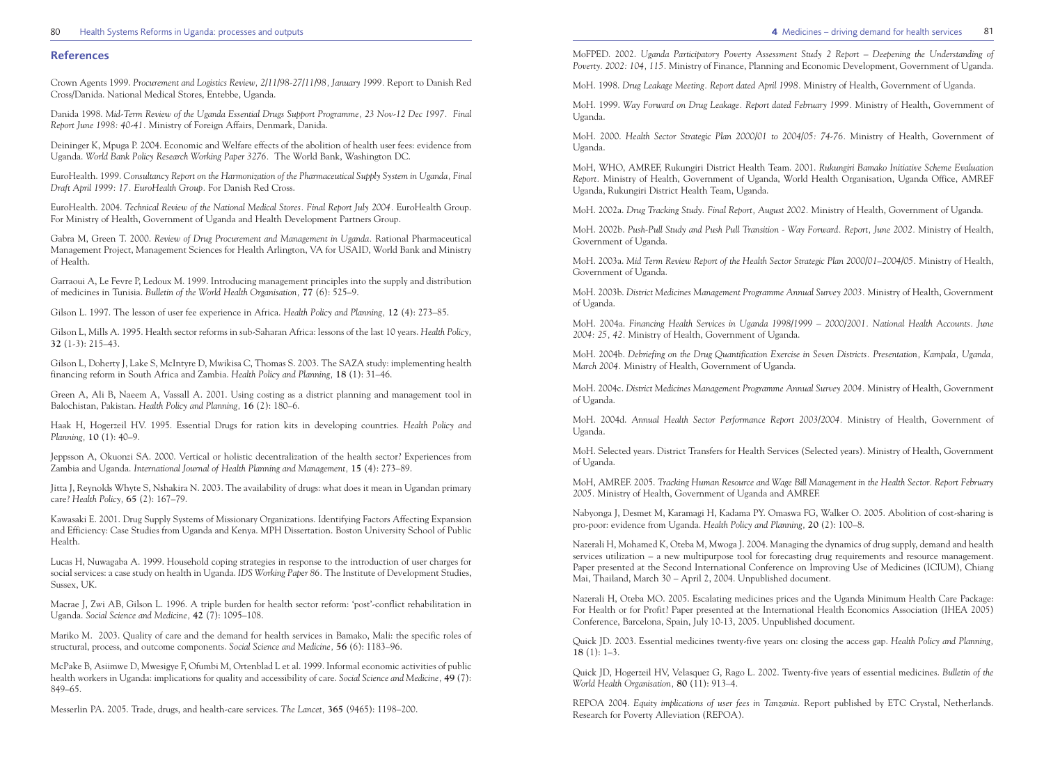## References

Crown Agents 1999. *Procurement and Logistics Review, 2/11/98-27/11/98, January 1999*. Report to Danish Red Cross/Danida. National Medical Stores, Entebbe, Uganda.

Danida 1998. *Mid-Term Review of the Uganda Essential Drugs Support Programme, 23 Nov-12 Dec 1997. Final Report June 1998: 40-41.* Ministry of Foreign Affairs, Denmark, Danida.

Deininger K, Mpuga P. 2004. Economic and Welfare effects of the abolition of health user fees: evidence from Uganda. *World Bank Policy Research Working Paper 3276*. The World Bank, Washington DC.

EuroHealth. 1999. *Consultancy Report on the Harmonization of the Pharmaceutical Supply System in Uganda, Final Draft April 1999: 17. EuroHealth Group*. For Danish Red Cross.

EuroHealth. 2004. *Technical Review of the National Medical Stores. Final Report July 2004*. EuroHealth Group. For Ministry of Health, Government of Uganda and Health Development Partners Group.

Gabra M, Green T. 2000. *Review of Drug Procurement and Management in Uganda*. Rational Pharmaceutical Management Project, Management Sciences for Health Arlington, VA for USAID, World Bank and Ministry of Health.

Garraoui A, Le Fevre P, Ledoux M. 1999. Introducing management principles into the supply and distribution of medicines in Tunisia. *Bulletin of the World Health Organisation*, **77** (6): 525–9.

Gilson L. 1997. The lesson of user fee experience in Africa. *Health Policy and Planning*, **12** (4): 273–85.

Gilson L, Mills A. 1995. Health sector reforms in sub-Saharan Africa: lessons of the last 10 years. *Health Policy*, **32** (1-3): 215–43.

Gilson L, Doherty J, Lake S, McIntyre D, Mwikisa C, Thomas S. 2003. The SAZA study: implementing health financing reform in South Africa and Zambia. *Health Policy and Planning*, **18** (1): 31–46.

Green A, Ali B, Naeem A, Vassall A. 2001. Using costing as a district planning and management tool in Balochistan, Pakistan. *Health Policy and Planning*, **16** (2): 180–6.

Haak H, Hogerzeil HV. 1995. Essential Drugs for ration kits in developing countries. *Health Policy and Planning*, **10** (1): 40–9.

Jeppsson A, Okuonzi SA. 2000. Vertical or holistic decentralization of the health sector? Experiences from Zambia and Uganda. *International Journal of Health Planning and Management*, **15** (4): 273–89.

Jitta J, Reynolds Whyte S, Nshakira N. 2003. The availability of drugs: what does it mean in Ugandan primary care? *Health Policy*, **65** (2): 167–79.

Kawasaki E. 2001. Drug Supply Systems of Missionary Organizations. Identifying Factors Affecting Expansion and Efficiency: Case Studies from Uganda and Kenya. MPH Dissertation. Boston University School of Public Health.

Lucas H, Nuwagaba A. 1999. Household coping strategies in response to the introduction of user charges for social services: a case study on health in Uganda. *IDS Working Paper 86*. The Institute of Development Studies, Sussex, UK.

Macrae J, Zwi AB, Gilson L. 1996. A triple burden for health sector reform: 'post'-conflict rehabilitation in Uganda. *Social Science and Medicine*, **42** (7): 1095–108.

Mariko M. 2003. Quality of care and the demand for health services in Bamako, Mali: the specific roles of structural, process, and outcome components. *Social Science and Medicine*, **56** (6): 1183–96.

McPake B, Asiimwe D, Mwesigye F, Ofumbi M, Ortenblad L et al. 1999. Informal economic activities of public health workers in Uganda: implications for quality and accessibility of care. *Social Science and Medicine*, **49** (7): 849–65.

Messerlin PA. 2005. Trade, drugs, and health-care services. *The Lancet*, **365** (9465): 1198–200.

MoFPED. 2002. *Uganda Participatory Poverty Assessment Study 2 Report – Deepening the Understanding of Poverty. 2002: 104, 115*. Ministry of Finance, Planning and Economic Development, Government of Uganda.

MoH. 1998. *Drug Leakage Meeting. Report dated April 1998.* Ministry of Health, Government of Uganda.

MoH. 1999. *Way Forward on Drug Leakage. Report dated February 1999.* Ministry of Health, Government of Uganda.

MoH. 2000. *Health Sector Strategic Plan 2000/01 to 2004/05: 74-76.* Ministry of Health, Government of Uganda.

MoH, WHO, AMREF, Rukungiri District Health Team. 2001. *Rukungiri Bamako Initiative Scheme Evaluation Report.* Ministry of Health, Government of Uganda, World Health Organisation, Uganda Office, AMREF Uganda, Rukungiri District Health Team, Uganda.

MoH. 2002a. *Drug Tracking Study. Final Report, August 2002*. Ministry of Health, Government of Uganda.

MoH. 2002b. *Push-Pull Study and Push Pull Transition - Way Forward. Report, June 2002*. Ministry of Health, Government of Uganda.

MoH. 2003a. *Mid Term Review Report of the Health Sector Strategic Plan 2000/01–2004/05*. Ministry of Health, Government of Uganda.

MoH. 2003b. *District Medicines Management Programme Annual Survey 2003.* Ministry of Health, Government of Uganda.

MoH. 2004a. *Financing Health Services in Uganda 1998/1999 – 2000/2001. National Health Accounts. June 2004: 25, 42*. Ministry of Health, Government of Uganda.

MoH. 2004b. *Debriefing on the Drug Quantification Exercise in Seven Districts. Presentation, Kampala, Uganda, March 2004*. Ministry of Health, Government of Uganda.

MoH. 2004c. *District Medicines Management Programme Annual Survey 2004.* Ministry of Health, Government of Uganda.

MoH. 2004d. *Annual Health Sector Performance Report 2003/2004*. Ministry of Health, Government of Uganda.

MoH. Selected years. District Transfers for Health Services (Selected years). Ministry of Health, Government of Uganda.

MoH, AMREF. 2005. *Tracking Human Resource and Wage Bill Management in the Health Sector. Report February 2005*. Ministry of Health, Government of Uganda and AMREF.

Nabyonga J, Desmet M, Karamagi H, Kadama PY. Omaswa FG, Walker O. 2005. Abolition of cost-sharing is pro-poor: evidence from Uganda. *Health Policy and Planning*, **20** (2): 100–8.

Nazerali H, Mohamed K, Oteba M, Mwoga J. 2004. Managing the dynamics of drug supply, demand and health services utilization – a new multipurpose tool for forecasting drug requirements and resource management. Paper presented at the Second International Conference on Improving Use of Medicines (ICIUM), Chiang Mai, Thailand, March 30 – April 2, 2004. Unpublished document.

Nazerali H, Oteba MO. 2005. Escalating medicines prices and the Uganda Minimum Health Care Package: For Health or for Profit? Paper presented at the International Health Economics Association (IHEA 2005) Conference, Barcelona, Spain, July 10-13, 2005. Unpublished document.

Quick JD. 2003. Essential medicines twenty-five years on: closing the access gap. *Health Policy and Planning*, **18** (1): 1–3.

Quick JD, Hogerzeil HV, Velasquez G, Rago L. 2002. Twenty-five years of essential medicines. *Bulletin of the World Health Organisation*, **80** (11): 913–4.

REPOA 2004. *Equity implications of user fees in Tanzania*. Report published by ETC Crystal, Netherlands. Research for Poverty Alleviation (REPOA).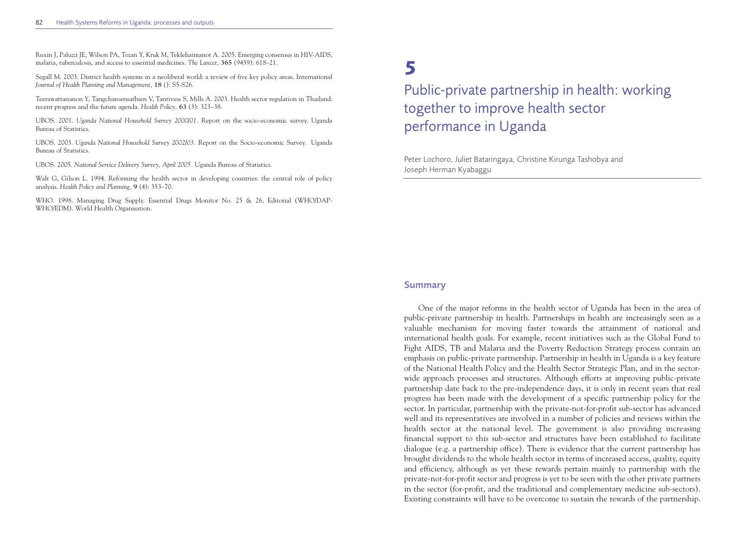Ruxin J, Paluzzi JE, Wilson PA, Tozan Y, Kruk M, Teklehaimanot A. 2005. Emerging consensus in HIV-AIDS, malaria, tuberculosis, and access to essential medicines. *The Lancet,* **365** (9459): 618–21.

Segall M. 2003. District health systems in a neoliberal world: a review of five key policy areas. International *Journal of Health Planning and Management,* **18** (): S5-S26.

Teerawattananon Y, Tangcharoensathien V, Tantivess S, Mills A. 2003. Health sector regulation in Thailand: recent progress and the future agenda. *Health Policy,* **63** (3): 323–38.

UBOS. 2001. *Uganda National Household Survey 2000/01.* Report on the socio-economic survey. Uganda Bureau of Statistics.

UBOS. 2003. *Uganda National Household Survey 2002/03.* Report on the Socio-economic Survey. Uganda Bureau of Statistics.

UBOS. 2005. *National Service Delivery Survey, April 2005.* Uganda Bureau of Statistics.

Walt G, Gilson L. 1994. Reforming the health sector in developing countries: the central role of policy analysis. *Health Policy and Planning,* **9** (4): 353–70.

WHO. 1998. Managing Drug Supply. Essential Drugs Monitor No. 25 & 26, Editorial (WHO/DAP-WHO/EDM). World Health Organisation.

# 5

# Public-private partnership in health: working together to improve health sector performance in Uganda

Peter Lochoro, Juliet Bataringaya, Christine Kirunga Tashobya and Joseph Herman Kyabaggu

## Summary

One of the major reforms in the health sector of Uganda has been in the area of public-private partnership in health. Partnerships in health are increasingly seen as a valuable mechanism for moving faster towards the attainment of national and international health goals. For example, recent initiatives such as the Global Fund to Fight AIDS, TB and Malaria and the Poverty Reduction Strategy process contain an emphasis on public-private partnership. Partnership in health in Uganda is a key feature of the National Health Policy and the Health Sector Strategic Plan, and in the sector-wide approach processes and structures. Although efforts at improving public-private partnership date back to the pre-independence days, it is only in recent years that real progress has been made with the development of a specific partnership policy for the sector. In particular, partnership with the private-not-for-profit sub-sector has advanced well and its representatives are involved in a number of policies and reviews within the health sector at the national level. The government is also providing increasing financial support to this sub-sector and structures have been established to facilitate dialogue (e.g. a partnership office). There is evidence that the current partnership has brought dividends to the whole health sector in terms of increased access, quality, equity and efficiency, although as yet these rewards pertain mainly to partnership with the private-not-for-profit sector and progress is yet to be seen with the other private partners in the sector (for-profit, and the traditional and complementary medicine sub-sectors). Existing constraints will have to be overcome to sustain the rewards of the partnership.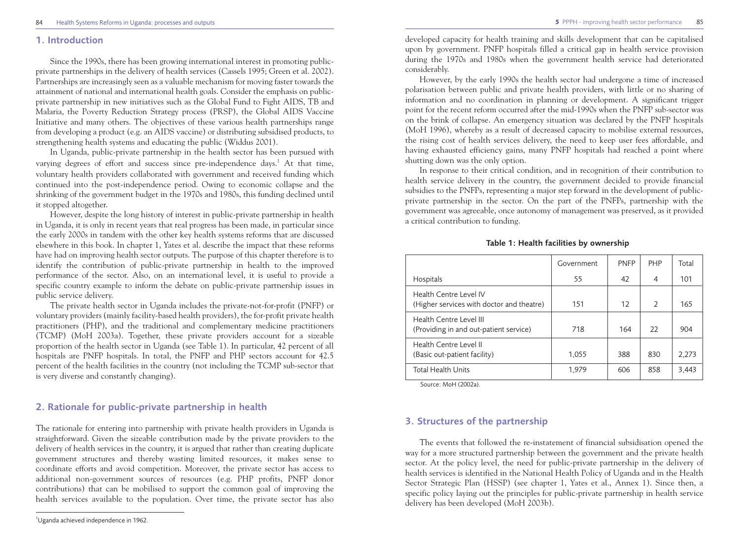## 1. Introduction

Since the 1990s, there has been growing international interest in promoting public-private partnerships in the delivery of health services (Cassels 1995; Green et al. 2002). Partnerships are increasingly seen as a valuable mechanism for moving faster towards the attainment of national and international health goals. Consider the emphasis on public-private partnership in new initiatives such as the Global Fund to Fight AIDS, TB and Malaria, the Poverty Reduction Strategy process (PRSP), the Global AIDS Vaccine Initiative and many others. The objectives of these various health partnerships range from developing a product (e.g. an AIDS vaccine) or distributing subsidised products, to strengthening health systems and educating the public (Widdus 2001).

In Uganda, public-private partnership in the health sector has been pursued with varying degrees of effort and success since pre-independence days.[1] At that time, voluntary health providers collaborated with government and received funding which continued into the post-independence period. Owing to economic collapse and the shrinking of the government budget in the 1970s and 1980s, this funding declined until it stopped altogether.

However, despite the long history of interest in public-private partnership in health in Uganda, it is only in recent years that real progress has been made, in particular since the early 2000s in tandem with the other key health systems reforms that are discussed elsewhere in this book. In chapter 1, Yates et al. describe the impact that these reforms have had on improving health sector outputs. The purpose of this chapter therefore is to identify the contribution of public-private partnership in health to the improved performance of the sector. Also, on an international level, it is useful to provide a specific country example to inform the debate on public-private partnership issues in public service delivery.

The private health sector in Uganda includes the private-not-for-profit (PNFP) or voluntary providers (mainly facility-based health providers), the for-profit private health practitioners (PHP), and the traditional and complementary medicine practitioners (TCMP) (MoH 2003a). Together, these private providers account for a sizeable proportion of the health sector in Uganda (see Table 1). In particular, 42 percent of all hospitals are PNFP hospitals. In total, the PNFP and PHP sectors account for 42.5 percent of the health facilities in the country (not including the TCMP sub-sector that is very diverse and constantly changing).

## 2. Rationale for public-private partnership in health

The rationale for entering into partnership with private health providers in Uganda is straightforward. Given the sizeable contribution made by the private providers to the delivery of health services in the country, it is argued that rather than creating duplicate government structures and thereby wasting limited resources, it makes sense to coordinate efforts and avoid competition. Moreover, the private sector has access to additional non-government sources of resources (e.g. PHP profits, PNFP donor contributions) that can be mobilised to support the common goal of improving the health services available to the population. Over time, the private sector has also developed capacity for health training and skills development that can be capitalised upon by government. PNFP hospitals filled a critical gap in health service provision during the 1970s and 1980s when the government health service had deteriorated considerably.

However, by the early 1990s the health sector had undergone a time of increased polarisation between public and private health providers, with little or no sharing of information and no coordination in planning or development. A significant trigger point for the recent reform occurred after the mid-1990s when the PNFP sub-sector was on the brink of collapse. An emergency situation was declared by the PNFP hospitals (MoH 1996), whereby as a result of decreased capacity to mobilise external resources, the rising cost of health services delivery, the need to keep user fees affordable, and having exhausted efficiency gains, many PNFP hospitals had reached a point where shutting down was the only option.

In response to their critical condition, and in recognition of their contribution to health service delivery in the country, the government decided to provide financial subsidies to the PNFPs, representing a major step forward in the development of public-private partnership in the sector. On the part of the PNFPs, partnership with the government was agreeable, once autonomy of management was preserved, as it provided a critical contribution to funding.

**Table 1: Health facilities by ownership**

| | Government | PNFP | PHP | Total |
|---|---|---|---|---|
| Hospitals | 55 | 42 | 4 | 101 |
| Health Centre Level IV (Higher services with doctor and theatre) | 151 | 12 | 2 | 165 |
| Health Centre Level III (Providing in and out-patient service) | 718 | 164 | 22 | 904 |
| Health Centre Level II (Basic out-patient facility) | 1,055 | 388 | 830 | 2,273 |
| Total Health Units | 1,979 | 606 | 858 | 3,443 |

Source: MoH (2002a).

## 3. Structures of the partnership

The events that followed the re-instatement of financial subsidisation opened the way for a more structured partnership between the government and the private health sector. At the policy level, the need for public-private partnership in the delivery of health services is identified in the National Health Policy of Uganda and in the Health Sector Strategic Plan (HSSP) (see chapter 1, Yates et al., Annex 1). Since then, a specific policy laying out the principles for public-private partnership in health service delivery has been developed (MoH 2003b).

[1] Uganda achieved independence in 1962.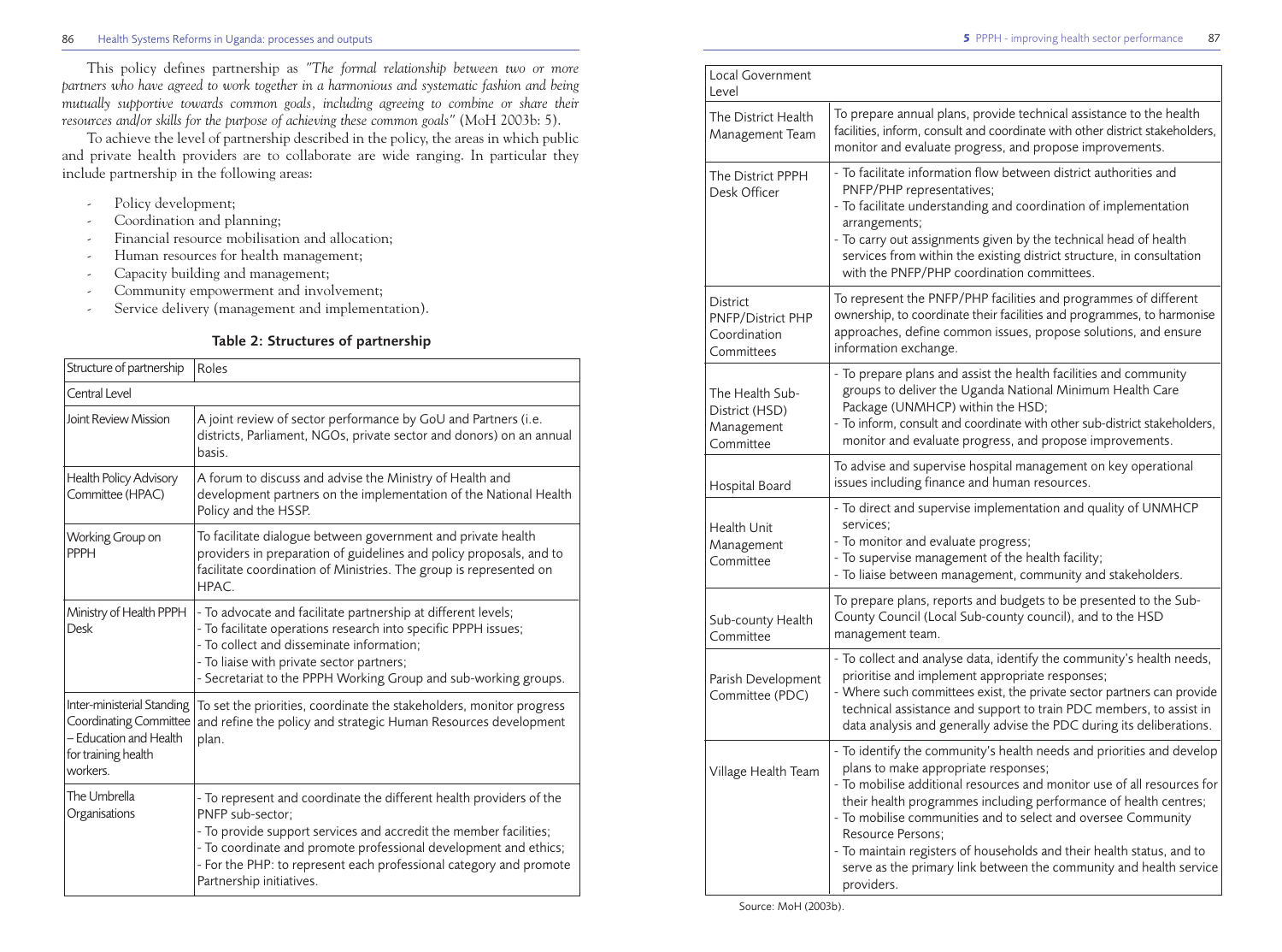This policy defines partnership as *"The formal relationship between two or more partners who have agreed to work together in a harmonious and systematic fashion and being mutually supportive towards common goals, including agreeing to combine or share their resources and/or skills for the purpose of achieving these common goals"* (MoH 2003b: 5).

To achieve the level of partnership described in the policy, the areas in which public and private health providers are to collaborate are wide ranging. In particular they include partnership in the following areas:

- Policy development;
- Coordination and planning;
- Financial resource mobilisation and allocation;
- Human resources for health management;
- Capacity building and management;
- Community empowerment and involvement;
- Service delivery (management and implementation).

**Table 2: Structures of partnership**

| Structure of partnership | Roles |
|---|---|
| Central Level | |
| Joint Review Mission | A joint review of sector performance by GoU and Partners (i.e. districts, Parliament, NGOs, private sector and donors) on an annual basis. |
| Health Policy Advisory Committee (HPAC) | A forum to discuss and advise the Ministry of Health and development partners on the implementation of the National Health Policy and the HSSP. |
| Working Group on PPPH | To facilitate dialogue between government and private health providers in preparation of guidelines and policy proposals, and to facilitate coordination of Ministries. The group is represented on HPAC. |
| Ministry of Health PPPH Desk | - To advocate and facilitate partnership at different levels;<br>- To facilitate operations research into specific PPPH issues;<br>- To collect and disseminate information;<br>- To liaise with private sector partners;<br>- Secretariat to the PPPH Working Group and sub-working groups. |
| Inter-ministerial Standing Coordinating Committee – Education and Health for training health workers. | To set the priorities, coordinate the stakeholders, monitor progress and refine the policy and strategic Human Resources development plan. |
| The Umbrella Organisations | - To represent and coordinate the different health providers of the PNFP sub-sector;<br>- To provide support services and accredit the member facilities;<br>- To coordinate and promote professional development and ethics;<br>- For the PHP: to represent each professional category and promote Partnership initiatives. |
| Local Government Level | |
| The District Health Management Team | To prepare annual plans, provide technical assistance to the health facilities, inform, consult and coordinate with other district stakeholders, monitor and evaluate progress, and propose improvements. |
| The District PPPH Desk Officer | - To facilitate information flow between district authorities and PNFP/PHP representatives;<br>- To facilitate understanding and coordination of implementation arrangements;<br>- To carry out assignments given by the technical head of health services from within the existing district structure, in consultation with the PNFP/PHP coordination committees. |
| District PNFP/District PHP Coordination Committees | To represent the PNFP/PHP facilities and programmes of different ownership, to coordinate their facilities and programmes, to harmonise approaches, define common issues, propose solutions, and ensure information exchange. |
| The Health Sub-District (HSD) Management Committee | - To prepare plans and assist the health facilities and community groups to deliver the Uganda National Minimum Health Care Package (UNMHCP) within the HSD;<br>- To inform, consult and coordinate with other sub-district stakeholders, monitor and evaluate progress, and propose improvements. |
| Hospital Board | To advise and supervise hospital management on key operational issues including finance and human resources. |
| Health Unit Management Committee | - To direct and supervise implementation and quality of UNMHCP services;<br>- To monitor and evaluate progress;<br>- To supervise management of the health facility;<br>- To liaise between management, community and stakeholders. |
| Sub-county Health Committee | To prepare plans, reports and budgets to be presented to the Sub-County Council (Local Sub-county council), and to the HSD management team. |
| Parish Development Committee (PDC) | - To collect and analyse data, identify the community's health needs, prioritise and implement appropriate responses;<br>- Where such committees exist, the private sector partners can provide technical assistance and support to train PDC members, to assist in data analysis and generally advise the PDC during its deliberations. |
| Village Health Team | - To identify the community's health needs and priorities and develop plans to make appropriate responses;<br>- To mobilise additional resources and monitor use of all resources for their health programmes including performance of health centres;<br>- To mobilise communities and to select and oversee Community Resource Persons;<br>- To maintain registers of households and their health status, and to serve as the primary link between the community and health service providers. |

Source: MoH (2003b).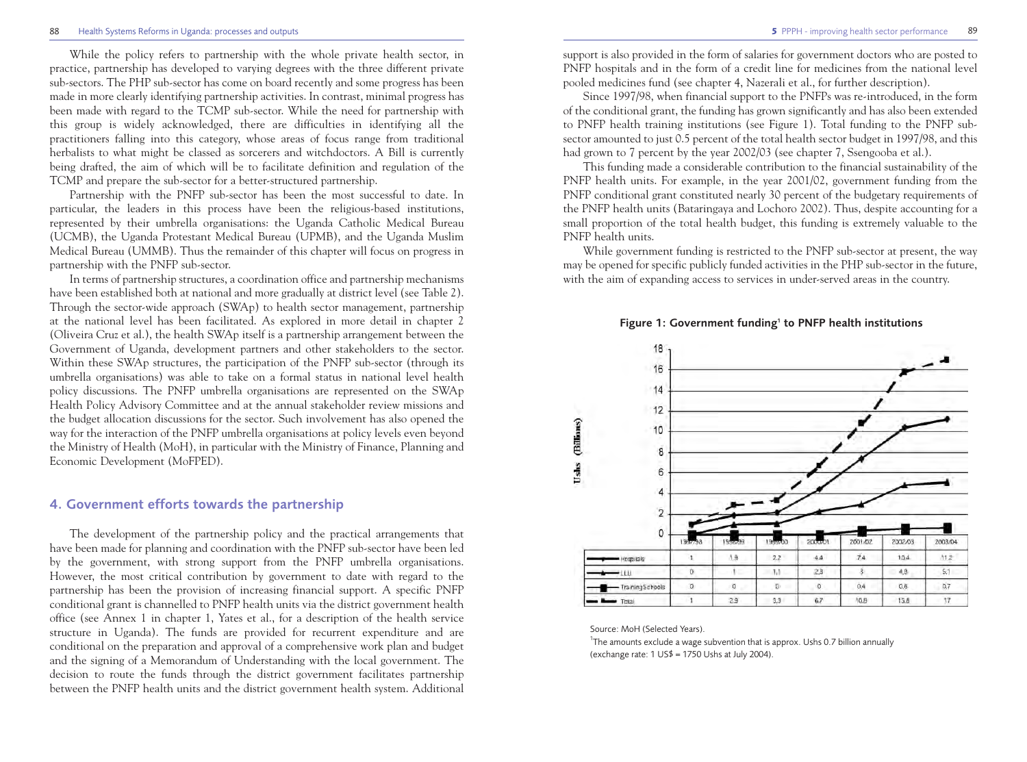While the policy refers to partnership with the whole private health sector, in practice, partnership has developed to varying degrees with the three different private sub-sectors. The PHP sub-sector has come on board recently and some progress has been made in more clearly identifying partnership activities. In contrast, minimal progress has been made with regard to the TCMP sub-sector. While the need for partnership with this group is widely acknowledged, there are difficulties in identifying all the practitioners falling into this category, whose areas of focus range from traditional herbalists to what might be classed as sorcerers and witchdoctors. A Bill is currently being drafted, the aim of which will be to facilitate definition and regulation of the TCMP and prepare the sub-sector for a better-structured partnership.

Partnership with the PNFP sub-sector has been the most successful to date. In particular, the leaders in this process have been the religious-based institutions, represented by their umbrella organisations: the Uganda Catholic Medical Bureau (UCMB), the Uganda Protestant Medical Bureau (UPMB), and the Uganda Muslim Medical Bureau (UMMB). Thus the remainder of this chapter will focus on progress in partnership with the PNFP sub-sector.

In terms of partnership structures, a coordination office and partnership mechanisms have been established both at national and more gradually at district level (see Table 2). Through the sector-wide approach (SWAp) to health sector management, partnership at the national level has been facilitated. As explored in more detail in chapter 2 (Oliveira Cruz et al.), the health SWAp itself is a partnership arrangement between the Government of Uganda, development partners and other stakeholders to the sector. Within these SWAp structures, the participation of the PNFP sub-sector (through its umbrella organisations) was able to take on a formal status in national level health policy discussions. The PNFP umbrella organisations are represented on the SWAp Health Policy Advisory Committee and at the annual stakeholder review missions and the budget allocation discussions for the sector. Such involvement has also opened the way for the interaction of the PNFP umbrella organisations at policy levels even beyond the Ministry of Health (MoH), in particular with the Ministry of Finance, Planning and Economic Development (MoFPED).

## 4. Government efforts towards the partnership

The development of the partnership policy and the practical arrangements that have been made for planning and coordination with the PNFP sub-sector have been led by the government, with strong support from the PNFP umbrella organisations. However, the most critical contribution by government to date with regard to the partnership has been the provision of increasing financial support. A specific PNFP conditional grant is channelled to PNFP health units via the district government health office (see Annex 1 in chapter 1, Yates et al., for a description of the health service structure in Uganda). The funds are provided for recurrent expenditure and are conditional on the preparation and approval of a comprehensive work plan and budget and the signing of a Memorandum of Understanding with the local government. The decision to route the funds through the district government health system facilitates partnership between the PNFP health units and the district government health system. Additional support is also provided in the form of salaries for government doctors who are posted to PNFP hospitals and in the form of a credit line for medicines from the national level pooled medicines fund (see chapter 4, Nazerali et al., for further description).

Since 1997/98, when financial support to the PNFPs was re-introduced, in the form of the conditional grant, the funding has grown significantly and has also been extended to PNFP health training institutions (see Figure 1). Total funding to the PNFP sub-sector amounted to just 0.5 percent of the total health sector budget in 1997/98, and this had grown to 7 percent by the year 2002/03 (see chapter 7, Ssengooba et al.).

This funding made a considerable contribution to the financial sustainability of the PNFP health units. For example, in the year 2001/02, government funding from the PNFP conditional grant constituted nearly 30 percent of the budgetary requirements of the PNFP health units (Bataringaya and Lochoro 2002). Thus, despite accounting for a small proportion of the total health budget, this funding is extremely valuable to the PNFP health units.

While government funding is restricted to the PNFP sub-sector at present, the way may be opened for specific publicly funded activities in the PHP sub-sector in the future, with the aim of expanding access to services in under-served areas in the country.

**Figure 1: Government funding[1] to PNFP health institutions**

Ushs (Billions)

| | 1997/98 | 1998/99 | 1999/00 | 2000/01 | 2001/02 | 2002/03 | 2003/04 |
|---|---|---|---|---|---|---|---|
| Hospitals | 1 | 1.9 | 2.2 | 4.4 | 7.4 | 10.4 | 11.2 |
| LLU | 0 | 1 | 1.1 | 2.3 | 3 | 4.8 | 5.1 |
| Training Schools | 0 | 0 | 0 | 0 | 0.4 | 0.6 | 0.7 |
| Total | 1 | 2.9 | 3.3 | 6.7 | 10.8 | 15.8 | 17 |

Source: MoH (Selected Years).

[1]The amounts exclude a wage subvention that is approx. Ushs 0.7 billion annually (exchange rate: 1 US$ = 1750 Ushs at July 2004).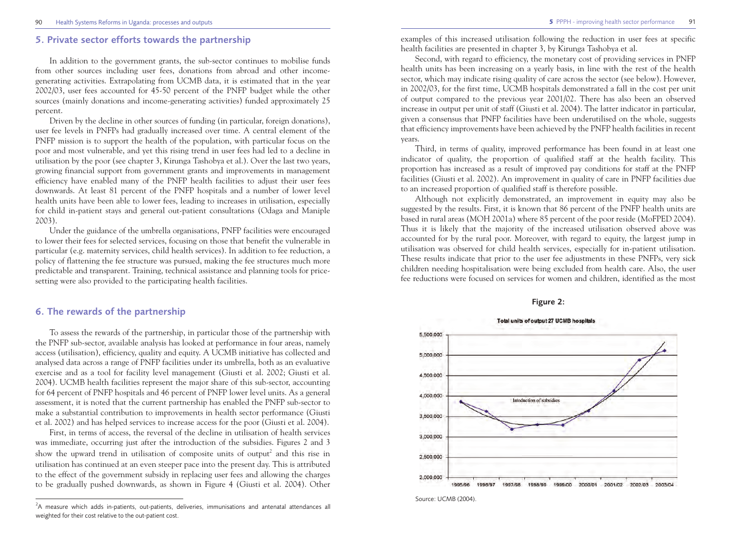## 5. Private sector efforts towards the partnership

In addition to the government grants, the sub-sector continues to mobilise funds from other sources including user fees, donations from abroad and other income-generating activities. Extrapolating from UCMB data, it is estimated that in the year 2002/03, user fees accounted for 45-50 percent of the PNFP budget while the other sources (mainly donations and income-generating activities) funded approximately 25 percent.

Driven by the decline in other sources of funding (in particular, foreign donations), user fee levels in PNFPs had gradually increased over time. A central element of the PNFP mission is to support the health of the population, with particular focus on the poor and most vulnerable, and yet this rising trend in user fees had led to a decline in utilisation by the poor (see chapter 3, Kirunga Tashobya et al.). Over the last two years, growing financial support from government grants and improvements in management efficiency have enabled many of the PNFP health facilities to adjust their user fees downwards. At least 81 percent of the PNFP hospitals and a number of lower level health units have been able to lower fees, leading to increases in utilisation, especially for child in-patient stays and general out-patient consultations (Odaga and Maniple 2003).

Under the guidance of the umbrella organisations, PNFP facilities were encouraged to lower their fees for selected services, focusing on those that benefit the vulnerable in particular (e.g. maternity services, child health services). In addition to fee reduction, a policy of flattening the fee structure was pursued, making the fee structures much more predictable and transparent. Training, technical assistance and planning tools for price-setting were also provided to the participating health facilities.

## 6. The rewards of the partnership

To assess the rewards of the partnership, in particular those of the partnership with the PNFP sub-sector, available analysis has looked at performance in four areas, namely access (utilisation), efficiency, quality and equity. A UCMB initiative has collected and analysed data across a range of PNFP facilities under its umbrella, both as an evaluative exercise and as a tool for facility level management (Giusti et al. 2002; Giusti et al. 2004). UCMB health facilities represent the major share of this sub-sector, accounting for 64 percent of PNFP hospitals and 46 percent of PNFP lower level units. As a general assessment, it is noted that the current partnership has enabled the PNFP sub-sector to make a substantial contribution to improvements in health sector performance (Giusti et al. 2002) and has helped services to increase access for the poor (Giusti et al. 2004).

First, in terms of access, the reversal of the decline in utilisation of health services was immediate, occurring just after the introduction of the subsidies. Figures 2 and 3 show the upward trend in utilisation of composite units of output[2] and this rise in utilisation has continued at an even steeper pace into the present day. This is attributed to the effect of the government subsidy in replacing user fees and allowing the charges to be gradually pushed downwards, as shown in Figure 4 (Giusti et al. 2004). Other examples of this increased utilisation following the reduction in user fees at specific health facilities are presented in chapter 3, by Kirunga Tashobya et al.

Second, with regard to efficiency, the monetary cost of providing services in PNFP health units has been increasing on a yearly basis, in line with the rest of the health sector, which may indicate rising quality of care across the sector (see below). However, in 2002/03, for the first time, UCMB hospitals demonstrated a fall in the cost per unit of output compared to the previous year 2001/02. There has also been an observed increase in output per unit of staff (Giusti et al. 2004). The latter indicator in particular, given a consensus that PNFP facilities have been underutilised on the whole, suggests that efficiency improvements have been achieved by the PNFP health facilities in recent years.

Third, in terms of quality, improved performance has been found in at least one indicator of quality, the proportion of qualified staff at the health facility. This proportion has increased as a result of improved pay conditions for staff at the PNFP facilities (Giusti et al. 2002). An improvement in quality of care in PNFP facilities due to an increased proportion of qualified staff is therefore possible.

Although not explicitly demonstrated, an improvement in equity may also be suggested by the results. First, it is known that 86 percent of the PNFP health units are based in rural areas (MOH 2001a) where 85 percent of the poor reside (MoFPED 2004). Thus it is likely that the majority of the increased utilisation observed above was accounted for by the rural poor. Moreover, with regard to equity, the largest jump in utilisation was observed for child health services, especially for in-patient utilisation. These results indicate that prior to the user fee adjustments in these PNFPs, very sick children needing hospitalisation were being excluded from health care. Also, the user fee reductions were focused on services for women and children, identified as the most

**Figure 2:**

Total units of output 27 UCMB hospitals

| Year | Total units of output (approx.) |
|---|---|
| 1995/96 | 3,850,000 |
| 1996/97 | 3,620,000 |
| 1997/98 | 3,190,000 |
| 1998/99 | 3,300,000 |
| 1999/00 | 3,290,000 |
| 2000/01 | 3,630,000 |
| 2001/02 | 4,120,000 |
| 2002/03 | 4,870,000 |
| 2003/04 | 5,110,000 |

Introduction of subsidies

Source: UCMB (2004).

[2] A measure which adds in-patients, out-patients, deliveries, immunisations and antenatal attendances all weighted for their cost relative to the out-patient cost.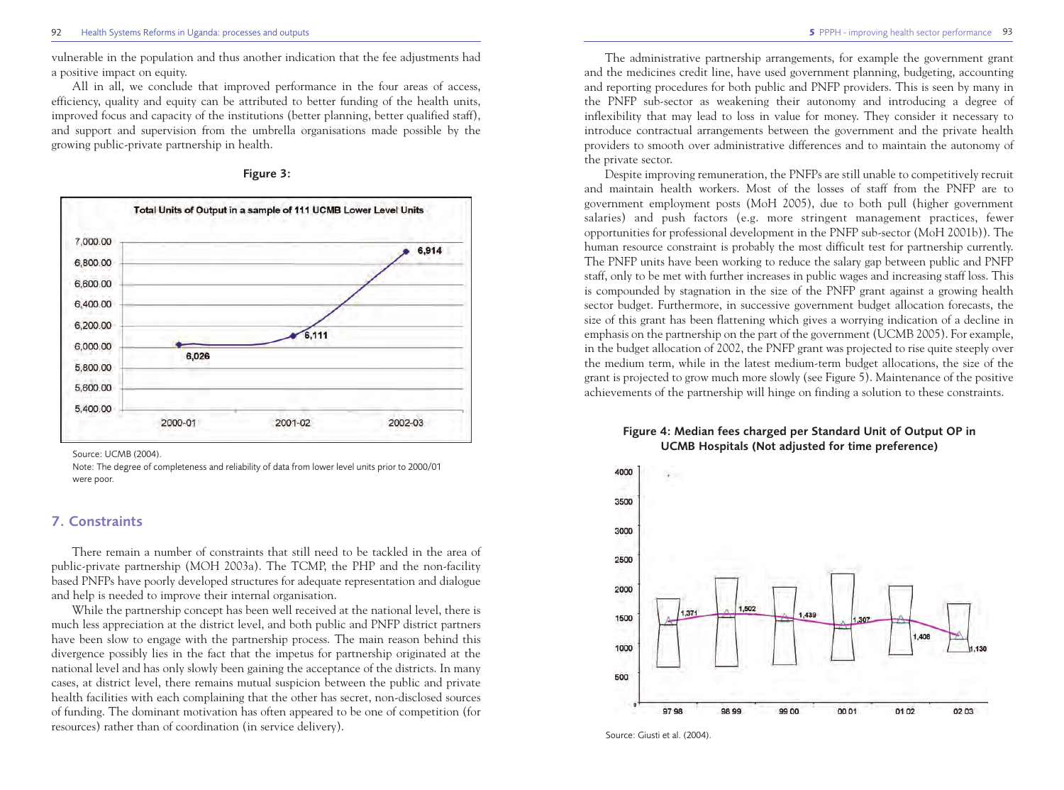vulnerable in the population and thus another indication that the fee adjustments had a positive impact on equity.

All in all, we conclude that improved performance in the four areas of access, efficiency, quality and equity can be attributed to better funding of the health units, improved focus and capacity of the institutions (better planning, better qualified staff), and support and supervision from the umbrella organisations made possible by the growing public-private partnership in health.

**Figure 3:**

Total Units of Output in a sample of 111 UCMB Lower Level Units

Source: UCMB (2004).

Note: The degree of completeness and reliability of data from lower level units prior to 2000/01 were poor.

## 7. Constraints

There remain a number of constraints that still need to be tackled in the area of public-private partnership (MOH 2003a). The TCMP, the PHP and the non-facility based PNFPs have poorly developed structures for adequate representation and dialogue and help is needed to improve their internal organisation.

While the partnership concept has been well received at the national level, there is much less appreciation at the district level, and both public and PNFP district partners have been slow to engage with the partnership process. The main reason behind this divergence possibly lies in the fact that the impetus for partnership originated at the national level and has only slowly been gaining the acceptance of the districts. In many cases, at district level, there remains mutual suspicion between the public and private health facilities with each complaining that the other has secret, non-disclosed sources of funding. The dominant motivation has often appeared to be one of competition (for resources) rather than of coordination (in service delivery).

The administrative partnership arrangements, for example the government grant and the medicines credit line, have used government planning, budgeting, accounting and reporting procedures for both public and PNFP providers. This is seen by many in the PNFP sub-sector as weakening their autonomy and introducing a degree of inflexibility that may lead to loss in value for money. They consider it necessary to introduce contractual arrangements between the government and the private health providers to smooth over administrative differences and to maintain the autonomy of the private sector.

Despite improving remuneration, the PNFPs are still unable to competitively recruit and maintain health workers. Most of the losses of staff from the PNFP are to government employment posts (MoH 2005), due to both pull (higher government salaries) and push factors (e.g. more stringent management practices, fewer opportunities for professional development in the PNFP sub-sector (MoH 2001b)). The human resource constraint is probably the most difficult test for partnership currently. The PNFP units have been working to reduce the salary gap between public and PNFP staff, only to be met with further increases in public wages and increasing staff loss. This is compounded by stagnation in the size of the PNFP grant against a growing health sector budget. Furthermore, in successive government budget allocation forecasts, the size of this grant has been flattening which gives a worrying indication of a decline in emphasis on the partnership on the part of the government (UCMB 2005). For example, in the budget allocation of 2002, the PNFP grant was projected to rise quite steeply over the medium term, while in the latest medium-term budget allocations, the size of the grant is projected to grow much more slowly (see Figure 5). Maintenance of the positive achievements of the partnership will hinge on finding a solution to these constraints.

**Figure 4: Median fees charged per Standard Unit of Output OP in UCMB Hospitals (Not adjusted for time preference)**

Source: Giusti et al. (2004).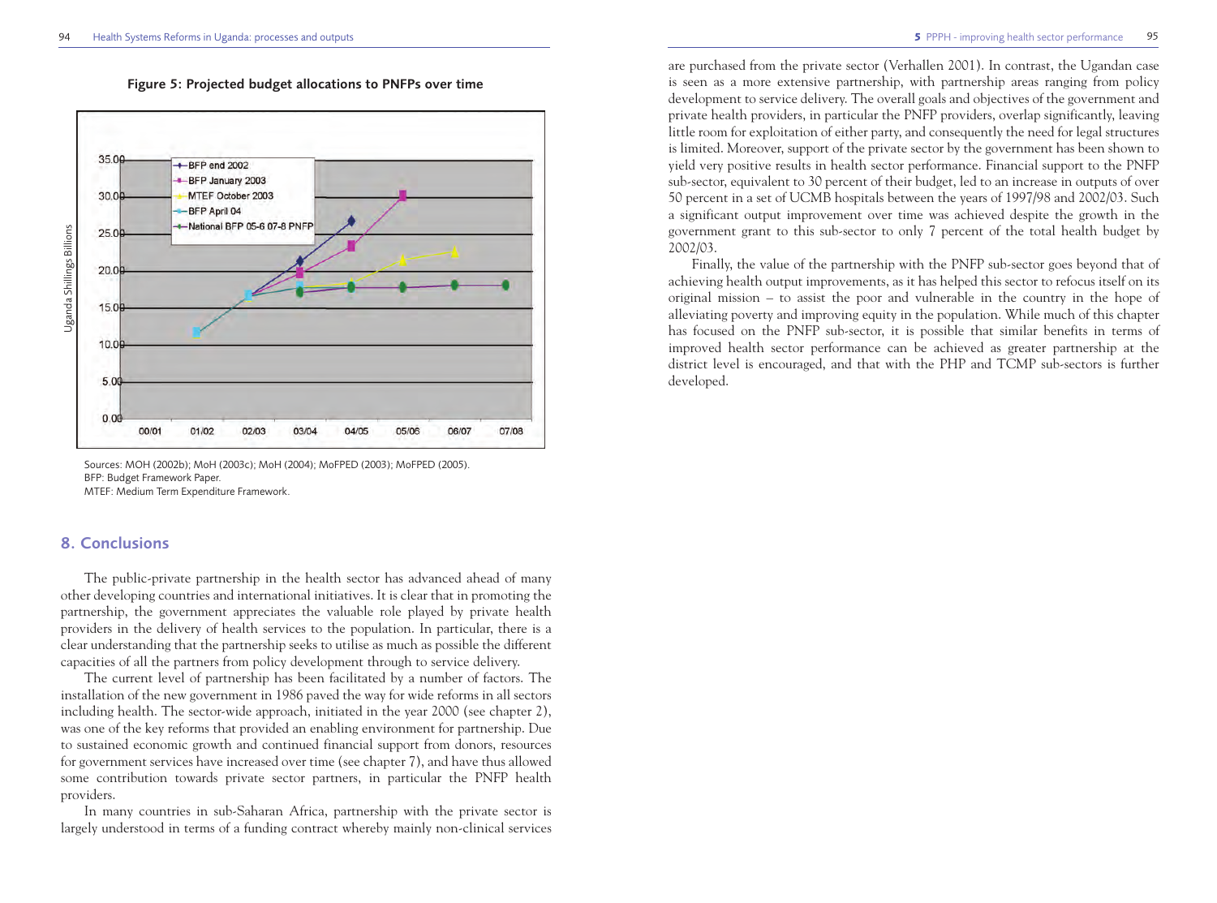**Figure 5: Projected budget allocations to PNFPs over time**

Sources: MOH (2002b); MoH (2003c); MoH (2004); MoFPED (2003); MoFPED (2005).
BFP: Budget Framework Paper.
MTEF: Medium Term Expenditure Framework.

## 8. Conclusions

The public-private partnership in the health sector has advanced ahead of many other developing countries and international initiatives. It is clear that in promoting the partnership, the government appreciates the valuable role played by private health providers in the delivery of health services to the population. In particular, there is a clear understanding that the partnership seeks to utilise as much as possible the different capacities of all the partners from policy development through to service delivery.

The current level of partnership has been facilitated by a number of factors. The installation of the new government in 1986 paved the way for wide reforms in all sectors including health. The sector-wide approach, initiated in the year 2000 (see chapter 2), was one of the key reforms that provided an enabling environment for partnership. Due to sustained economic growth and continued financial support from donors, resources for government services have increased over time (see chapter 7), and have thus allowed some contribution towards private sector partners, in particular the PNFP health providers.

In many countries in sub-Saharan Africa, partnership with the private sector is largely understood in terms of a funding contract whereby mainly non-clinical services are purchased from the private sector (Verhallen 2001). In contrast, the Ugandan case is seen as a more extensive partnership, with partnership areas ranging from policy development to service delivery. The overall goals and objectives of the government and private health providers, in particular the PNFP providers, overlap significantly, leaving little room for exploitation of either party, and consequently the need for legal structures is limited. Moreover, support of the private sector by the government has been shown to yield very positive results in health sector performance. Financial support to the PNFP sub-sector, equivalent to 30 percent of their budget, led to an increase in outputs of over 50 percent in a set of UCMB hospitals between the years of 1997/98 and 2002/03. Such a significant output improvement over time was achieved despite the growth in the government grant to this sub-sector to only 7 percent of the total health budget by 2002/03.

Finally, the value of the partnership with the PNFP sub-sector goes beyond that of achieving health output improvements, as it has helped this sector to refocus itself on its original mission – to assist the poor and vulnerable in the country in the hope of alleviating poverty and improving equity in the population. While much of this chapter has focused on the PNFP sub-sector, it is possible that similar benefits in terms of improved health sector performance can be achieved as greater partnership at the district level is encouraged, and that with the PHP and TCMP sub-sectors is further developed.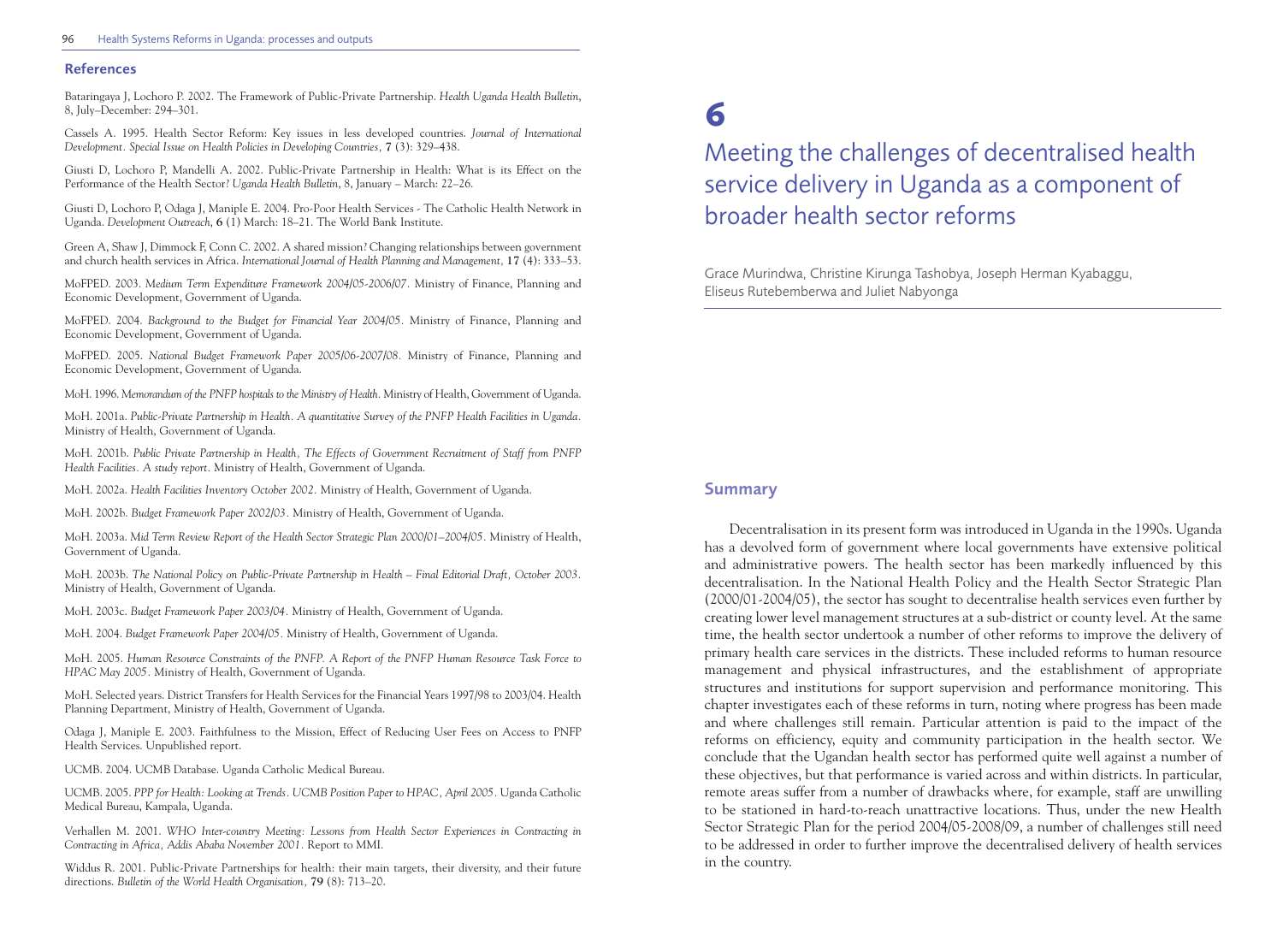## References

Bataringaya J, Lochoro P. 2002. The Framework of Public-Private Partnership. *Health Uganda Health Bulletin*, 8, July–December: 294–301.

Cassels A. 1995. Health Sector Reform: Key issues in less developed countries. *Journal of International Development. Special Issue on Health Policies in Developing Countries*, **7** (3): 329–438.

Giusti D, Lochoro P, Mandelli A. 2002. Public-Private Partnership in Health: What is its Effect on the Performance of the Health Sector? *Uganda Health Bulletin*, 8, January – March: 22–26.

Giusti D, Lochoro P, Odaga J, Maniple E. 2004. Pro-Poor Health Services - The Catholic Health Network in Uganda. *Development Outreach*, **6** (1) March: 18–21. The World Bank Institute.

Green A, Shaw J, Dimmock F, Conn C. 2002. A shared mission? Changing relationships between government and church health services in Africa. *International Journal of Health Planning and Management*, **17** (4): 333–53.

MoFPED. 2003. *Medium Term Expenditure Framework 2004/05-2006/07*. Ministry of Finance, Planning and Economic Development, Government of Uganda.

MoFPED. 2004. *Background to the Budget for Financial Year 2004/05*. Ministry of Finance, Planning and Economic Development, Government of Uganda.

MoFPED. 2005. *National Budget Framework Paper 2005/06-2007/08*. Ministry of Finance, Planning and Economic Development, Government of Uganda.

MoH. 1996. *Memorandum of the PNFP hospitals to the Ministry of Health*. Ministry of Health, Government of Uganda.

MoH. 2001a. *Public-Private Partnership in Health. A quantitative Survey of the PNFP Health Facilities in Uganda*. Ministry of Health, Government of Uganda.

MoH. 2001b. *Public Private Partnership in Health, The Effects of Government Recruitment of Staff from PNFP Health Facilities. A study report*. Ministry of Health, Government of Uganda.

MoH. 2002a. *Health Facilities Inventory October 2002*. Ministry of Health, Government of Uganda.

MoH. 2002b. *Budget Framework Paper 2002/03*. Ministry of Health, Government of Uganda.

MoH. 2003a. *Mid Term Review Report of the Health Sector Strategic Plan 2000/01–2004/05*. Ministry of Health, Government of Uganda.

MoH. 2003b. *The National Policy on Public-Private Partnership in Health – Final Editorial Draft, October 2003*. Ministry of Health, Government of Uganda.

MoH. 2003c. *Budget Framework Paper 2003/04*. Ministry of Health, Government of Uganda.

MoH. 2004. *Budget Framework Paper 2004/05*. Ministry of Health, Government of Uganda.

MoH. 2005. *Human Resource Constraints of the PNFP. A Report of the PNFP Human Resource Task Force to HPAC May 2005*. Ministry of Health, Government of Uganda.

MoH. Selected years. District Transfers for Health Services for the Financial Years 1997/98 to 2003/04. Health Planning Department, Ministry of Health, Government of Uganda.

Odaga J, Maniple E. 2003. Faithfulness to the Mission, Effect of Reducing User Fees on Access to PNFP Health Services. Unpublished report.

UCMB. 2004. UCMB Database. Uganda Catholic Medical Bureau.

UCMB. 2005. *PPP for Health: Looking at Trends. UCMB Position Paper to HPAC, April 2005*. Uganda Catholic Medical Bureau, Kampala, Uganda.

Verhallen M. 2001. *WHO Inter-country Meeting: Lessons from Health Sector Experiences in Contracting in Contracting in Africa, Addis Ababa November 2001*. Report to MMI.

Widdus R. 2001. Public-Private Partnerships for health: their main targets, their diversity, and their future directions. *Bulletin of the World Health Organisation*, **79** (8): 713–20.

# 6

# Meeting the challenges of decentralised health service delivery in Uganda as a component of broader health sector reforms

Grace Murindwa, Christine Kirunga Tashobya, Joseph Herman Kyabaggu, Eliseus Rutebemberwa and Juliet Nabyonga

## Summary

Decentralisation in its present form was introduced in Uganda in the 1990s. Uganda has a devolved form of government where local governments have extensive political and administrative powers. The health sector has been markedly influenced by this decentralisation. In the National Health Policy and the Health Sector Strategic Plan (2000/01-2004/05), the sector has sought to decentralise health services even further by creating lower level management structures at a sub-district or county level. At the same time, the health sector undertook a number of other reforms to improve the delivery of primary health care services in the districts. These included reforms to human resource management and physical infrastructures, and the establishment of appropriate structures and institutions for support supervision and performance monitoring. This chapter investigates each of these reforms in turn, noting where progress has been made and where challenges still remain. Particular attention is paid to the impact of the reforms on efficiency, equity and community participation in the health sector. We conclude that the Ugandan health sector has performed quite well against a number of these objectives, but that performance is varied across and within districts. In particular, remote areas suffer from a number of drawbacks where, for example, staff are unwilling to be stationed in hard-to-reach unattractive locations. Thus, under the new Health Sector Strategic Plan for the period 2004/05-2008/09, a number of challenges still need to be addressed in order to further improve the decentralised delivery of health services in the country.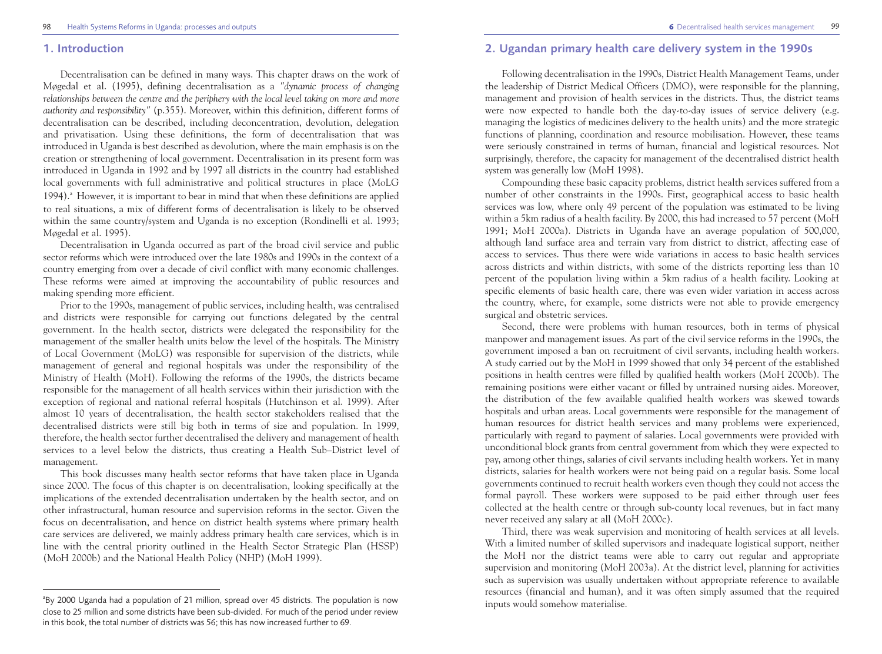## 1. Introduction

Decentralisation can be defined in many ways. This chapter draws on the work of Møgedal et al. (1995), defining decentralisation as a *"dynamic process of changing relationships between the centre and the periphery with the local level taking on more and more authority and responsibility"* (p.355). Moreover, within this definition, different forms of decentralisation can be described, including deconcentration, devolution, delegation and privatisation. Using these definitions, the form of decentralisation that was introduced in Uganda is best described as devolution, where the main emphasis is on the creation or strengthening of local government. Decentralisation in its present form was introduced in Uganda in 1992 and by 1997 all districts in the country had established local governments with full administrative and political structures in place (MoLG 1994).[a] However, it is important to bear in mind that when these definitions are applied to real situations, a mix of different forms of decentralisation is likely to be observed within the same country/system and Uganda is no exception (Rondinelli et al. 1993; Møgedal et al. 1995).

Decentralisation in Uganda occurred as part of the broad civil service and public sector reforms which were introduced over the late 1980s and 1990s in the context of a country emerging from over a decade of civil conflict with many economic challenges. These reforms were aimed at improving the accountability of public resources and making spending more efficient.

Prior to the 1990s, management of public services, including health, was centralised and districts were responsible for carrying out functions delegated by the central government. In the health sector, districts were delegated the responsibility for the management of the smaller health units below the level of the hospitals. The Ministry of Local Government (MoLG) was responsible for supervision of the districts, while management of general and regional hospitals was under the responsibility of the Ministry of Health (MoH). Following the reforms of the 1990s, the districts became responsible for the management of all health services within their jurisdiction with the exception of regional and national referral hospitals (Hutchinson et al. 1999). After almost 10 years of decentralisation, the health sector stakeholders realised that the decentralised districts were still big both in terms of size and population. In 1999, therefore, the health sector further decentralised the delivery and management of health services to a level below the districts, thus creating a Health Sub–District level of management.

This book discusses many health sector reforms that have taken place in Uganda since 2000. The focus of this chapter is on decentralisation, looking specifically at the implications of the extended decentralisation undertaken by the health sector, and on other infrastructural, human resource and supervision reforms in the sector. Given the focus on decentralisation, and hence on district health systems where primary health care services are delivered, we mainly address primary health care services, which is in line with the central priority outlined in the Health Sector Strategic Plan (HSSP) (MoH 2000b) and the National Health Policy (NHP) (MoH 1999).

[a] By 2000 Uganda had a population of 21 million, spread over 45 districts. The population is now close to 25 million and some districts have been sub-divided. For much of the period under review in this book, the total number of districts was 56; this has now increased further to 69.

## 2. Ugandan primary health care delivery system in the 1990s

Following decentralisation in the 1990s, District Health Management Teams, under the leadership of District Medical Officers (DMO), were responsible for the planning, management and provision of health services in the districts. Thus, the district teams were now expected to handle both the day-to-day issues of service delivery (e.g. managing the logistics of medicines delivery to the health units) and the more strategic functions of planning, coordination and resource mobilisation. However, these teams were seriously constrained in terms of human, financial and logistical resources. Not surprisingly, therefore, the capacity for management of the decentralised district health system was generally low (MoH 1998).

Compounding these basic capacity problems, district health services suffered from a number of other constraints in the 1990s. First, geographical access to basic health services was low, where only 49 percent of the population was estimated to be living within a 5km radius of a health facility. By 2000, this had increased to 57 percent (MoH 1991; MoH 2000a). Districts in Uganda have an average population of 500,000, although land surface area and terrain vary from district to district, affecting ease of access to services. Thus there were wide variations in access to basic health services across districts and within districts, with some of the districts reporting less than 10 percent of the population living within a 5km radius of a health facility. Looking at specific elements of basic health care, there was even wider variation in access across the country, where, for example, some districts were not able to provide emergency surgical and obstetric services.

Second, there were problems with human resources, both in terms of physical manpower and management issues. As part of the civil service reforms in the 1990s, the government imposed a ban on recruitment of civil servants, including health workers. A study carried out by the MoH in 1999 showed that only 34 percent of the established positions in health centres were filled by qualified health workers (MoH 2000b). The remaining positions were either vacant or filled by untrained nursing aides. Moreover, the distribution of the few available qualified health workers was skewed towards hospitals and urban areas. Local governments were responsible for the management of human resources for district health services and many problems were experienced, particularly with regard to payment of salaries. Local governments were provided with unconditional block grants from central government from which they were expected to pay, among other things, salaries of civil servants including health workers. Yet in many districts, salaries for health workers were not being paid on a regular basis. Some local governments continued to recruit health workers even though they could not access the formal payroll. These workers were supposed to be paid either through user fees collected at the health centre or through sub-county local revenues, but in fact many never received any salary at all (MoH 2000c).

Third, there was weak supervision and monitoring of health services at all levels. With a limited number of skilled supervisors and inadequate logistical support, neither the MoH nor the district teams were able to carry out regular and appropriate supervision and monitoring (MoH 2003a). At the district level, planning for activities such as supervision was usually undertaken without appropriate reference to available resources (financial and human), and it was often simply assumed that the required inputs would somehow materialise.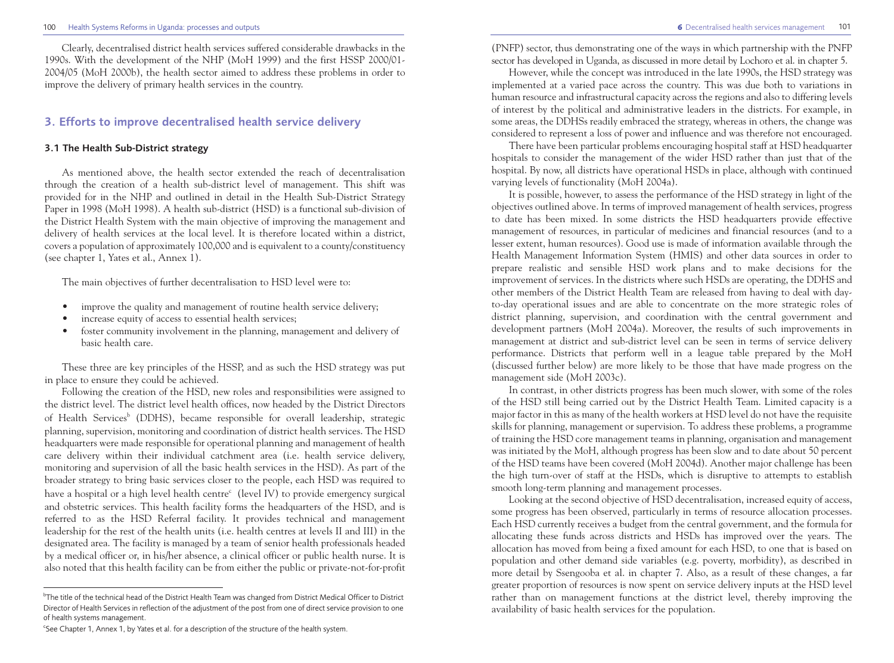Clearly, decentralised district health services suffered considerable drawbacks in the 1990s. With the development of the NHP (MoH 1999) and the first HSSP 2000/01-2004/05 (MoH 2000b), the health sector aimed to address these problems in order to improve the delivery of primary health services in the country.

## 3. Efforts to improve decentralised health service delivery

### 3.1 The Health Sub-District strategy

As mentioned above, the health sector extended the reach of decentralisation through the creation of a health sub-district level of management. This shift was provided for in the NHP and outlined in detail in the Health Sub-District Strategy Paper in 1998 (MoH 1998). A health sub-district (HSD) is a functional sub-division of the District Health System with the main objective of improving the management and delivery of health services at the local level. It is therefore located within a district, covers a population of approximately 100,000 and is equivalent to a county/constituency (see chapter 1, Yates et al., Annex 1).

The main objectives of further decentralisation to HSD level were to:

- improve the quality and management of routine health service delivery;
- increase equity of access to essential health services;
- foster community involvement in the planning, management and delivery of basic health care.

These three are key principles of the HSSP, and as such the HSD strategy was put in place to ensure they could be achieved.

Following the creation of the HSD, new roles and responsibilities were assigned to the district level. The district level health offices, now headed by the District Directors of Health Services[b] (DDHS), became responsible for overall leadership, strategic planning, supervision, monitoring and coordination of district health services. The HSD headquarters were made responsible for operational planning and management of health care delivery within their individual catchment area (i.e. health service delivery, monitoring and supervision of all the basic health services in the HSD). As part of the broader strategy to bring basic services closer to the people, each HSD was required to have a hospital or a high level health centre[c] (level IV) to provide emergency surgical and obstetric services. This health facility forms the headquarters of the HSD, and is referred to as the HSD Referral facility. It provides technical and management leadership for the rest of the health units (i.e. health centres at levels II and III) in the designated area. The facility is managed by a team of senior health professionals headed by a medical officer or, in his/her absence, a clinical officer or public health nurse. It is also noted that this health facility can be from either the public or private-not-for-profit (PNFP) sector, thus demonstrating one of the ways in which partnership with the PNFP sector has developed in Uganda, as discussed in more detail by Lochoro et al. in chapter 5.

However, while the concept was introduced in the late 1990s, the HSD strategy was implemented at a varied pace across the country. This was due both to variations in human resource and infrastructural capacity across the regions and also to differing levels of interest by the political and administrative leaders in the districts. For example, in some areas, the DDHSs readily embraced the strategy, whereas in others, the change was considered to represent a loss of power and influence and was therefore not encouraged.

There have been particular problems encouraging hospital staff at HSD headquarter hospitals to consider the management of the wider HSD rather than just that of the hospital. By now, all districts have operational HSDs in place, although with continued varying levels of functionality (MoH 2004a).

It is possible, however, to assess the performance of the HSD strategy in light of the objectives outlined above. In terms of improved management of health services, progress to date has been mixed. In some districts the HSD headquarters provide effective management of resources, in particular of medicines and financial resources (and to a lesser extent, human resources). Good use is made of information available through the Health Management Information System (HMIS) and other data sources in order to prepare realistic and sensible HSD work plans and to make decisions for the improvement of services. In the districts where such HSDs are operating, the DDHS and other members of the District Health Team are released from having to deal with day-to-day operational issues and are able to concentrate on the more strategic roles of district planning, supervision, and coordination with the central government and development partners (MoH 2004a). Moreover, the results of such improvements in management at district and sub-district level can be seen in terms of service delivery performance. Districts that perform well in a league table prepared by the MoH (discussed further below) are more likely to be those that have made progress on the management side (MoH 2003c).

In contrast, in other districts progress has been much slower, with some of the roles of the HSD still being carried out by the District Health Team. Limited capacity is a major factor in this as many of the health workers at HSD level do not have the requisite skills for planning, management or supervision. To address these problems, a programme of training the HSD core management teams in planning, organisation and management was initiated by the MoH, although progress has been slow and to date about 50 percent of the HSD teams have been covered (MoH 2004d). Another major challenge has been the high turn-over of staff at the HSDs, which is disruptive to attempts to establish smooth long-term planning and management processes.

Looking at the second objective of HSD decentralisation, increased equity of access, some progress has been observed, particularly in terms of resource allocation processes. Each HSD currently receives a budget from the central government, and the formula for allocating these funds across districts and HSDs has improved over the years. The allocation has moved from being a fixed amount for each HSD, to one that is based on population and other demand side variables (e.g. poverty, morbidity), as described in more detail by Ssengooba et al. in chapter 7. Also, as a result of these changes, a far greater proportion of resources is now spent on service delivery inputs at the HSD level rather than on management functions at the district level, thereby improving the availability of basic health services for the population.

---

[b] The title of the technical head of the District Health Team was changed from District Medical Officer to District Director of Health Services in reflection of the adjustment of the post from one of direct service provision to one of health systems management.

[c] See Chapter 1, Annex 1, by Yates et al. for a description of the structure of the health system.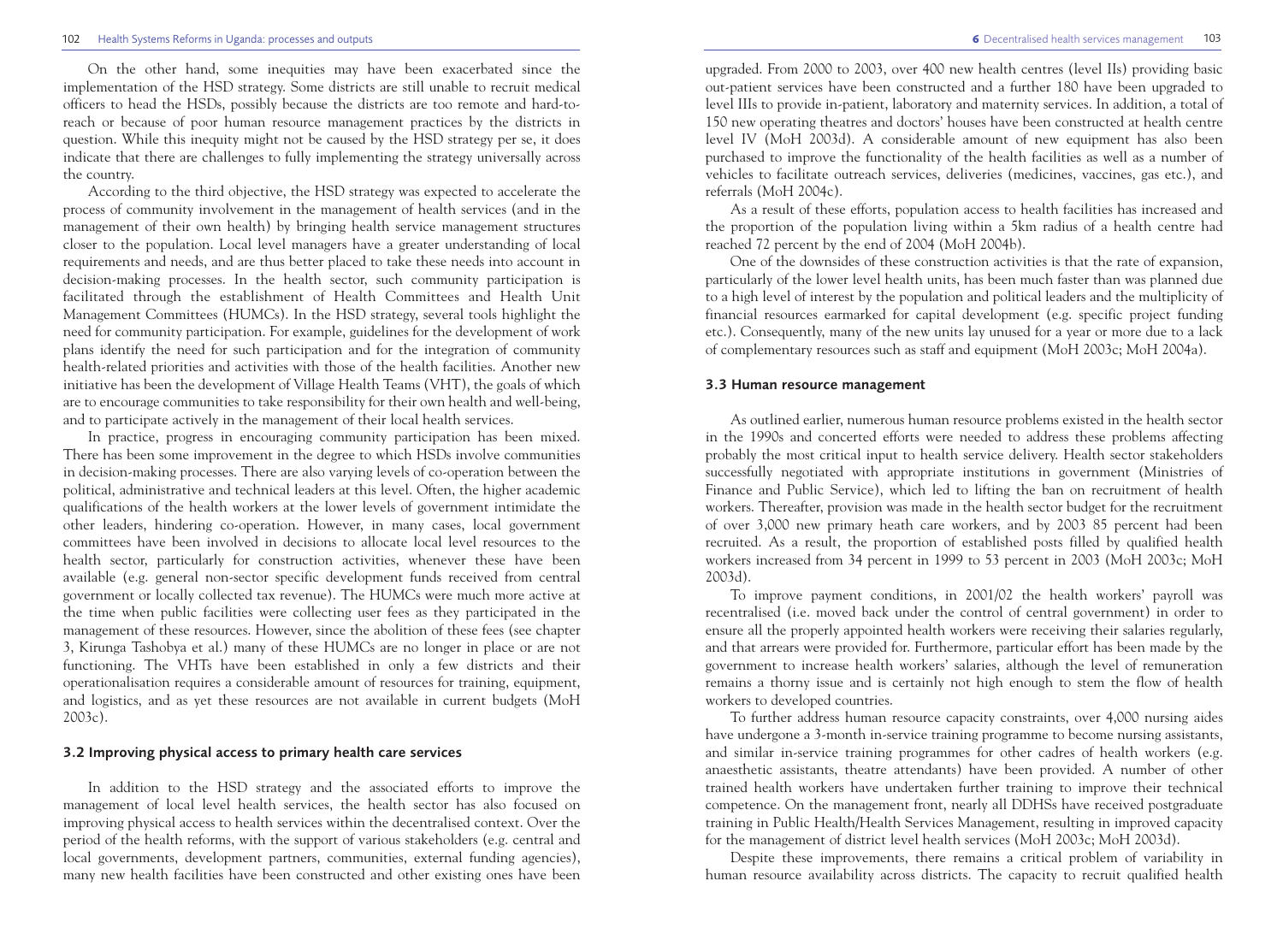On the other hand, some inequities may have been exacerbated since the implementation of the HSD strategy. Some districts are still unable to recruit medical officers to head the HSDs, possibly because the districts are too remote and hard-to-reach or because of poor human resource management practices by the districts in question. While this inequity might not be caused by the HSD strategy per se, it does indicate that there are challenges to fully implementing the strategy universally across the country.

According to the third objective, the HSD strategy was expected to accelerate the process of community involvement in the management of health services (and in the management of their own health) by bringing health service management structures closer to the population. Local level managers have a greater understanding of local requirements and needs, and are thus better placed to take these needs into account in decision-making processes. In the health sector, such community participation is facilitated through the establishment of Health Committees and Health Unit Management Committees (HUMCs). In the HSD strategy, several tools highlight the need for community participation. For example, guidelines for the development of work plans identify the need for such participation and for the integration of community health-related priorities and activities with those of the health facilities. Another new initiative has been the development of Village Health Teams (VHT), the goals of which are to encourage communities to take responsibility for their own health and well-being, and to participate actively in the management of their local health services.

In practice, progress in encouraging community participation has been mixed. There has been some improvement in the degree to which HSDs involve communities in decision-making processes. There are also varying levels of co-operation between the political, administrative and technical leaders at this level. Often, the higher academic qualifications of the health workers at the lower levels of government intimidate the other leaders, hindering co-operation. However, in many cases, local government committees have been involved in decisions to allocate local level resources to the health sector, particularly for construction activities, whenever these have been available (e.g. general non-sector specific development funds received from central government or locally collected tax revenue). The HUMCs were much more active at the time when public facilities were collecting user fees as they participated in the management of these resources. However, since the abolition of these fees (see chapter 3, Kirunga Tashobya et al.) many of these HUMCs are no longer in place or are not functioning. The VHTs have been established in only a few districts and their operationalisation requires a considerable amount of resources for training, equipment, and logistics, and as yet these resources are not available in current budgets (MoH 2003c).

### 3.2 Improving physical access to primary health care services

In addition to the HSD strategy and the associated efforts to improve the management of local level health services, the health sector has also focused on improving physical access to health services within the decentralised context. Over the period of the health reforms, with the support of various stakeholders (e.g. central and local governments, development partners, communities, external funding agencies), many new health facilities have been constructed and other existing ones have been upgraded. From 2000 to 2003, over 400 new health centres (level IIs) providing basic out-patient services have been constructed and a further 180 have been upgraded to level IIIs to provide in-patient, laboratory and maternity services. In addition, a total of 150 new operating theatres and doctors' houses have been constructed at health centre level IV (MoH 2003d). A considerable amount of new equipment has also been purchased to improve the functionality of the health facilities as well as a number of vehicles to facilitate outreach services, deliveries (medicines, vaccines, gas etc.), and referrals (MoH 2004c).

As a result of these efforts, population access to health facilities has increased and the proportion of the population living within a 5km radius of a health centre had reached 72 percent by the end of 2004 (MoH 2004b).

One of the downsides of these construction activities is that the rate of expansion, particularly of the lower level health units, has been much faster than was planned due to a high level of interest by the population and political leaders and the multiplicity of financial resources earmarked for capital development (e.g. specific project funding etc.). Consequently, many of the new units lay unused for a year or more due to a lack of complementary resources such as staff and equipment (MoH 2003c; MoH 2004a).

### 3.3 Human resource management

As outlined earlier, numerous human resource problems existed in the health sector in the 1990s and concerted efforts were needed to address these problems affecting probably the most critical input to health service delivery. Health sector stakeholders successfully negotiated with appropriate institutions in government (Ministries of Finance and Public Service), which led to lifting the ban on recruitment of health workers. Thereafter, provision was made in the health sector budget for the recruitment of over 3,000 new primary heath care workers, and by 2003 85 percent had been recruited. As a result, the proportion of established posts filled by qualified health workers increased from 34 percent in 1999 to 53 percent in 2003 (MoH 2003c; MoH 2003d).

To improve payment conditions, in 2001/02 the health workers' payroll was recentralised (i.e. moved back under the control of central government) in order to ensure all the properly appointed health workers were receiving their salaries regularly, and that arrears were provided for. Furthermore, particular effort has been made by the government to increase health workers' salaries, although the level of remuneration remains a thorny issue and is certainly not high enough to stem the flow of health workers to developed countries.

To further address human resource capacity constraints, over 4,000 nursing aides have undergone a 3-month in-service training programme to become nursing assistants, and similar in-service training programmes for other cadres of health workers (e.g. anaesthetic assistants, theatre attendants) have been provided. A number of other trained health workers have undertaken further training to improve their technical competence. On the management front, nearly all DDHSs have received postgraduate training in Public Health/Health Services Management, resulting in improved capacity for the management of district level health services (MoH 2003c; MoH 2003d).

Despite these improvements, there remains a critical problem of variability in human resource availability across districts. The capacity to recruit qualified health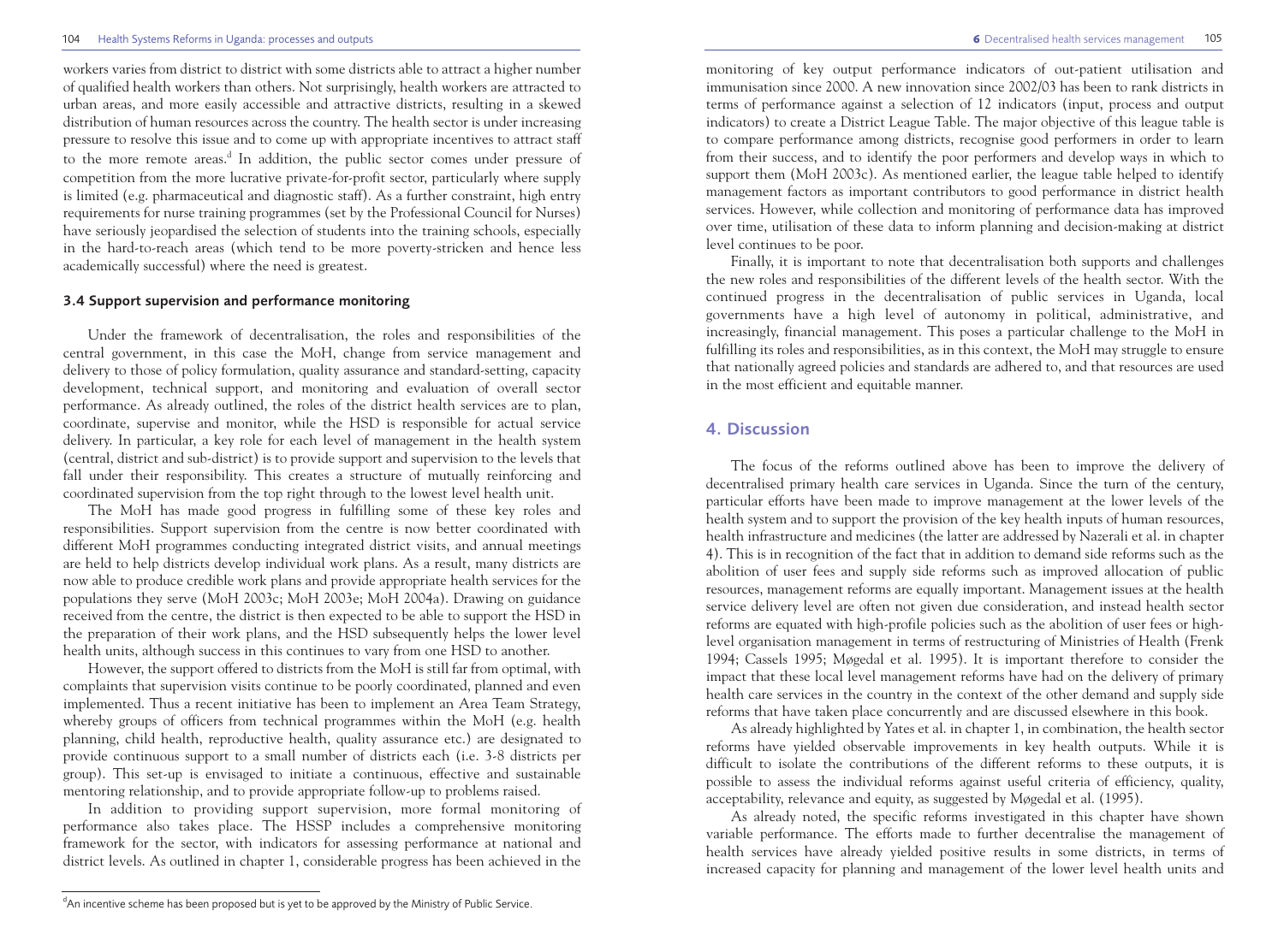workers varies from district to district with some districts able to attract a higher number of qualified health workers than others. Not surprisingly, health workers are attracted to urban areas, and more easily accessible and attractive districts, resulting in a skewed distribution of human resources across the country. The health sector is under increasing pressure to resolve this issue and to come up with appropriate incentives to attract staff to the more remote areas.[d] In addition, the public sector comes under pressure of competition from the more lucrative private-for-profit sector, particularly where supply is limited (e.g. pharmaceutical and diagnostic staff). As a further constraint, high entry requirements for nurse training programmes (set by the Professional Council for Nurses) have seriously jeopardised the selection of students into the training schools, especially in the hard-to-reach areas (which tend to be more poverty-stricken and hence less academically successful) where the need is greatest.

### 3.4 Support supervision and performance monitoring

Under the framework of decentralisation, the roles and responsibilities of the central government, in this case the MoH, change from service management and delivery to those of policy formulation, quality assurance and standard-setting, capacity development, technical support, and monitoring and evaluation of overall sector performance. As already outlined, the roles of the district health services are to plan, coordinate, supervise and monitor, while the HSD is responsible for actual service delivery. In particular, a key role for each level of management in the health system (central, district and sub-district) is to provide support and supervision to the levels that fall under their responsibility. This creates a structure of mutually reinforcing and coordinated supervision from the top right through to the lowest level health unit.

The MoH has made good progress in fulfilling some of these key roles and responsibilities. Support supervision from the centre is now better coordinated with different MoH programmes conducting integrated district visits, and annual meetings are held to help districts develop individual work plans. As a result, many districts are now able to produce credible work plans and provide appropriate health services for the populations they serve (MoH 2003c; MoH 2003e; MoH 2004a). Drawing on guidance received from the centre, the district is then expected to be able to support the HSD in the preparation of their work plans, and the HSD subsequently helps the lower level health units, although success in this continues to vary from one HSD to another.

However, the support offered to districts from the MoH is still far from optimal, with complaints that supervision visits continue to be poorly coordinated, planned and even implemented. Thus a recent initiative has been to implement an Area Team Strategy, whereby groups of officers from technical programmes within the MoH (e.g. health planning, child health, reproductive health, quality assurance etc.) are designated to provide continuous support to a small number of districts each (i.e. 3-8 districts per group). This set-up is envisaged to initiate a continuous, effective and sustainable mentoring relationship, and to provide appropriate follow-up to problems raised.

In addition to providing support supervision, more formal monitoring of performance also takes place. The HSSP includes a comprehensive monitoring framework for the sector, with indicators for assessing performance at national and district levels. As outlined in chapter 1, considerable progress has been achieved in the monitoring of key output performance indicators of out-patient utilisation and immunisation since 2000. A new innovation since 2002/03 has been to rank districts in terms of performance against a selection of 12 indicators (input, process and output indicators) to create a District League Table. The major objective of this league table is to compare performance among districts, recognise good performers in order to learn from their success, and to identify the poor performers and develop ways in which to support them (MoH 2003c). As mentioned earlier, the league table helped to identify management factors as important contributors to good performance in district health services. However, while collection and monitoring of performance data has improved over time, utilisation of these data to inform planning and decision-making at district level continues to be poor.

Finally, it is important to note that decentralisation both supports and challenges the new roles and responsibilities of the different levels of the health sector. With the continued progress in the decentralisation of public services in Uganda, local governments have a high level of autonomy in political, administrative, and increasingly, financial management. This poses a particular challenge to the MoH in fulfilling its roles and responsibilities, as in this context, the MoH may struggle to ensure that nationally agreed policies and standards are adhered to, and that resources are used in the most efficient and equitable manner.

## 4. Discussion

The focus of the reforms outlined above has been to improve the delivery of decentralised primary health care services in Uganda. Since the turn of the century, particular efforts have been made to improve management at the lower levels of the health system and to support the provision of the key health inputs of human resources, health infrastructure and medicines (the latter are addressed by Nazerali et al. in chapter 4). This is in recognition of the fact that in addition to demand side reforms such as the abolition of user fees and supply side reforms such as improved allocation of public resources, management reforms are equally important. Management issues at the health service delivery level are often not given due consideration, and instead health sector reforms are equated with high-profile policies such as the abolition of user fees or high-level organisation management in terms of restructuring of Ministries of Health (Frenk 1994; Cassels 1995; Møgedal et al. 1995). It is important therefore to consider the impact that these local level management reforms have had on the delivery of primary health care services in the country in the context of the other demand and supply side reforms that have taken place concurrently and are discussed elsewhere in this book.

As already highlighted by Yates et al. in chapter 1, in combination, the health sector reforms have yielded observable improvements in key health outputs. While it is difficult to isolate the contributions of the different reforms to these outputs, it is possible to assess the individual reforms against useful criteria of efficiency, quality, acceptability, relevance and equity, as suggested by Møgedal et al. (1995).

As already noted, the specific reforms investigated in this chapter have shown variable performance. The efforts made to further decentralise the management of health services have already yielded positive results in some districts, in terms of increased capacity for planning and management of the lower level health units and

[d] An incentive scheme has been proposed but is yet to be approved by the Ministry of Public Service.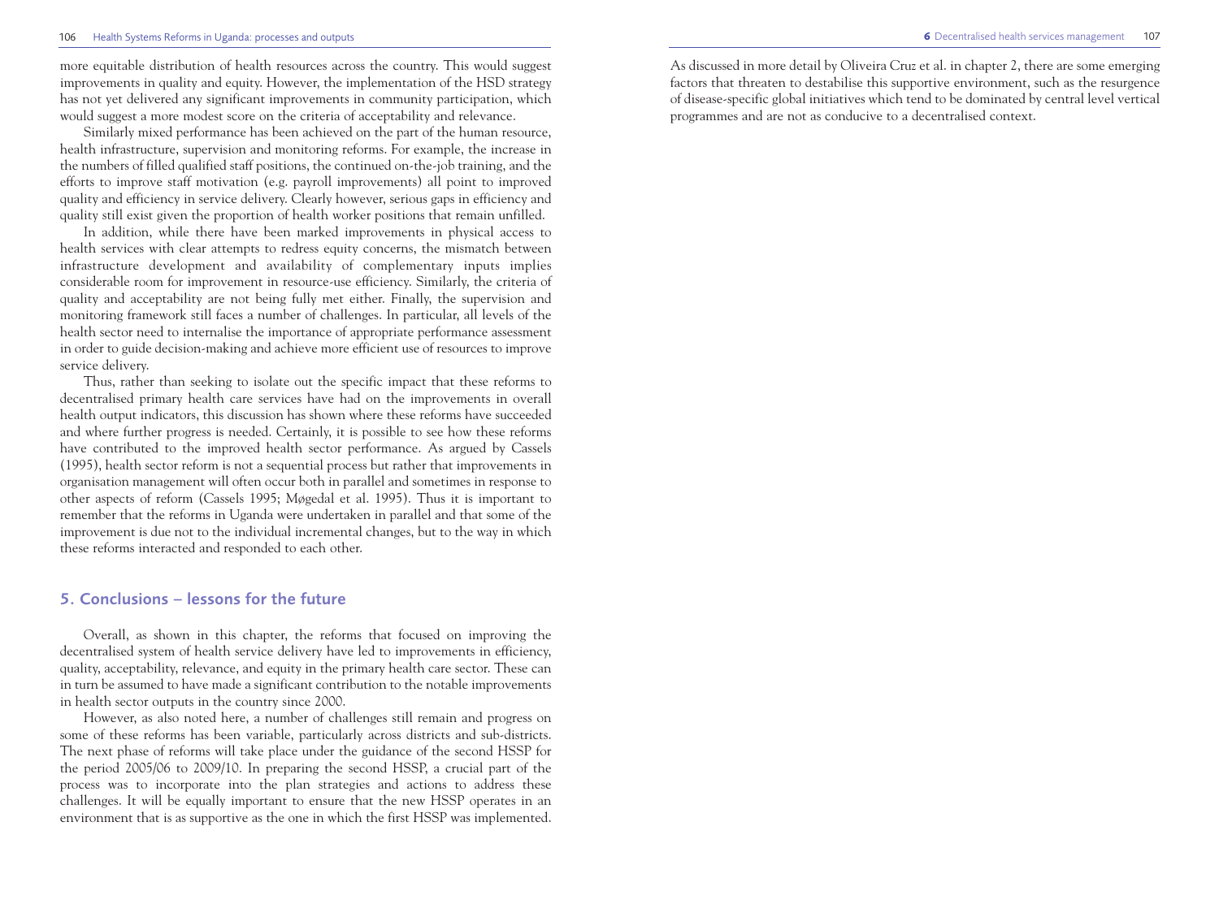more equitable distribution of health resources across the country. This would suggest improvements in quality and equity. However, the implementation of the HSD strategy has not yet delivered any significant improvements in community participation, which would suggest a more modest score on the criteria of acceptability and relevance.

Similarly mixed performance has been achieved on the part of the human resource, health infrastructure, supervision and monitoring reforms. For example, the increase in the numbers of filled qualified staff positions, the continued on-the-job training, and the efforts to improve staff motivation (e.g. payroll improvements) all point to improved quality and efficiency in service delivery. Clearly however, serious gaps in efficiency and quality still exist given the proportion of health worker positions that remain unfilled.

In addition, while there have been marked improvements in physical access to health services with clear attempts to redress equity concerns, the mismatch between infrastructure development and availability of complementary inputs implies considerable room for improvement in resource-use efficiency. Similarly, the criteria of quality and acceptability are not being fully met either. Finally, the supervision and monitoring framework still faces a number of challenges. In particular, all levels of the health sector need to internalise the importance of appropriate performance assessment in order to guide decision-making and achieve more efficient use of resources to improve service delivery.

Thus, rather than seeking to isolate out the specific impact that these reforms to decentralised primary health care services have had on the improvements in overall health output indicators, this discussion has shown where these reforms have succeeded and where further progress is needed. Certainly, it is possible to see how these reforms have contributed to the improved health sector performance. As argued by Cassels (1995), health sector reform is not a sequential process but rather that improvements in organisation management will often occur both in parallel and sometimes in response to other aspects of reform (Cassels 1995; Møgedal et al. 1995). Thus it is important to remember that the reforms in Uganda were undertaken in parallel and that some of the improvement is due not to the individual incremental changes, but to the way in which these reforms interacted and responded to each other.

## 5. Conclusions – lessons for the future

Overall, as shown in this chapter, the reforms that focused on improving the decentralised system of health service delivery have led to improvements in efficiency, quality, acceptability, relevance, and equity in the primary health care sector. These can in turn be assumed to have made a significant contribution to the notable improvements in health sector outputs in the country since 2000.

However, as also noted here, a number of challenges still remain and progress on some of these reforms has been variable, particularly across districts and sub-districts. The next phase of reforms will take place under the guidance of the second HSSP for the period 2005/06 to 2009/10. In preparing the second HSSP, a crucial part of the process was to incorporate into the plan strategies and actions to address these challenges. It will be equally important to ensure that the new HSSP operates in an environment that is as supportive as the one in which the first HSSP was implemented. As discussed in more detail by Oliveira Cruz et al. in chapter 2, there are some emerging factors that threaten to destabilise this supportive environment, such as the resurgence of disease-specific global initiatives which tend to be dominated by central level vertical programmes and are not as conducive to a decentralised context.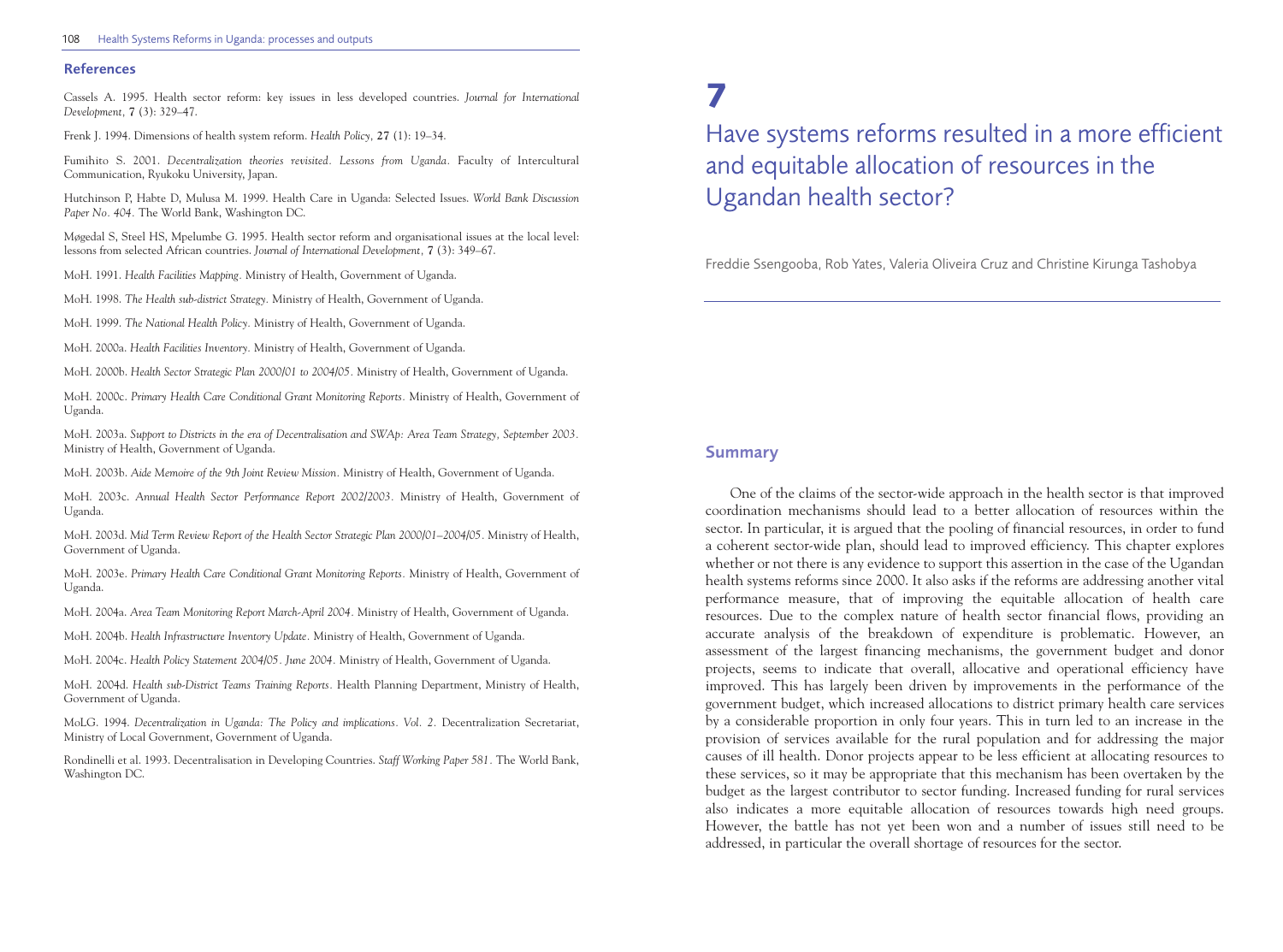## References

Cassels A. 1995. Health sector reform: key issues in less developed countries. *Journal for International Development*, **7** (3): 329–47.

Frenk J. 1994. Dimensions of health system reform. *Health Policy*, **27** (1): 19–34.

Fumihito S. 2001. *Decentralization theories revisited. Lessons from Uganda.* Faculty of Intercultural Communication, Ryukoku University, Japan.

Hutchinson P, Habte D, Mulusa M. 1999. Health Care in Uganda: Selected Issues. *World Bank Discussion Paper No. 404.* The World Bank, Washington DC.

Møgedal S, Steel HS, Mpelumbe G. 1995. Health sector reform and organisational issues at the local level: lessons from selected African countries. *Journal of International Development*, **7** (3): 349–67.

MoH. 1991. *Health Facilities Mapping*. Ministry of Health, Government of Uganda.

MoH. 1998. *The Health sub-district Strategy.* Ministry of Health, Government of Uganda.

MoH. 1999. *The National Health Policy.* Ministry of Health, Government of Uganda.

MoH. 2000a. *Health Facilities Inventory.* Ministry of Health, Government of Uganda.

MoH. 2000b. *Health Sector Strategic Plan 2000/01 to 2004/05.* Ministry of Health, Government of Uganda.

MoH. 2000c. *Primary Health Care Conditional Grant Monitoring Reports.* Ministry of Health, Government of Uganda.

MoH. 2003a. *Support to Districts in the era of Decentralisation and SWAp: Area Team Strategy, September 2003.* Ministry of Health, Government of Uganda.

MoH. 2003b. *Aide Memoire of the 9th Joint Review Mission.* Ministry of Health, Government of Uganda.

MoH. 2003c. *Annual Health Sector Performance Report 2002/2003.* Ministry of Health, Government of Uganda.

MoH. 2003d. *Mid Term Review Report of the Health Sector Strategic Plan 2000/01–2004/05*. Ministry of Health, Government of Uganda.

MoH. 2003e. *Primary Health Care Conditional Grant Monitoring Reports.* Ministry of Health, Government of Uganda.

MoH. 2004a. *Area Team Monitoring Report March-April 2004.* Ministry of Health, Government of Uganda.

MoH. 2004b. *Health Infrastructure Inventory Update*. Ministry of Health, Government of Uganda.

MoH. 2004c. *Health Policy Statement 2004/05. June 2004*. Ministry of Health, Government of Uganda.

MoH. 2004d. *Health sub-District Teams Training Reports*. Health Planning Department, Ministry of Health, Government of Uganda.

MoLG. 1994. *Decentralization in Uganda: The Policy and implications. Vol. 2.* Decentralization Secretariat, Ministry of Local Government, Government of Uganda.

Rondinelli et al. 1993. Decentralisation in Developing Countries. *Staff Working Paper 581.* The World Bank, Washington DC.

# 7

# Have systems reforms resulted in a more efficient and equitable allocation of resources in the Ugandan health sector?

Freddie Ssengooba, Rob Yates, Valeria Oliveira Cruz and Christine Kirunga Tashobya

## Summary

One of the claims of the sector-wide approach in the health sector is that improved coordination mechanisms should lead to a better allocation of resources within the sector. In particular, it is argued that the pooling of financial resources, in order to fund a coherent sector-wide plan, should lead to improved efficiency. This chapter explores whether or not there is any evidence to support this assertion in the case of the Ugandan health systems reforms since 2000. It also asks if the reforms are addressing another vital performance measure, that of improving the equitable allocation of health care resources. Due to the complex nature of health sector financial flows, providing an accurate analysis of the breakdown of expenditure is problematic. However, an assessment of the largest financing mechanisms, the government budget and donor projects, seems to indicate that overall, allocative and operational efficiency have improved. This has largely been driven by improvements in the performance of the government budget, which increased allocations to district primary health care services by a considerable proportion in only four years. This in turn led to an increase in the provision of services available for the rural population and for addressing the major causes of ill health. Donor projects appear to be less efficient at allocating resources to these services, so it may be appropriate that this mechanism has been overtaken by the budget as the largest contributor to sector funding. Increased funding for rural services also indicates a more equitable allocation of resources towards high need groups. However, the battle has not yet been won and a number of issues still need to be addressed, in particular the overall shortage of resources for the sector.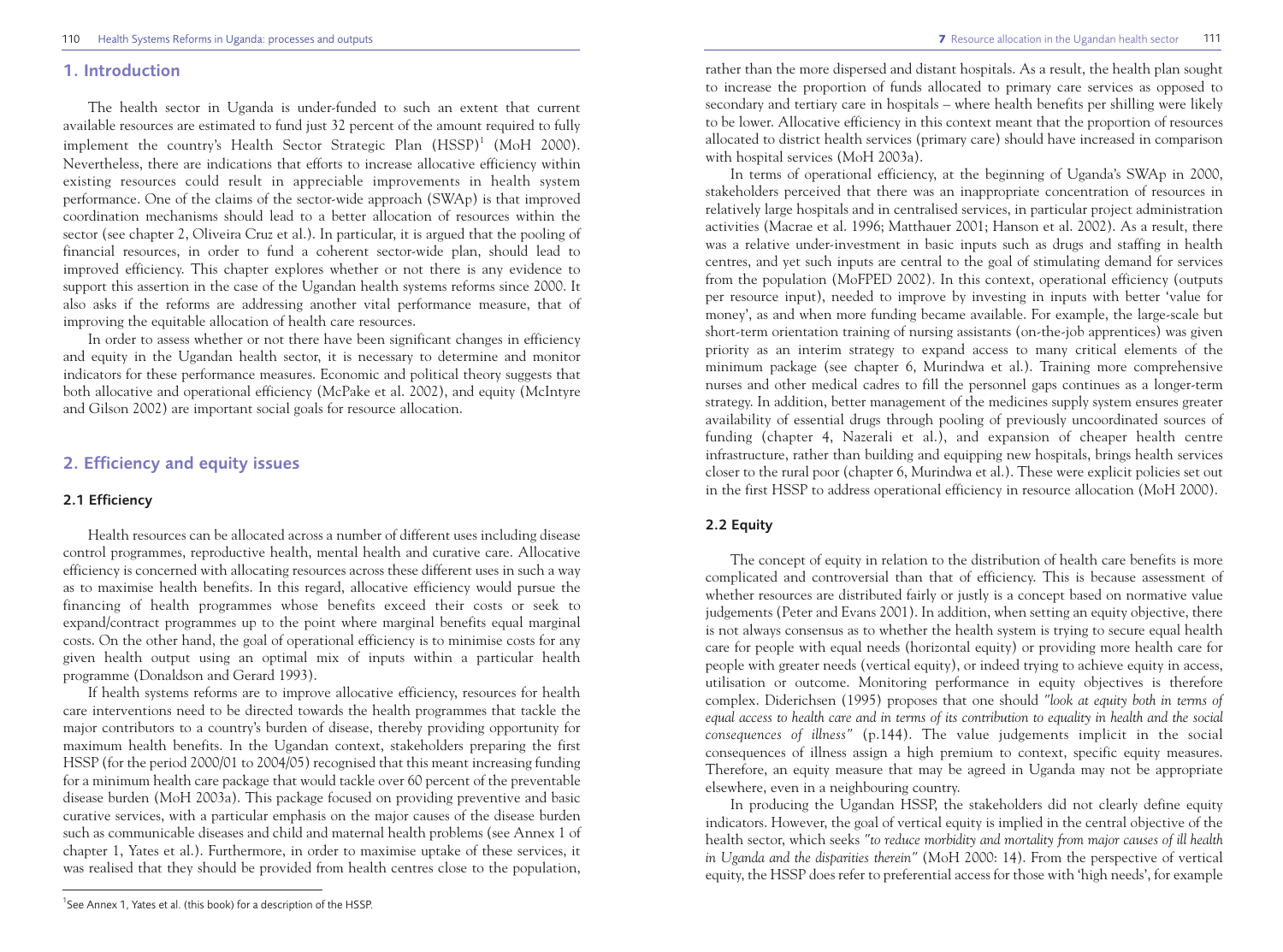## 1. Introduction

The health sector in Uganda is under-funded to such an extent that current available resources are estimated to fund just 32 percent of the amount required to fully implement the country's Health Sector Strategic Plan (HSSP)[1] (MoH 2000). Nevertheless, there are indications that efforts to increase allocative efficiency within existing resources could result in appreciable improvements in health system performance. One of the claims of the sector-wide approach (SWAp) is that improved coordination mechanisms should lead to a better allocation of resources within the sector (see chapter 2, Oliveira Cruz et al.). In particular, it is argued that the pooling of financial resources, in order to fund a coherent sector-wide plan, should lead to improved efficiency. This chapter explores whether or not there is any evidence to support this assertion in the case of the Ugandan health systems reforms since 2000. It also asks if the reforms are addressing another vital performance measure, that of improving the equitable allocation of health care resources.

In order to assess whether or not there have been significant changes in efficiency and equity in the Ugandan health sector, it is necessary to determine and monitor indicators for these performance measures. Economic and political theory suggests that both allocative and operational efficiency (McPake et al. 2002), and equity (McIntyre and Gilson 2002) are important social goals for resource allocation.

## 2. Efficiency and equity issues

### 2.1 Efficiency

Health resources can be allocated across a number of different uses including disease control programmes, reproductive health, mental health and curative care. Allocative efficiency is concerned with allocating resources across these different uses in such a way as to maximise health benefits. In this regard, allocative efficiency would pursue the financing of health programmes whose benefits exceed their costs or seek to expand/contract programmes up to the point where marginal benefits equal marginal costs. On the other hand, the goal of operational efficiency is to minimise costs for any given health output using an optimal mix of inputs within a particular health programme (Donaldson and Gerard 1993).

If health systems reforms are to improve allocative efficiency, resources for health care interventions need to be directed towards the health programmes that tackle the major contributors to a country's burden of disease, thereby providing opportunity for maximum health benefits. In the Ugandan context, stakeholders preparing the first HSSP (for the period 2000/01 to 2004/05) recognised that this meant increasing funding for a minimum health care package that would tackle over 60 percent of the preventable disease burden (MoH 2003a). This package focused on providing preventive and basic curative services, with a particular emphasis on the major causes of the disease burden such as communicable diseases and child and maternal health problems (see Annex 1 of chapter 1, Yates et al.). Furthermore, in order to maximise uptake of these services, it was realised that they should be provided from health centres close to the population, rather than the more dispersed and distant hospitals. As a result, the health plan sought to increase the proportion of funds allocated to primary care services as opposed to secondary and tertiary care in hospitals – where health benefits per shilling were likely to be lower. Allocative efficiency in this context meant that the proportion of resources allocated to district health services (primary care) should have increased in comparison with hospital services (MoH 2003a).

In terms of operational efficiency, at the beginning of Uganda's SWAp in 2000, stakeholders perceived that there was an inappropriate concentration of resources in relatively large hospitals and in centralised services, in particular project administration activities (Macrae et al. 1996; Matthauer 2001; Hanson et al. 2002). As a result, there was a relative under-investment in basic inputs such as drugs and staffing in health centres, and yet such inputs are central to the goal of stimulating demand for services from the population (MoFPED 2002). In this context, operational efficiency (outputs per resource input), needed to improve by investing in inputs with better 'value for money', as and when more funding became available. For example, the large-scale but short-term orientation training of nursing assistants (on-the-job apprentices) was given priority as an interim strategy to expand access to many critical elements of the minimum package (see chapter 6, Murindwa et al.). Training more comprehensive nurses and other medical cadres to fill the personnel gaps continues as a longer-term strategy. In addition, better management of the medicines supply system ensures greater availability of essential drugs through pooling of previously uncoordinated sources of funding (chapter 4, Nazerali et al.), and expansion of cheaper health centre infrastructure, rather than building and equipping new hospitals, brings health services closer to the rural poor (chapter 6, Murindwa et al.). These were explicit policies set out in the first HSSP to address operational efficiency in resource allocation (MoH 2000).

### 2.2 Equity

The concept of equity in relation to the distribution of health care benefits is more complicated and controversial than that of efficiency. This is because assessment of whether resources are distributed fairly or justly is a concept based on normative value judgements (Peter and Evans 2001). In addition, when setting an equity objective, there is not always consensus as to whether the health system is trying to secure equal health care for people with equal needs (horizontal equity) or providing more health care for people with greater needs (vertical equity), or indeed trying to achieve equity in access, utilisation or outcome. Monitoring performance in equity objectives is therefore complex. Diderichsen (1995) proposes that one should *"look at equity both in terms of equal access to health care and in terms of its contribution to equality in health and the social consequences of illness"* (p.144). The value judgements implicit in the social consequences of illness assign a high premium to context, specific equity measures. Therefore, an equity measure that may be agreed in Uganda may not be appropriate elsewhere, even in a neighbouring country.

In producing the Ugandan HSSP, the stakeholders did not clearly define equity indicators. However, the goal of vertical equity is implied in the central objective of the health sector, which seeks *"to reduce morbidity and mortality from major causes of ill health in Uganda and the disparities therein"* (MoH 2000: 14). From the perspective of vertical equity, the HSSP does refer to preferential access for those with 'high needs', for example

[1] See Annex 1, Yates et al. (this book) for a description of the HSSP.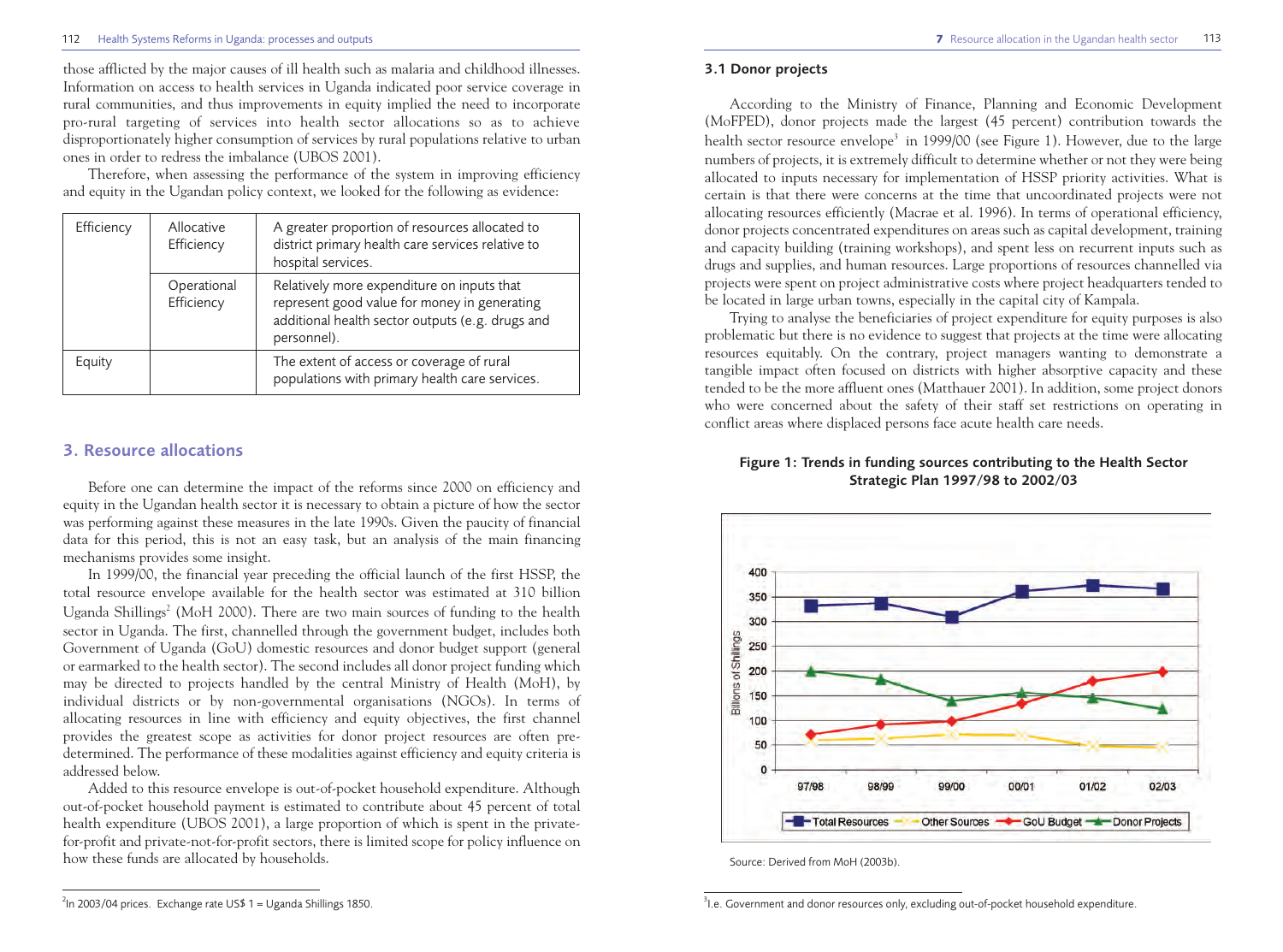those afflicted by the major causes of ill health such as malaria and childhood illnesses. Information on access to health services in Uganda indicated poor service coverage in rural communities, and thus improvements in equity implied the need to incorporate pro-rural targeting of services into health sector allocations so as to achieve disproportionately higher consumption of services by rural populations relative to urban ones in order to redress the imbalance (UBOS 2001).

Therefore, when assessing the performance of the system in improving efficiency and equity in the Ugandan policy context, we looked for the following as evidence:

| Efficiency | Allocative Efficiency | A greater proportion of resources allocated to district primary health care services relative to hospital services. |
|---|---|---|
| | Operational Efficiency | Relatively more expenditure on inputs that represent good value for money in generating additional health sector outputs (e.g. drugs and personnel). |
| Equity | | The extent of access or coverage of rural populations with primary health care services. |

## 3. Resource allocations

Before one can determine the impact of the reforms since 2000 on efficiency and equity in the Ugandan health sector it is necessary to obtain a picture of how the sector was performing against these measures in the late 1990s. Given the paucity of financial data for this period, this is not an easy task, but an analysis of the main financing mechanisms provides some insight.

In 1999/00, the financial year preceding the official launch of the first HSSP, the total resource envelope available for the health sector was estimated at 310 billion Uganda Shillings[2] (MoH 2000). There are two main sources of funding to the health sector in Uganda. The first, channelled through the government budget, includes both Government of Uganda (GoU) domestic resources and donor budget support (general or earmarked to the health sector). The second includes all donor project funding which may be directed to projects handled by the central Ministry of Health (MoH), by individual districts or by non-governmental organisations (NGOs). In terms of allocating resources in line with efficiency and equity objectives, the first channel provides the greatest scope as activities for donor project resources are often pre-determined. The performance of these modalities against efficiency and equity criteria is addressed below.

Added to this resource envelope is out-of-pocket household expenditure. Although out-of-pocket household payment is estimated to contribute about 45 percent of total health expenditure (UBOS 2001), a large proportion of which is spent in the private-for-profit and private-not-for-profit sectors, there is limited scope for policy influence on how these funds are allocated by households.

[2] In 2003/04 prices. Exchange rate US$ 1 = Uganda Shillings 1850.

### 3.1 Donor projects

According to the Ministry of Finance, Planning and Economic Development (MoFPED), donor projects made the largest (45 percent) contribution towards the health sector resource envelope[3] in 1999/00 (see Figure 1). However, due to the large numbers of projects, it is extremely difficult to determine whether or not they were being allocated to inputs necessary for implementation of HSSP priority activities. What is certain is that there were concerns at the time that uncoordinated projects were not allocating resources efficiently (Macrae et al. 1996). In terms of operational efficiency, donor projects concentrated expenditures on areas such as capital development, training and capacity building (training workshops), and spent less on recurrent inputs such as drugs and supplies, and human resources. Large proportions of resources channelled via projects were spent on project administrative costs where project headquarters tended to be located in large urban towns, especially in the capital city of Kampala.

Trying to analyse the beneficiaries of project expenditure for equity purposes is also problematic but there is no evidence to suggest that projects at the time were allocating resources equitably. On the contrary, project managers wanting to demonstrate a tangible impact often focused on districts with higher absorptive capacity and these tended to be the more affluent ones (Matthauer 2001). In addition, some project donors who were concerned about the safety of their staff set restrictions on operating in conflict areas where displaced persons face acute health care needs.

**Figure 1: Trends in funding sources contributing to the Health Sector Strategic Plan 1997/98 to 2002/03**

Source: Derived from MoH (2003b).

[3] I.e. Government and donor resources only, excluding out-of-pocket household expenditure.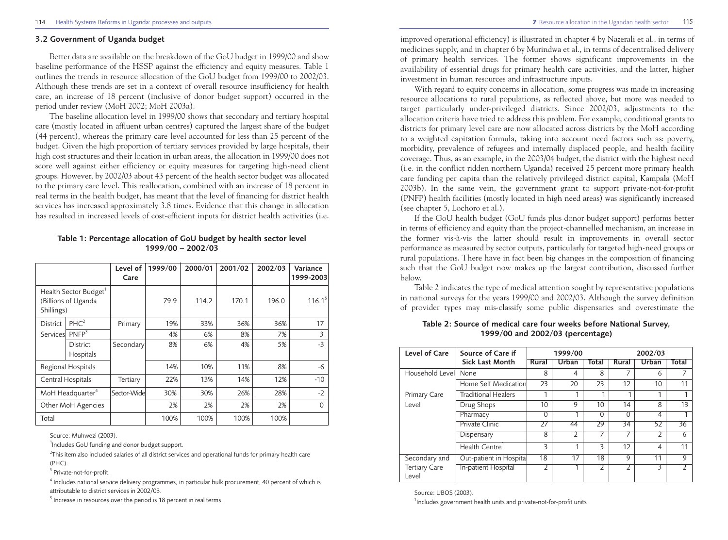### 3.2 Government of Uganda budget

Better data are available on the breakdown of the GoU budget in 1999/00 and show baseline performance of the HSSP against the efficiency and equity measures. Table 1 outlines the trends in resource allocation of the GoU budget from 1999/00 to 2002/03. Although these trends are set in a context of overall resource insufficiency for health care, an increase of 18 percent (inclusive of donor budget support) occurred in the period under review (MoH 2002; MoH 2003a).

The baseline allocation level in 1999/00 shows that secondary and tertiary hospital care (mostly located in affluent urban centres) captured the largest share of the budget (44 percent), whereas the primary care level accounted for less than 25 percent of the budget. Given the high proportion of tertiary services provided by large hospitals, their high cost structures and their location in urban areas, the allocation in 1999/00 does not score well against either efficiency or equity measures for targeting high-need client groups. However, by 2002/03 about 43 percent of the health sector budget was allocated to the primary care level. This reallocation, combined with an increase of 18 percent in real terms in the health budget, has meant that the level of financing for district health services has increased approximately 3.8 times. Evidence that this change in allocation has resulted in increased levels of cost-efficient inputs for district health activities (i.e. improved operational efficiency) is illustrated in chapter 4 by Nazerali et al., in terms of medicines supply, and in chapter 6 by Murindwa et al., in terms of decentralised delivery of primary health services. The former shows significant improvements in the availability of essential drugs for primary health care activities, and the latter, higher investment in human resources and infrastructure inputs.

**Table 1: Percentage allocation of GoU budget by health sector level 1999/00 – 2002/03**

| | | Level of Care | 1999/00 | 2000/01 | 2001/02 | 2002/03 | Variance 1999-2003 |
|---|---|---|---|---|---|---|---|
| Health Sector Budget[1] (Billions of Uganda Shillings) | | | 79.9 | 114.2 | 170.1 | 196.0 | 116.1[5] |
| District Services | PHC[2] | Primary | 19% | 33% | 36% | 36% | 17 |
| | PNFP[3] | | 4% | 6% | 8% | 7% | 3 |
| | District Hospitals | Secondary | 8% | 6% | 4% | 5% | -3 |
| Regional Hospitals | | | 14% | 10% | 11% | 8% | -6 |
| Central Hospitals | | Tertiary | 22% | 13% | 14% | 12% | -10 |
| MoH Headquarter[4] | | Sector-Wide | 30% | 30% | 26% | 28% | -2 |
| Other MoH Agencies | | | 2% | 2% | 2% | 2% | 0 |
| Total | | | 100% | 100% | 100% | 100% | |

Source: Muhwezi (2003).

[1] Includes GoU funding and donor budget support.

[2] This item also included salaries of all district services and operational funds for primary health care (PHC).

[3] Private-not-for-profit.

[4] Includes national service delivery programmes, in particular bulk procurement, 40 percent of which is attributable to district services in 2002/03.

[5] Increase in resources over the period is 18 percent in real terms.

With regard to equity concerns in allocation, some progress was made in increasing resource allocations to rural populations, as reflected above, but more was needed to target particularly under-privileged districts. Since 2002/03, adjustments to the allocation criteria have tried to address this problem. For example, conditional grants to districts for primary level care are now allocated across districts by the MoH according to a weighted capitation formula, taking into account need factors such as: poverty, morbidity, prevalence of refugees and internally displaced people, and health facility coverage. Thus, as an example, in the 2003/04 budget, the district with the highest need (i.e. in the conflict ridden northern Uganda) received 25 percent more primary health care funding per capita than the relatively privileged district capital, Kampala (MoH 2003b). In the same vein, the government grant to support private-not-for-profit (PNFP) health facilities (mostly located in high need areas) was significantly increased (see chapter 5, Lochoro et al.).

If the GoU health budget (GoU funds plus donor budget support) performs better in terms of efficiency and equity than the project-channelled mechanism, an increase in the former vis-à-vis the latter should result in improvements in overall sector performance as measured by sector outputs, particularly for targeted high-need groups or rural populations. There have in fact been big changes in the composition of financing such that the GoU budget now makes up the largest contribution, discussed further below.

Table 2 indicates the type of medical attention sought by representative populations in national surveys for the years 1999/00 and 2002/03. Although the survey definition of provider types may mis-classify some public dispensaries and overestimate the

**Table 2: Source of medical care four weeks before National Survey, 1999/00 and 2002/03 (percentage)**

| Level of Care | Source of Care if Sick Last Month | 1999/00 | | | 2002/03 | | |
|---|---|---|---|---|---|---|---|
| | | Rural | Urban | Total | Rural | Urban | Total |
| Household Level | None | 8 | 4 | 8 | 7 | 6 | 7 |
| | Home Self Medication | 23 | 20 | 23 | 12 | 10 | 11 |
| Primary Care Level | Traditional Healers | 1 | 1 | 1 | 1 | 1 | 1 |
| | Drug Shops | 10 | 9 | 10 | 14 | 8 | 13 |
| | Pharmacy | 0 | 1 | 0 | 0 | 4 | 1 |
| | Private Clinic | 27 | 44 | 29 | 34 | 52 | 36 |
| | Dispensary | 8 | 2 | 7 | 7 | 2 | 6 |
| | Health Centre[1] | 3 | 1 | 3 | 12 | 4 | 11 |
| Secondary and Tertiary Care Level | Out-patient in Hospital | 18 | 17 | 18 | 9 | 11 | 9 |
| | In-patient Hospital | 2 | 1 | 2 | 2 | 3 | 2 |

Source: UBOS (2003).

[1] Includes government health units and private-not-for-profit units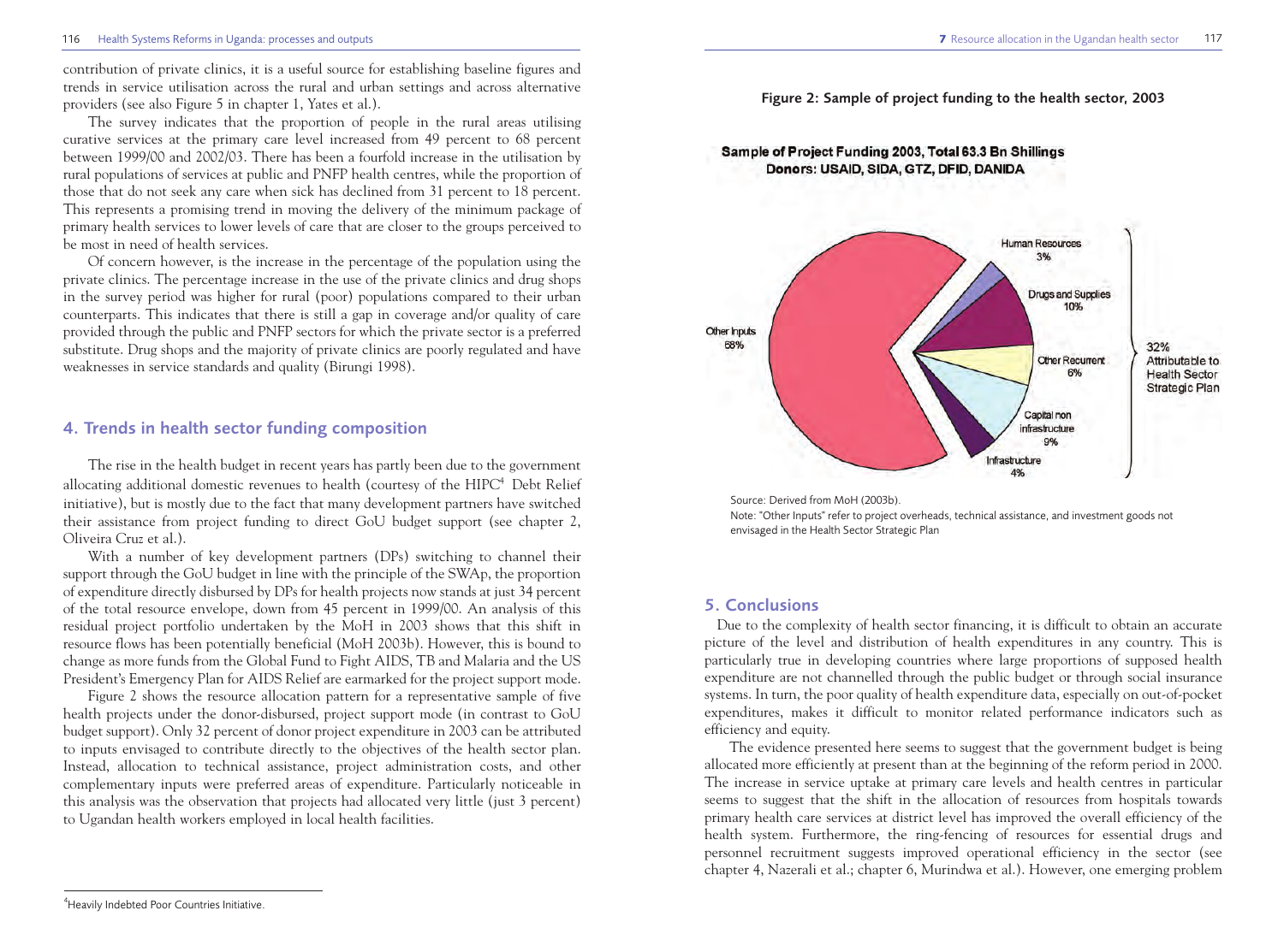contribution of private clinics, it is a useful source for establishing baseline figures and trends in service utilisation across the rural and urban settings and across alternative providers (see also Figure 5 in chapter 1, Yates et al.).

The survey indicates that the proportion of people in the rural areas utilising curative services at the primary care level increased from 49 percent to 68 percent between 1999/00 and 2002/03. There has been a fourfold increase in the utilisation by rural populations of services at public and PNFP health centres, while the proportion of those that do not seek any care when sick has declined from 31 percent to 18 percent. This represents a promising trend in moving the delivery of the minimum package of primary health services to lower levels of care that are closer to the groups perceived to be most in need of health services.

Of concern however, is the increase in the percentage of the population using the private clinics. The percentage increase in the use of the private clinics and drug shops in the survey period was higher for rural (poor) populations compared to their urban counterparts. This indicates that there is still a gap in coverage and/or quality of care provided through the public and PNFP sectors for which the private sector is a preferred substitute. Drug shops and the majority of private clinics are poorly regulated and have weaknesses in service standards and quality (Birungi 1998).

## 4. Trends in health sector funding composition

The rise in the health budget in recent years has partly been due to the government allocating additional domestic revenues to health (courtesy of the HIPC[4] Debt Relief initiative), but is mostly due to the fact that many development partners have switched their assistance from project funding to direct GoU budget support (see chapter 2, Oliveira Cruz et al.).

With a number of key development partners (DPs) switching to channel their support through the GoU budget in line with the principle of the SWAp, the proportion of expenditure directly disbursed by DPs for health projects now stands at just 34 percent of the total resource envelope, down from 45 percent in 1999/00. An analysis of this residual project portfolio undertaken by the MoH in 2003 shows that this shift in resource flows has been potentially beneficial (MoH 2003b). However, this is bound to change as more funds from the Global Fund to Fight AIDS, TB and Malaria and the US President's Emergency Plan for AIDS Relief are earmarked for the project support mode.

Figure 2 shows the resource allocation pattern for a representative sample of five health projects under the donor-disbursed, project support mode (in contrast to GoU budget support). Only 32 percent of donor project expenditure in 2003 can be attributed to inputs envisaged to contribute directly to the objectives of the health sector plan. Instead, allocation to technical assistance, project administration costs, and other complementary inputs were preferred areas of expenditure. Particularly noticeable in this analysis was the observation that projects had allocated very little (just 3 percent) to Ugandan health workers employed in local health facilities.

[4] Heavily Indebted Poor Countries Initiative.

**Figure 2: Sample of project funding to the health sector, 2003**

**Sample of Project Funding 2003, Total 63.3 Bn Shillings**
**Donors: USAID, SIDA, GTZ, DFID, DANIDA**

| Category | Share |
|---|---|
| Other Inputs | 68% |
| Human Resources | 3% |
| Drugs and Supplies | 10% |
| Other Recurrent | 6% |
| Capital non infrastructure | 9% |
| Infrastructure | 4% |

32% Attributable to Health Sector Strategic Plan

Source: Derived from MoH (2003b).
Note: "Other Inputs" refer to project overheads, technical assistance, and investment goods not envisaged in the Health Sector Strategic Plan

## 5. Conclusions

Due to the complexity of health sector financing, it is difficult to obtain an accurate picture of the level and distribution of health expenditures in any country. This is particularly true in developing countries where large proportions of supposed health expenditure are not channelled through the public budget or through social insurance systems. In turn, the poor quality of health expenditure data, especially on out-of-pocket expenditures, makes it difficult to monitor related performance indicators such as efficiency and equity.

The evidence presented here seems to suggest that the government budget is being allocated more efficiently at present than at the beginning of the reform period in 2000. The increase in service uptake at primary care levels and health centres in particular seems to suggest that the shift in the allocation of resources from hospitals towards primary health care services at district level has improved the overall efficiency of the health system. Furthermore, the ring-fencing of resources for essential drugs and personnel recruitment suggests improved operational efficiency in the sector (see chapter 4, Nazerali et al.; chapter 6, Murindwa et al.). However, one emerging problem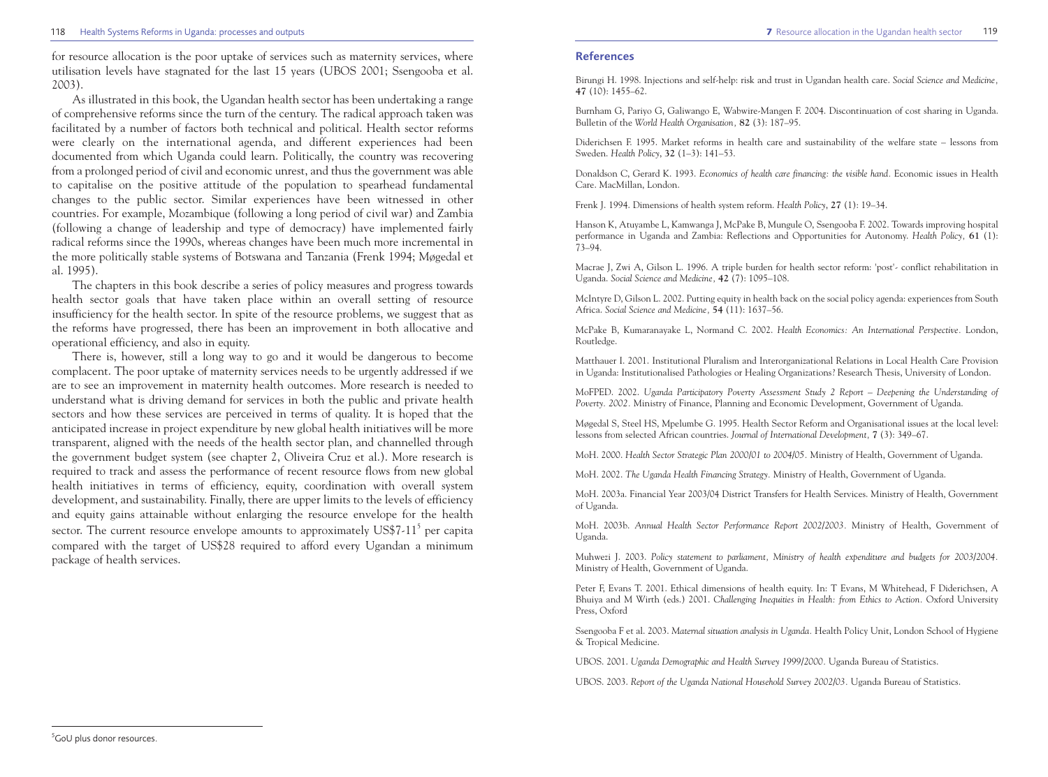for resource allocation is the poor uptake of services such as maternity services, where utilisation levels have stagnated for the last 15 years (UBOS 2001; Ssengooba et al. 2003).

As illustrated in this book, the Ugandan health sector has been undertaking a range of comprehensive reforms since the turn of the century. The radical approach taken was facilitated by a number of factors both technical and political. Health sector reforms were clearly on the international agenda, and different experiences had been documented from which Uganda could learn. Politically, the country was recovering from a prolonged period of civil and economic unrest, and thus the government was able to capitalise on the positive attitude of the population to spearhead fundamental changes to the public sector. Similar experiences have been witnessed in other countries. For example, Mozambique (following a long period of civil war) and Zambia (following a change of leadership and type of democracy) have implemented fairly radical reforms since the 1990s, whereas changes have been much more incremental in the more politically stable systems of Botswana and Tanzania (Frenk 1994; Møgedal et al. 1995).

The chapters in this book describe a series of policy measures and progress towards health sector goals that have taken place within an overall setting of resource insufficiency for the health sector. In spite of the resource problems, we suggest that as the reforms have progressed, there has been an improvement in both allocative and operational efficiency, and also in equity.

There is, however, still a long way to go and it would be dangerous to become complacent. The poor uptake of maternity services needs to be urgently addressed if we are to see an improvement in maternity health outcomes. More research is needed to understand what is driving demand for services in both the public and private health sectors and how these services are perceived in terms of quality. It is hoped that the anticipated increase in project expenditure by new global health initiatives will be more transparent, aligned with the needs of the health sector plan, and channelled through the government budget system (see chapter 2, Oliveira Cruz et al.). More research is required to track and assess the performance of recent resource flows from new global health initiatives in terms of efficiency, equity, coordination with overall system development, and sustainability. Finally, there are upper limits to the levels of efficiency and equity gains attainable without enlarging the resource envelope for the health sector. The current resource envelope amounts to approximately US$7-11[5] per capita compared with the target of US$28 required to afford every Ugandan a minimum package of health services.

[5] GoU plus donor resources.

## References

Birungi H. 1998. Injections and self-help: risk and trust in Ugandan health care. *Social Science and Medicine*, **47** (10): 1455–62.

Burnham G, Pariyo G, Galiwango E, Wabwire-Mangen F. 2004. Discontinuation of cost sharing in Uganda. Bulletin of the *World Health Organisation*, **82** (3): 187–95.

Diderichsen F. 1995. Market reforms in health care and sustainability of the welfare state – lessons from Sweden. *Health Policy*, **32** (1–3): 141–53.

Donaldson C, Gerard K. 1993. *Economics of health care financing: the visible hand*. Economic issues in Health Care. MacMillan, London.

Frenk J. 1994. Dimensions of health system reform. *Health Policy*, **27** (1): 19–34.

Hanson K, Atuyambe L, Kamwanga J, McPake B, Mungule O, Ssengooba F. 2002. Towards improving hospital performance in Uganda and Zambia: Reflections and Opportunities for Autonomy. *Health Policy,* **61** (1): 73–94.

Macrae J, Zwi A, Gilson L. 1996. A triple burden for health sector reform: 'post'- conflict rehabilitation in Uganda. *Social Science and Medicine,* **42** (7): 1095–108.

McIntyre D, Gilson L. 2002. Putting equity in health back on the social policy agenda: experiences from South Africa. *Social Science and Medicine*, **54** (11): 1637–56.

McPake B, Kumaranayake L, Normand C. 2002. *Health Economics: An International Perspective*. London, Routledge.

Matthauer I. 2001. Institutional Pluralism and Interorganizational Relations in Local Health Care Provision in Uganda: Institutionalised Pathologies or Healing Organizations? Research Thesis, University of London.

MoFPED. 2002. *Uganda Participatory Poverty Assessment Study 2 Report – Deepening the Understanding of Poverty. 2002*. Ministry of Finance, Planning and Economic Development, Government of Uganda.

Møgedal S, Steel HS, Mpelumbe G. 1995. Health Sector Reform and Organisational issues at the local level: lessons from selected African countries. *Journal of International Development*, **7** (3): 349–67.

MoH. 2000. *Health Sector Strategic Plan 2000/01 to 2004/05*. Ministry of Health, Government of Uganda.

MoH. 2002. *The Uganda Health Financing Strategy*. Ministry of Health, Government of Uganda.

MoH. 2003a. Financial Year 2003/04 District Transfers for Health Services. Ministry of Health, Government of Uganda.

MoH. 2003b. *Annual Health Sector Performance Report 2002/2003*. Ministry of Health, Government of Uganda.

Muhwezi J. 2003. *Policy statement to parliament, Ministry of health expenditure and budgets for 2003/2004*. Ministry of Health, Government of Uganda.

Peter F, Evans T. 2001. Ethical dimensions of health equity. In: T Evans, M Whitehead, F Diderichsen, A Bhuiya and M Wirth (eds.) 2001. *Challenging Inequities in Health: from Ethics to Action*. Oxford University Press, Oxford

Ssengooba F et al. 2003. *Maternal situation analysis in Uganda*. Health Policy Unit, London School of Hygiene & Tropical Medicine.

UBOS. 2001. *Uganda Demographic and Health Survey 1999/2000*. Uganda Bureau of Statistics.

UBOS. 2003. *Report of the Uganda National Household Survey 2002/03*. Uganda Bureau of Statistics.